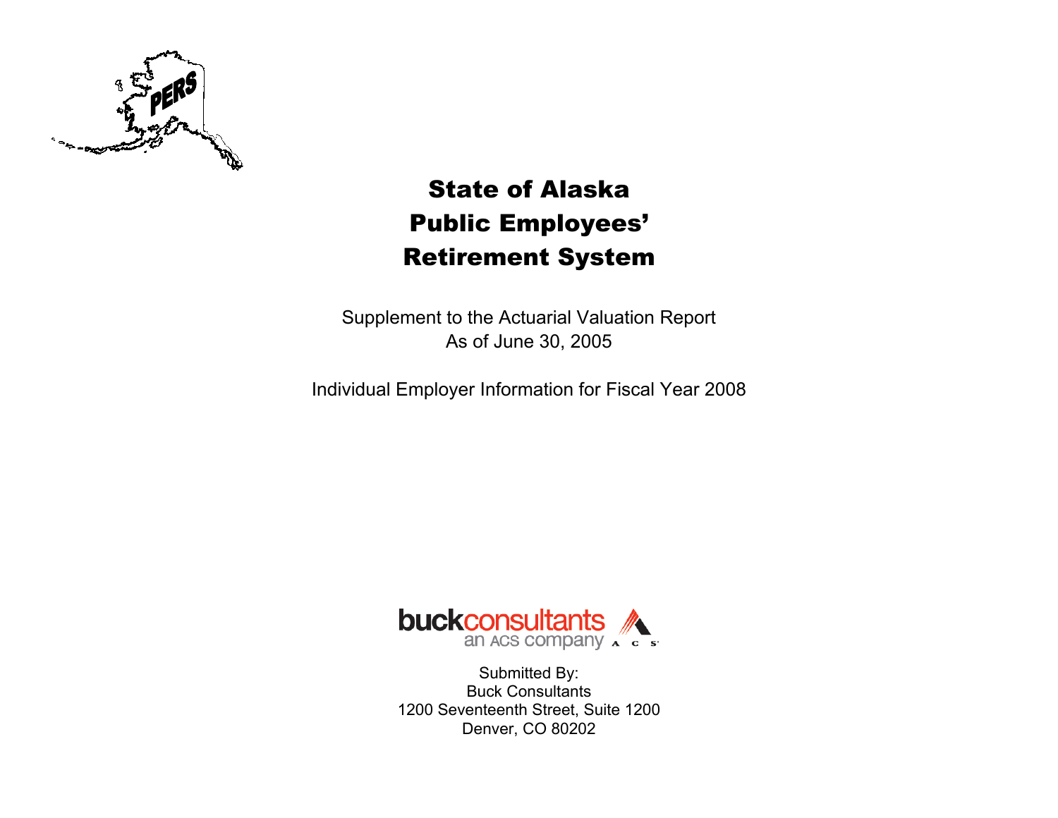# State of Alaska
# Public Employees'
# Retirement System

Supplement to the Actuarial Valuation Report
As of June 30, 2005

Individual Employer Information for Fiscal Year 2008

Submitted By:
Buck Consultants
1200 Seventeenth Street, Suite 1200
Denver, CO 80202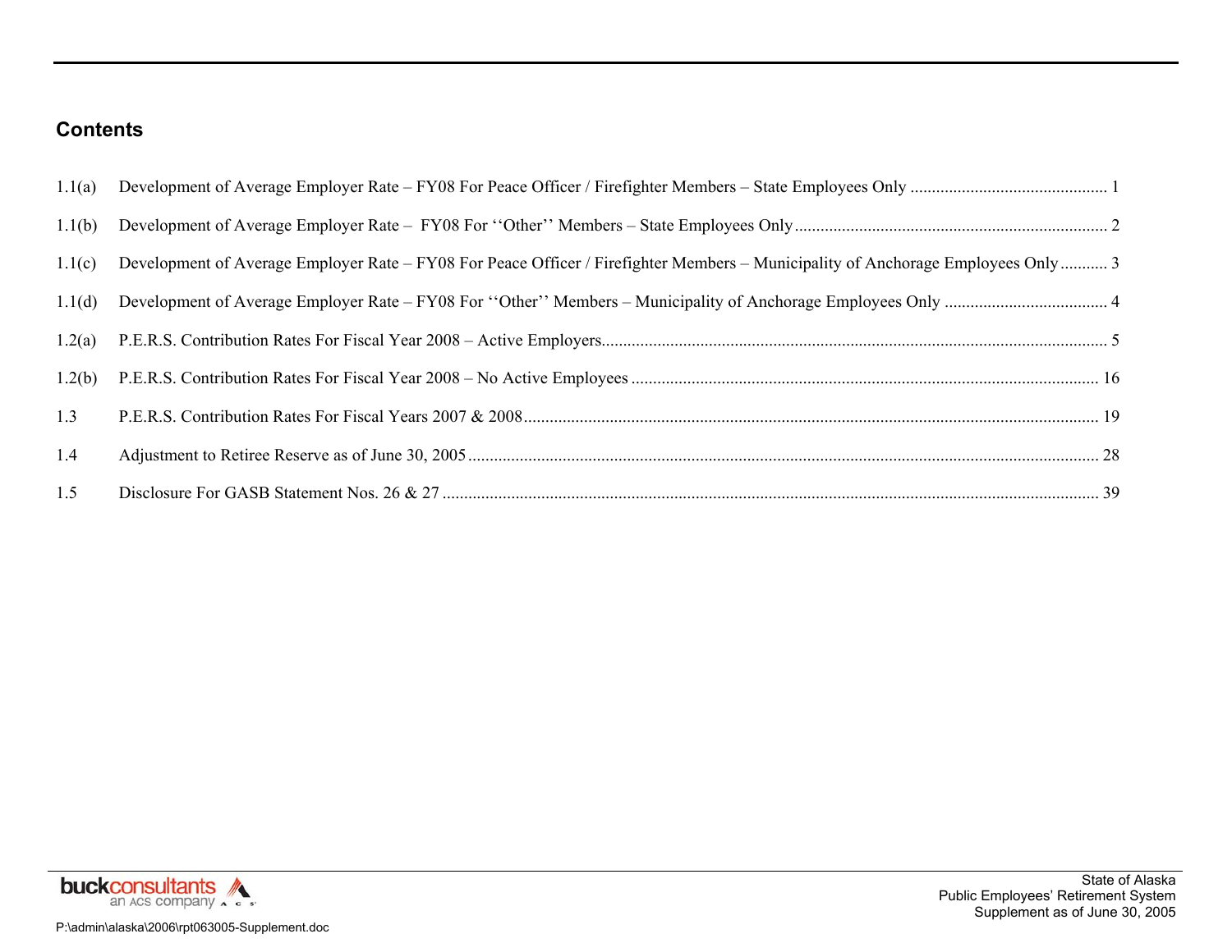## Contents

| | | |
|---|---|---|
| 1.1(a) | Development of Average Employer Rate – FY08 For Peace Officer / Firefighter Members – State Employees Only | 1 |
| 1.1(b) | Development of Average Employer Rate – FY08 For ‘‘Other’’ Members – State Employees Only | 2 |
| 1.1(c) | Development of Average Employer Rate – FY08 For Peace Officer / Firefighter Members – Municipality of Anchorage Employees Only | 3 |
| 1.1(d) | Development of Average Employer Rate – FY08 For ‘‘Other’’ Members – Municipality of Anchorage Employees Only | 4 |
| 1.2(a) | P.E.R.S. Contribution Rates For Fiscal Year 2008 – Active Employers | 5 |
| 1.2(b) | P.E.R.S. Contribution Rates For Fiscal Year 2008 – No Active Employees | 16 |
| 1.3 | P.E.R.S. Contribution Rates For Fiscal Years 2007 & 2008 | 19 |
| 1.4 | Adjustment to Retiree Reserve as of June 30, 2005 | 28 |
| 1.5 | Disclosure For GASB Statement Nos. 26 & 27 | 39 |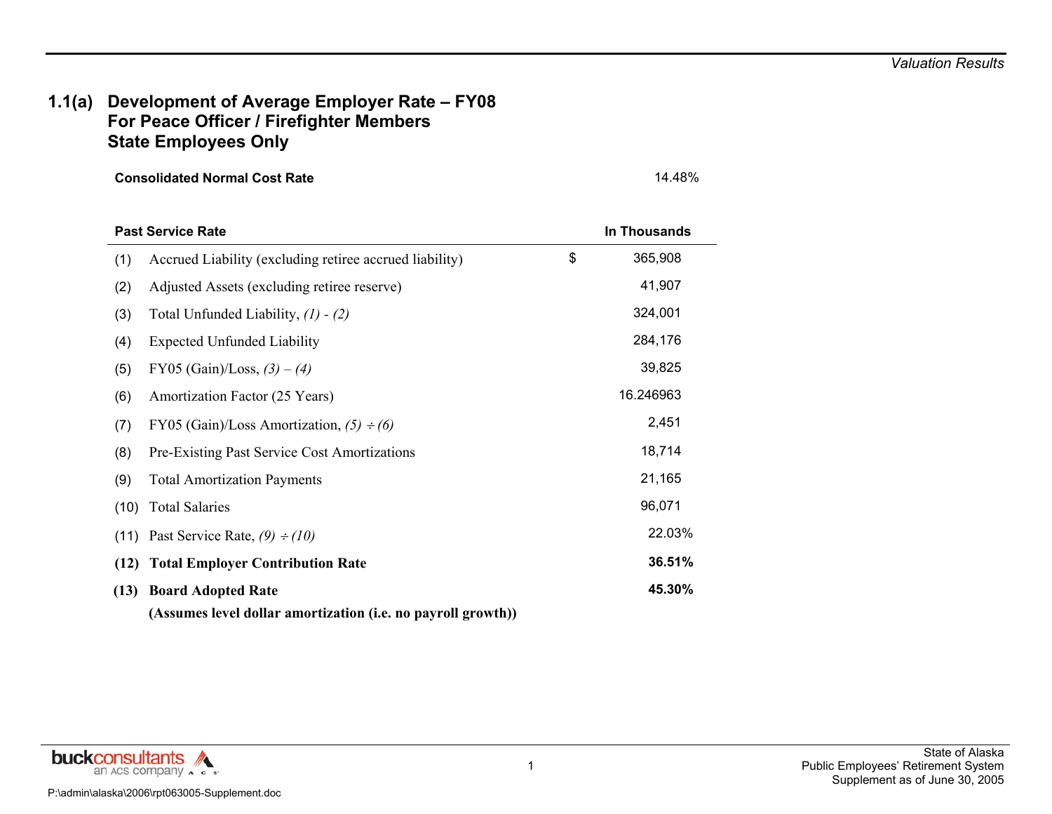## 1.1(a) Development of Average Employer Rate – FY08 For Peace Officer / Firefighter Members State Employees Only

| **Consolidated Normal Cost Rate** | | 14.48% |
| --- | --- | --- |

| | **Past Service Rate** | **In Thousands** |
| --- | --- | --- |
| (1) | Accrued Liability (excluding retiree accrued liability) | $ 365,908 |
| (2) | Adjusted Assets (excluding retiree reserve) | 41,907 |
| (3) | Total Unfunded Liability, *(1) - (2)* | 324,001 |
| (4) | Expected Unfunded Liability | 284,176 |
| (5) | FY05 (Gain)/Loss, *(3) – (4)* | 39,825 |
| (6) | Amortization Factor (25 Years) | 16.246963 |
| (7) | FY05 (Gain)/Loss Amortization, *(5) ÷ (6)* | 2,451 |
| (8) | Pre-Existing Past Service Cost Amortizations | 18,714 |
| (9) | Total Amortization Payments | 21,165 |
| (10) | Total Salaries | 96,071 |
| (11) | Past Service Rate, *(9) ÷ (10)* | 22.03% |
| **(12)** | **Total Employer Contribution Rate** | **36.51%** |
| **(13)** | **Board Adopted Rate** **(Assumes level dollar amortization (i.e. no payroll growth))** | **45.30%** |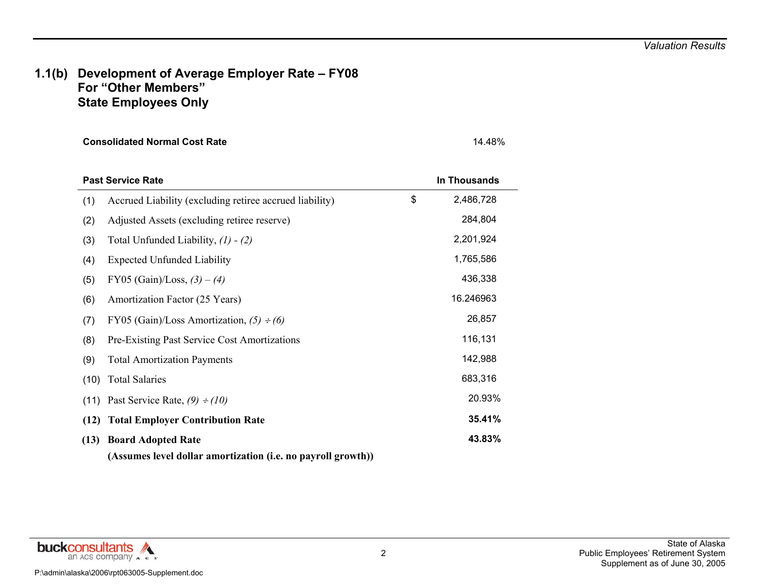## 1.1(b) Development of Average Employer Rate – FY08 For "Other Members" State Employees Only

| **Consolidated Normal Cost Rate** | | | 14.48% |
|---|---|---|---|

| | **Past Service Rate** | | **In Thousands** |
|---|---|---|---|
| (1) | Accrued Liability (excluding retiree accrued liability) | $ | 2,486,728 |
| (2) | Adjusted Assets (excluding retiree reserve) | | 284,804 |
| (3) | Total Unfunded Liability, *(1) - (2)* | | 2,201,924 |
| (4) | Expected Unfunded Liability | | 1,765,586 |
| (5) | FY05 (Gain)/Loss, *(3) – (4)* | | 436,338 |
| (6) | Amortization Factor (25 Years) | | 16.246963 |
| (7) | FY05 (Gain)/Loss Amortization, *(5) ÷ (6)* | | 26,857 |
| (8) | Pre-Existing Past Service Cost Amortizations | | 116,131 |
| (9) | Total Amortization Payments | | 142,988 |
| (10) | Total Salaries | | 683,316 |
| (11) | Past Service Rate, *(9) ÷ (10)* | | 20.93% |
| **(12)** | **Total Employer Contribution Rate** | | **35.41%** |
| **(13)** | **Board Adopted Rate** **(Assumes level dollar amortization (i.e. no payroll growth))** | | **43.83%** |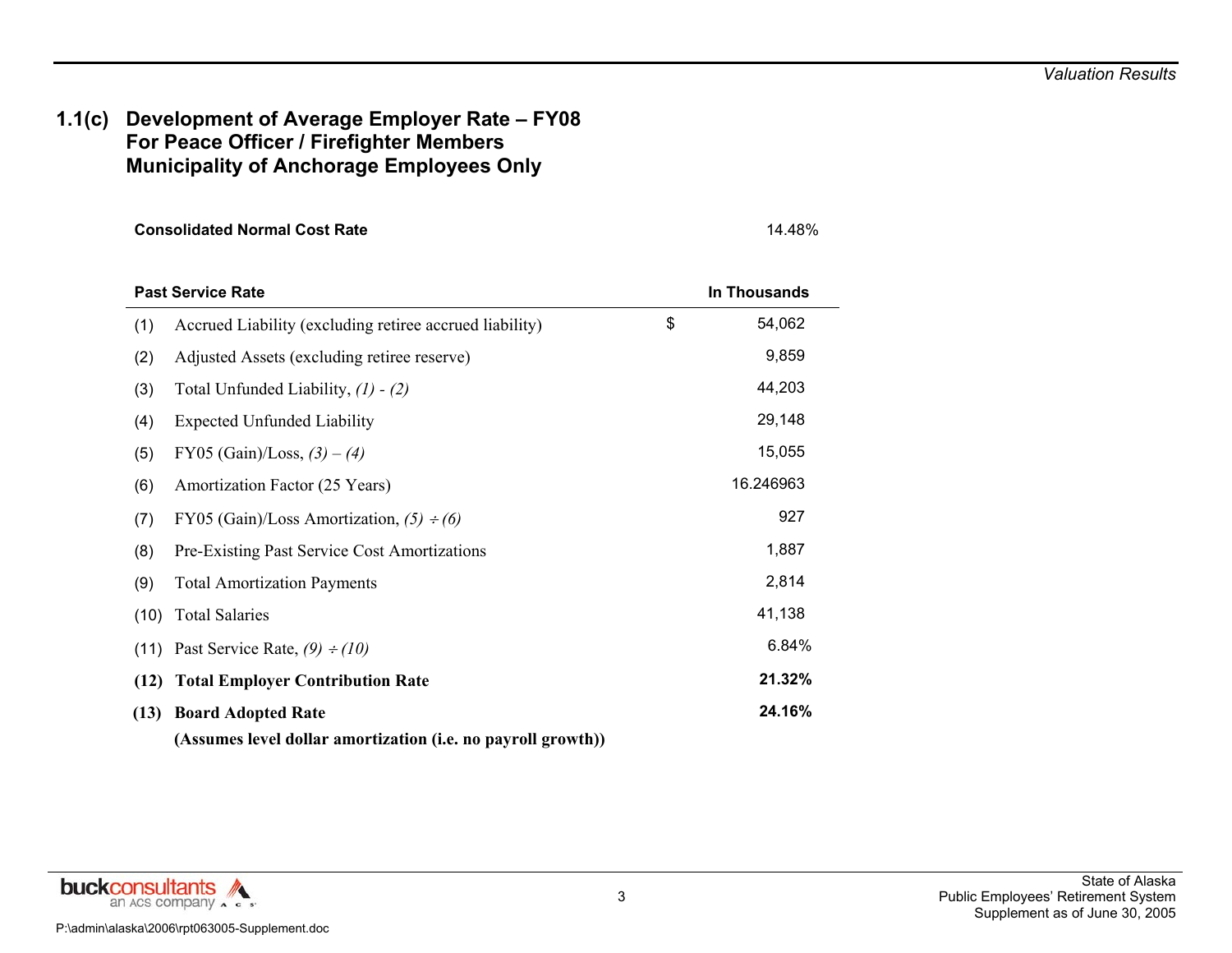## 1.1(c) Development of Average Employer Rate – FY08 For Peace Officer / Firefighter Members Municipality of Anchorage Employees Only

**Consolidated Normal Cost Rate** 14.48%

| | **Past Service Rate** | **In Thousands** |
|---|---|---|
| (1) | Accrued Liability (excluding retiree accrued liability) | $ 54,062 |
| (2) | Adjusted Assets (excluding retiree reserve) | 9,859 |
| (3) | Total Unfunded Liability, *(1) - (2)* | 44,203 |
| (4) | Expected Unfunded Liability | 29,148 |
| (5) | FY05 (Gain)/Loss, *(3) – (4)* | 15,055 |
| (6) | Amortization Factor (25 Years) | 16.246963 |
| (7) | FY05 (Gain)/Loss Amortization, *(5) ÷ (6)* | 927 |
| (8) | Pre-Existing Past Service Cost Amortizations | 1,887 |
| (9) | Total Amortization Payments | 2,814 |
| (10) | Total Salaries | 41,138 |
| (11) | Past Service Rate, *(9) ÷ (10)* | 6.84% |
| **(12)** | **Total Employer Contribution Rate** | **21.32%** |
| **(13)** | **Board Adopted Rate** | **24.16%** |
| | **(Assumes level dollar amortization (i.e. no payroll growth))** | |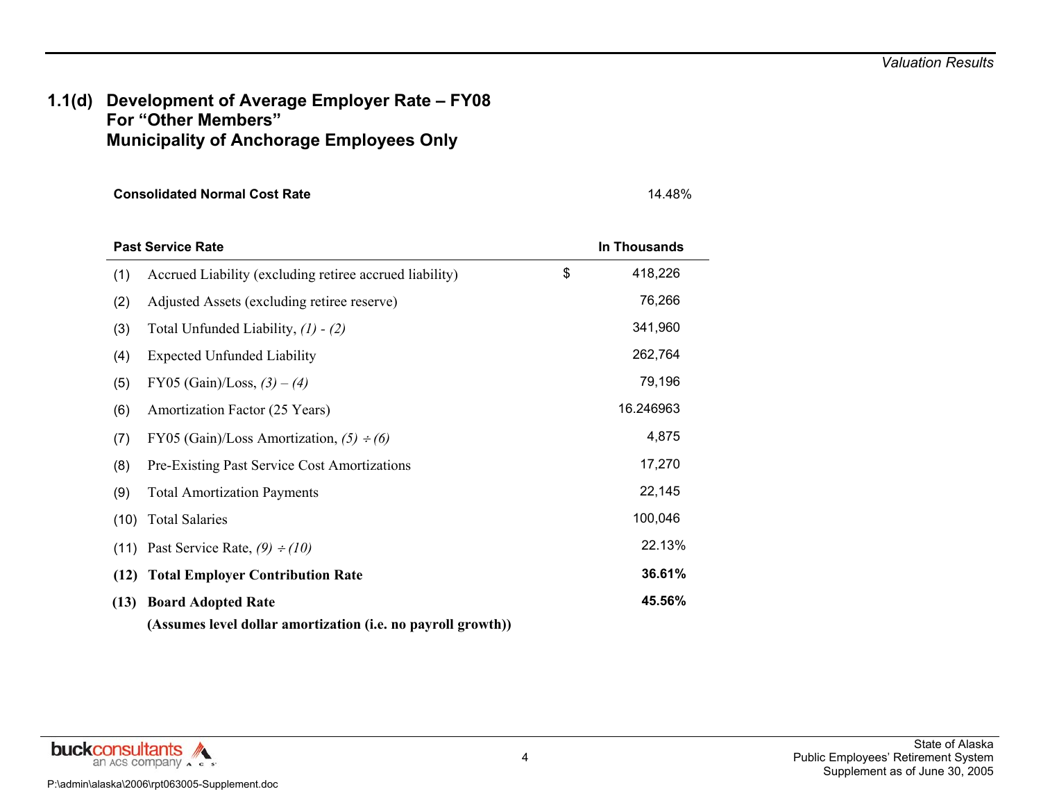## 1.1(d) Development of Average Employer Rate – FY08 For "Other Members" Municipality of Anchorage Employees Only

| **Consolidated Normal Cost Rate** | | 14.48% |
|---|---|---|

| | **Past Service Rate** | **In Thousands** |
|---|---|---|
| (1) | Accrued Liability (excluding retiree accrued liability) | $ 418,226 |
| (2) | Adjusted Assets (excluding retiree reserve) | 76,266 |
| (3) | Total Unfunded Liability, *(1) - (2)* | 341,960 |
| (4) | Expected Unfunded Liability | 262,764 |
| (5) | FY05 (Gain)/Loss, *(3) – (4)* | 79,196 |
| (6) | Amortization Factor (25 Years) | 16.246963 |
| (7) | FY05 (Gain)/Loss Amortization, *(5) ÷ (6)* | 4,875 |
| (8) | Pre-Existing Past Service Cost Amortizations | 17,270 |
| (9) | Total Amortization Payments | 22,145 |
| (10) | Total Salaries | 100,046 |
| (11) | Past Service Rate, *(9) ÷ (10)* | 22.13% |
| **(12)** | **Total Employer Contribution Rate** | **36.61%** |
| **(13)** | **Board Adopted Rate** | **45.56%** |
| | **(Assumes level dollar amortization (i.e. no payroll growth))** | |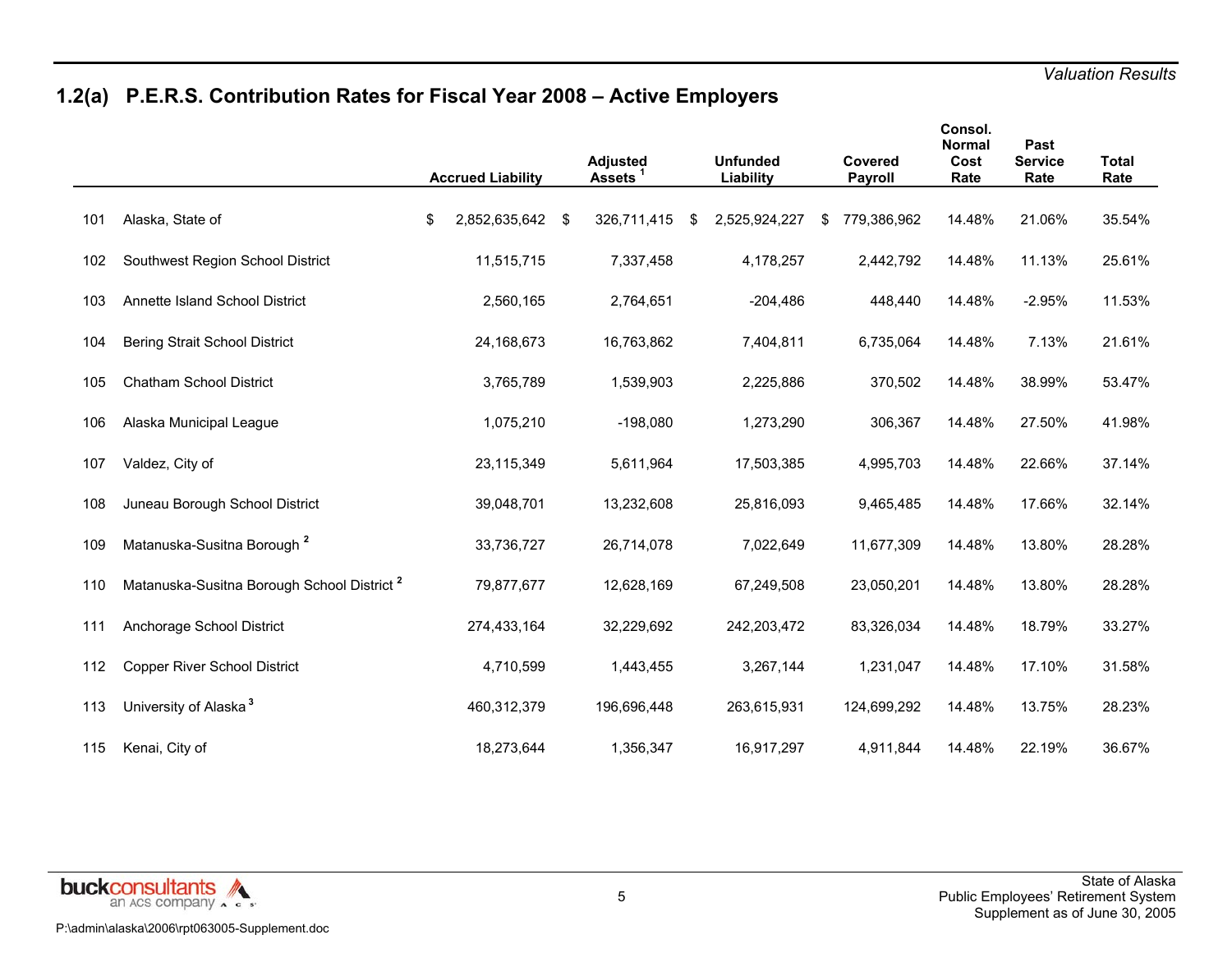## 1.2(a) P.E.R.S. Contribution Rates for Fiscal Year 2008 – Active Employers

| | | Accrued Liability | Adjusted Assets [1] | Unfunded Liability | Covered Payroll | Consol. Normal Cost Rate | Past Service Rate | Total Rate |
|---|---|---|---|---|---|---|---|---|
| 101 | Alaska, State of | $ 2,852,635,642 | $ 326,711,415 | $ 2,525,924,227 | $ 779,386,962 | 14.48% | 21.06% | 35.54% |
| 102 | Southwest Region School District | 11,515,715 | 7,337,458 | 4,178,257 | 2,442,792 | 14.48% | 11.13% | 25.61% |
| 103 | Annette Island School District | 2,560,165 | 2,764,651 | -204,486 | 448,440 | 14.48% | -2.95% | 11.53% |
| 104 | Bering Strait School District | 24,168,673 | 16,763,862 | 7,404,811 | 6,735,064 | 14.48% | 7.13% | 21.61% |
| 105 | Chatham School District | 3,765,789 | 1,539,903 | 2,225,886 | 370,502 | 14.48% | 38.99% | 53.47% |
| 106 | Alaska Municipal League | 1,075,210 | -198,080 | 1,273,290 | 306,367 | 14.48% | 27.50% | 41.98% |
| 107 | Valdez, City of | 23,115,349 | 5,611,964 | 17,503,385 | 4,995,703 | 14.48% | 22.66% | 37.14% |
| 108 | Juneau Borough School District | 39,048,701 | 13,232,608 | 25,816,093 | 9,465,485 | 14.48% | 17.66% | 32.14% |
| 109 | Matanuska-Susitna Borough [2] | 33,736,727 | 26,714,078 | 7,022,649 | 11,677,309 | 14.48% | 13.80% | 28.28% |
| 110 | Matanuska-Susitna Borough School District [2] | 79,877,677 | 12,628,169 | 67,249,508 | 23,050,201 | 14.48% | 13.80% | 28.28% |
| 111 | Anchorage School District | 274,433,164 | 32,229,692 | 242,203,472 | 83,326,034 | 14.48% | 18.79% | 33.27% |
| 112 | Copper River School District | 4,710,599 | 1,443,455 | 3,267,144 | 1,231,047 | 14.48% | 17.10% | 31.58% |
| 113 | University of Alaska [3] | 460,312,379 | 196,696,448 | 263,615,931 | 124,699,292 | 14.48% | 13.75% | 28.23% |
| 115 | Kenai, City of | 18,273,644 | 1,356,347 | 16,917,297 | 4,911,844 | 14.48% | 22.19% | 36.67% |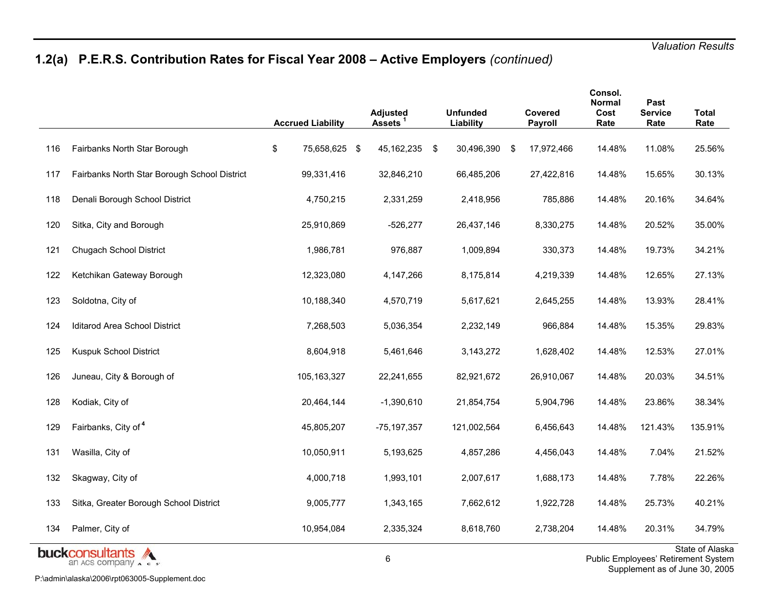## 1.2(a) P.E.R.S. Contribution Rates for Fiscal Year 2008 – Active Employers *(continued)*

| | | Accrued Liability | Adjusted Assets [1] | Unfunded Liability | Covered Payroll | Consol. Normal Cost Rate | Past Service Rate | Total Rate |
|---|---|---|---|---|---|---|---|---|
| 116 | Fairbanks North Star Borough | $ 75,658,625 | $ 45,162,235 | $ 30,496,390 | $ 17,972,466 | 14.48% | 11.08% | 25.56% |
| 117 | Fairbanks North Star Borough School District | 99,331,416 | 32,846,210 | 66,485,206 | 27,422,816 | 14.48% | 15.65% | 30.13% |
| 118 | Denali Borough School District | 4,750,215 | 2,331,259 | 2,418,956 | 785,886 | 14.48% | 20.16% | 34.64% |
| 120 | Sitka, City and Borough | 25,910,869 | -526,277 | 26,437,146 | 8,330,275 | 14.48% | 20.52% | 35.00% |
| 121 | Chugach School District | 1,986,781 | 976,887 | 1,009,894 | 330,373 | 14.48% | 19.73% | 34.21% |
| 122 | Ketchikan Gateway Borough | 12,323,080 | 4,147,266 | 8,175,814 | 4,219,339 | 14.48% | 12.65% | 27.13% |
| 123 | Soldotna, City of | 10,188,340 | 4,570,719 | 5,617,621 | 2,645,255 | 14.48% | 13.93% | 28.41% |
| 124 | Iditarod Area School District | 7,268,503 | 5,036,354 | 2,232,149 | 966,884 | 14.48% | 15.35% | 29.83% |
| 125 | Kuspuk School District | 8,604,918 | 5,461,646 | 3,143,272 | 1,628,402 | 14.48% | 12.53% | 27.01% |
| 126 | Juneau, City & Borough of | 105,163,327 | 22,241,655 | 82,921,672 | 26,910,067 | 14.48% | 20.03% | 34.51% |
| 128 | Kodiak, City of | 20,464,144 | -1,390,610 | 21,854,754 | 5,904,796 | 14.48% | 23.86% | 38.34% |
| 129 | Fairbanks, City of [4] | 45,805,207 | -75,197,357 | 121,002,564 | 6,456,643 | 14.48% | 121.43% | 135.91% |
| 131 | Wasilla, City of | 10,050,911 | 5,193,625 | 4,857,286 | 4,456,043 | 14.48% | 7.04% | 21.52% |
| 132 | Skagway, City of | 4,000,718 | 1,993,101 | 2,007,617 | 1,688,173 | 14.48% | 7.78% | 22.26% |
| 133 | Sitka, Greater Borough School District | 9,005,777 | 1,343,165 | 7,662,612 | 1,922,728 | 14.48% | 25.73% | 40.21% |
| 134 | Palmer, City of | 10,954,084 | 2,335,324 | 8,618,760 | 2,738,204 | 14.48% | 20.31% | 34.79% |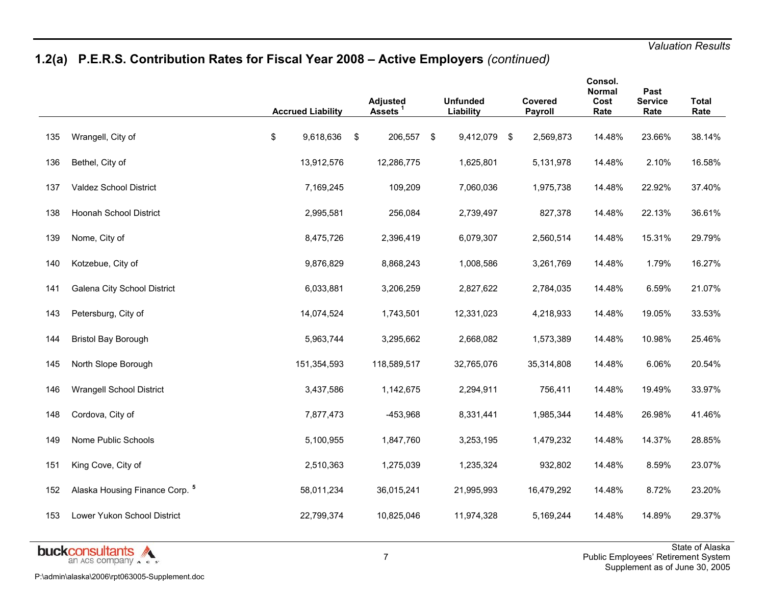## 1.2(a) P.E.R.S. Contribution Rates for Fiscal Year 2008 – Active Employers *(continued)*

| | | Accrued Liability | Adjusted Assets [1] | Unfunded Liability | Covered Payroll | Consol. Normal Cost Rate | Past Service Rate | Total Rate |
|---|---|---|---|---|---|---|---|---|
| 135 | Wrangell, City of | $ 9,618,636 | $ 206,557 | $ 9,412,079 | $ 2,569,873 | 14.48% | 23.66% | 38.14% |
| 136 | Bethel, City of | 13,912,576 | 12,286,775 | 1,625,801 | 5,131,978 | 14.48% | 2.10% | 16.58% |
| 137 | Valdez School District | 7,169,245 | 109,209 | 7,060,036 | 1,975,738 | 14.48% | 22.92% | 37.40% |
| 138 | Hoonah School District | 2,995,581 | 256,084 | 2,739,497 | 827,378 | 14.48% | 22.13% | 36.61% |
| 139 | Nome, City of | 8,475,726 | 2,396,419 | 6,079,307 | 2,560,514 | 14.48% | 15.31% | 29.79% |
| 140 | Kotzebue, City of | 9,876,829 | 8,868,243 | 1,008,586 | 3,261,769 | 14.48% | 1.79% | 16.27% |
| 141 | Galena City School District | 6,033,881 | 3,206,259 | 2,827,622 | 2,784,035 | 14.48% | 6.59% | 21.07% |
| 143 | Petersburg, City of | 14,074,524 | 1,743,501 | 12,331,023 | 4,218,933 | 14.48% | 19.05% | 33.53% |
| 144 | Bristol Bay Borough | 5,963,744 | 3,295,662 | 2,668,082 | 1,573,389 | 14.48% | 10.98% | 25.46% |
| 145 | North Slope Borough | 151,354,593 | 118,589,517 | 32,765,076 | 35,314,808 | 14.48% | 6.06% | 20.54% |
| 146 | Wrangell School District | 3,437,586 | 1,142,675 | 2,294,911 | 756,411 | 14.48% | 19.49% | 33.97% |
| 148 | Cordova, City of | 7,877,473 | -453,968 | 8,331,441 | 1,985,344 | 14.48% | 26.98% | 41.46% |
| 149 | Nome Public Schools | 5,100,955 | 1,847,760 | 3,253,195 | 1,479,232 | 14.48% | 14.37% | 28.85% |
| 151 | King Cove, City of | 2,510,363 | 1,275,039 | 1,235,324 | 932,802 | 14.48% | 8.59% | 23.07% |
| 152 | Alaska Housing Finance Corp. [5] | 58,011,234 | 36,015,241 | 21,995,993 | 16,479,292 | 14.48% | 8.72% | 23.20% |
| 153 | Lower Yukon School District | 22,799,374 | 10,825,046 | 11,974,328 | 5,169,244 | 14.48% | 14.89% | 29.37% |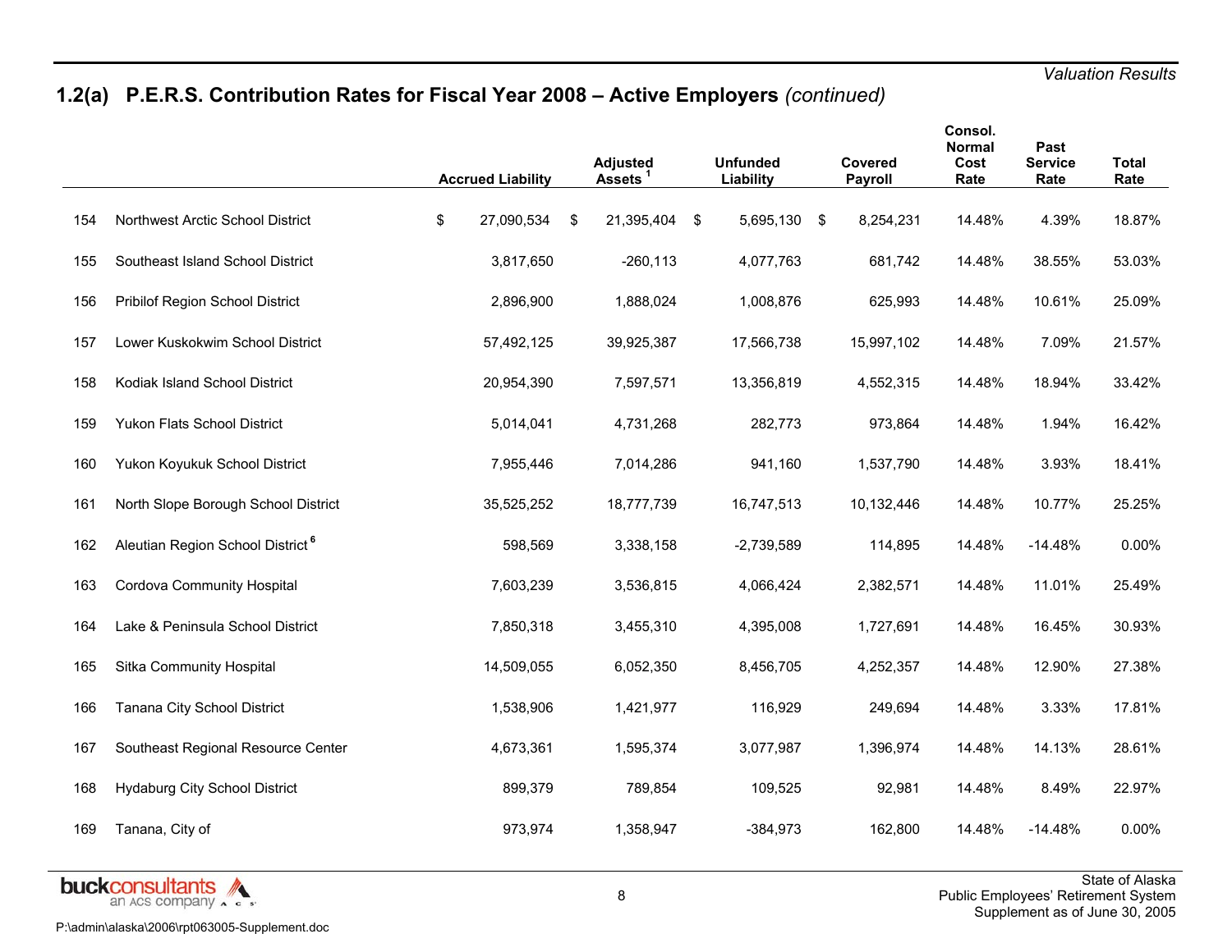*Valuation Results*

## 1.2(a) P.E.R.S. Contribution Rates for Fiscal Year 2008 – Active Employers *(continued)*

| | | Accrued Liability | Adjusted Assets [1] | Unfunded Liability | Covered Payroll | Consol. Normal Cost Rate | Past Service Rate | Total Rate |
|---|---|---|---|---|---|---|---|---|
| 154 | Northwest Arctic School District | $ 27,090,534 | $ 21,395,404 | $ 5,695,130 | $ 8,254,231 | 14.48% | 4.39% | 18.87% |
| 155 | Southeast Island School District | 3,817,650 | -260,113 | 4,077,763 | 681,742 | 14.48% | 38.55% | 53.03% |
| 156 | Pribilof Region School District | 2,896,900 | 1,888,024 | 1,008,876 | 625,993 | 14.48% | 10.61% | 25.09% |
| 157 | Lower Kuskokwim School District | 57,492,125 | 39,925,387 | 17,566,738 | 15,997,102 | 14.48% | 7.09% | 21.57% |
| 158 | Kodiak Island School District | 20,954,390 | 7,597,571 | 13,356,819 | 4,552,315 | 14.48% | 18.94% | 33.42% |
| 159 | Yukon Flats School District | 5,014,041 | 4,731,268 | 282,773 | 973,864 | 14.48% | 1.94% | 16.42% |
| 160 | Yukon Koyukuk School District | 7,955,446 | 7,014,286 | 941,160 | 1,537,790 | 14.48% | 3.93% | 18.41% |
| 161 | North Slope Borough School District | 35,525,252 | 18,777,739 | 16,747,513 | 10,132,446 | 14.48% | 10.77% | 25.25% |
| 162 | Aleutian Region School District [6] | 598,569 | 3,338,158 | -2,739,589 | 114,895 | 14.48% | -14.48% | 0.00% |
| 163 | Cordova Community Hospital | 7,603,239 | 3,536,815 | 4,066,424 | 2,382,571 | 14.48% | 11.01% | 25.49% |
| 164 | Lake & Peninsula School District | 7,850,318 | 3,455,310 | 4,395,008 | 1,727,691 | 14.48% | 16.45% | 30.93% |
| 165 | Sitka Community Hospital | 14,509,055 | 6,052,350 | 8,456,705 | 4,252,357 | 14.48% | 12.90% | 27.38% |
| 166 | Tanana City School District | 1,538,906 | 1,421,977 | 116,929 | 249,694 | 14.48% | 3.33% | 17.81% |
| 167 | Southeast Regional Resource Center | 4,673,361 | 1,595,374 | 3,077,987 | 1,396,974 | 14.48% | 14.13% | 28.61% |
| 168 | Hydaburg City School District | 899,379 | 789,854 | 109,525 | 92,981 | 14.48% | 8.49% | 22.97% |
| 169 | Tanana, City of | 973,974 | 1,358,947 | -384,973 | 162,800 | 14.48% | -14.48% | 0.00% |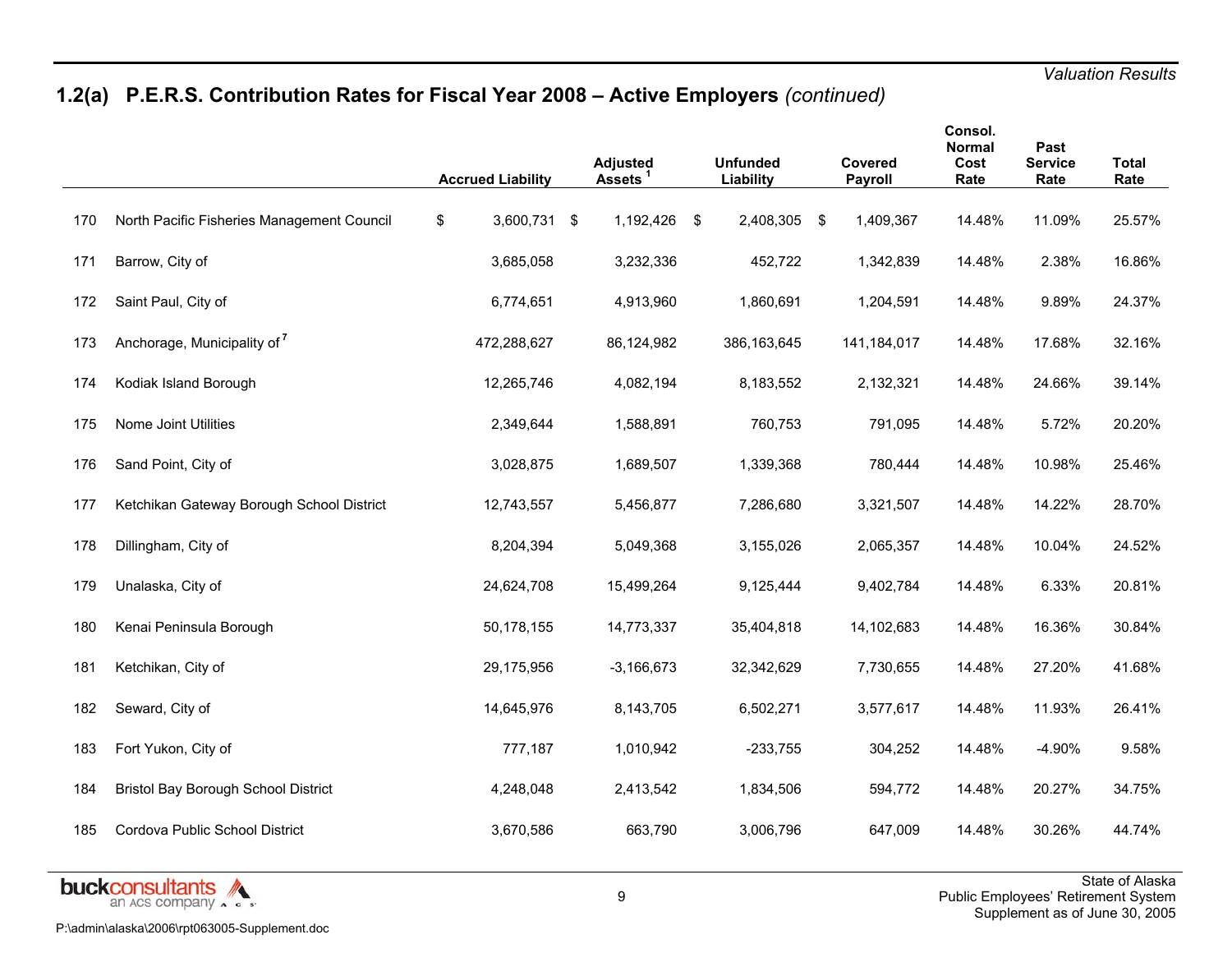## 1.2(a) P.E.R.S. Contribution Rates for Fiscal Year 2008 – Active Employers *(continued)*

| | | Accrued Liability | Adjusted Assets [1] | Unfunded Liability | Covered Payroll | Consol. Normal Cost Rate | Past Service Rate | Total Rate |
|---|---|---|---|---|---|---|---|---|
| 170 | North Pacific Fisheries Management Council | $ 3,600,731 | $ 1,192,426 | $ 2,408,305 | $ 1,409,367 | 14.48% | 11.09% | 25.57% |
| 171 | Barrow, City of | 3,685,058 | 3,232,336 | 452,722 | 1,342,839 | 14.48% | 2.38% | 16.86% |
| 172 | Saint Paul, City of | 6,774,651 | 4,913,960 | 1,860,691 | 1,204,591 | 14.48% | 9.89% | 24.37% |
| 173 | Anchorage, Municipality of [7] | 472,288,627 | 86,124,982 | 386,163,645 | 141,184,017 | 14.48% | 17.68% | 32.16% |
| 174 | Kodiak Island Borough | 12,265,746 | 4,082,194 | 8,183,552 | 2,132,321 | 14.48% | 24.66% | 39.14% |
| 175 | Nome Joint Utilities | 2,349,644 | 1,588,891 | 760,753 | 791,095 | 14.48% | 5.72% | 20.20% |
| 176 | Sand Point, City of | 3,028,875 | 1,689,507 | 1,339,368 | 780,444 | 14.48% | 10.98% | 25.46% |
| 177 | Ketchikan Gateway Borough School District | 12,743,557 | 5,456,877 | 7,286,680 | 3,321,507 | 14.48% | 14.22% | 28.70% |
| 178 | Dillingham, City of | 8,204,394 | 5,049,368 | 3,155,026 | 2,065,357 | 14.48% | 10.04% | 24.52% |
| 179 | Unalaska, City of | 24,624,708 | 15,499,264 | 9,125,444 | 9,402,784 | 14.48% | 6.33% | 20.81% |
| 180 | Kenai Peninsula Borough | 50,178,155 | 14,773,337 | 35,404,818 | 14,102,683 | 14.48% | 16.36% | 30.84% |
| 181 | Ketchikan, City of | 29,175,956 | -3,166,673 | 32,342,629 | 7,730,655 | 14.48% | 27.20% | 41.68% |
| 182 | Seward, City of | 14,645,976 | 8,143,705 | 6,502,271 | 3,577,617 | 14.48% | 11.93% | 26.41% |
| 183 | Fort Yukon, City of | 777,187 | 1,010,942 | -233,755 | 304,252 | 14.48% | -4.90% | 9.58% |
| 184 | Bristol Bay Borough School District | 4,248,048 | 2,413,542 | 1,834,506 | 594,772 | 14.48% | 20.27% | 34.75% |
| 185 | Cordova Public School District | 3,670,586 | 663,790 | 3,006,796 | 647,009 | 14.48% | 30.26% | 44.74% |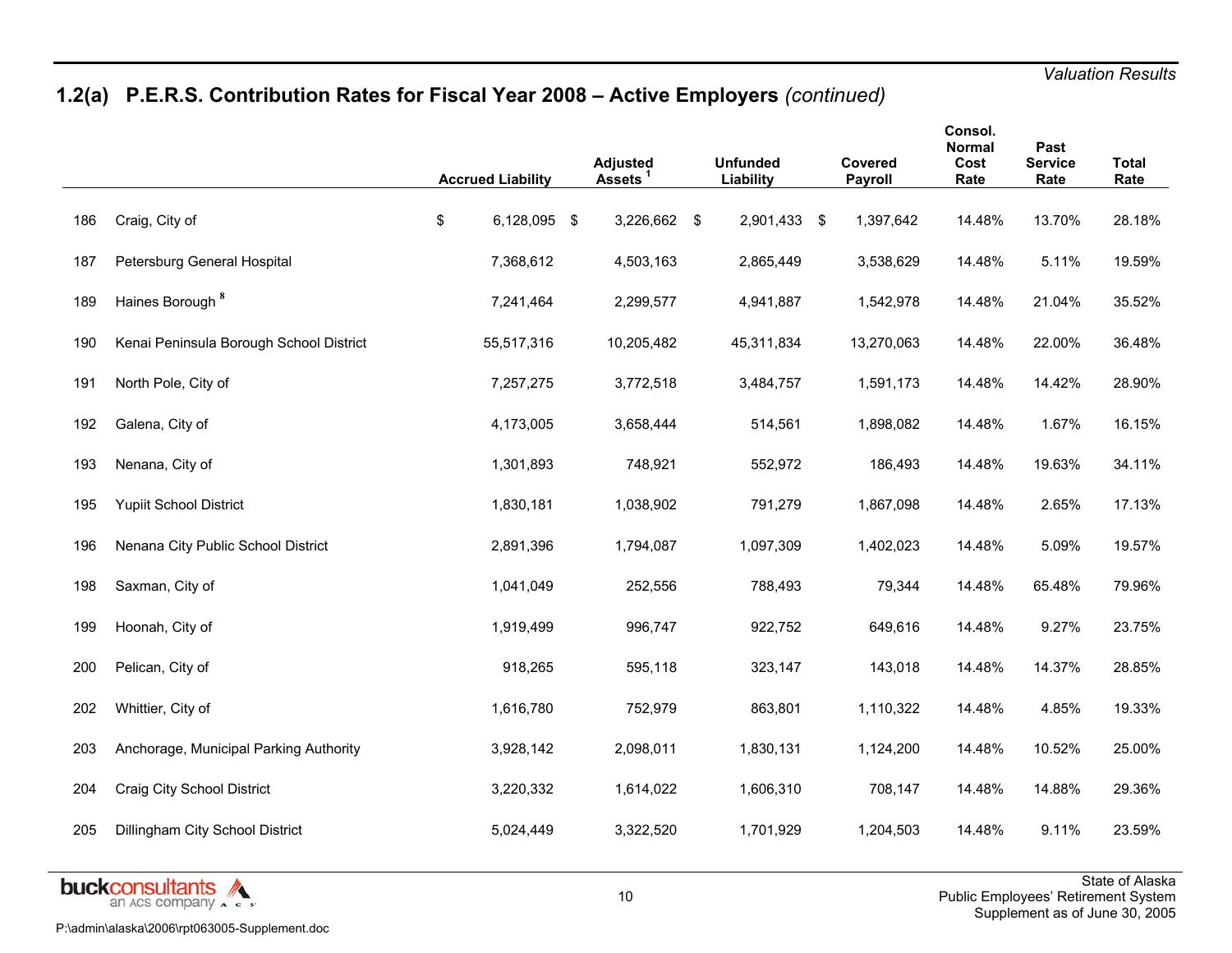## 1.2(a) P.E.R.S. Contribution Rates for Fiscal Year 2008 – Active Employers *(continued)*

| | | Accrued Liability | Adjusted Assets [1] | Unfunded Liability | Covered Payroll | Consol. Normal Cost Rate | Past Service Rate | Total Rate |
|---|---|---|---|---|---|---|---|---|
| 186 | Craig, City of | $ 6,128,095 | $ 3,226,662 | $ 2,901,433 | $ 1,397,642 | 14.48% | 13.70% | 28.18% |
| 187 | Petersburg General Hospital | 7,368,612 | 4,503,163 | 2,865,449 | 3,538,629 | 14.48% | 5.11% | 19.59% |
| 189 | Haines Borough [8] | 7,241,464 | 2,299,577 | 4,941,887 | 1,542,978 | 14.48% | 21.04% | 35.52% |
| 190 | Kenai Peninsula Borough School District | 55,517,316 | 10,205,482 | 45,311,834 | 13,270,063 | 14.48% | 22.00% | 36.48% |
| 191 | North Pole, City of | 7,257,275 | 3,772,518 | 3,484,757 | 1,591,173 | 14.48% | 14.42% | 28.90% |
| 192 | Galena, City of | 4,173,005 | 3,658,444 | 514,561 | 1,898,082 | 14.48% | 1.67% | 16.15% |
| 193 | Nenana, City of | 1,301,893 | 748,921 | 552,972 | 186,493 | 14.48% | 19.63% | 34.11% |
| 195 | Yupiit School District | 1,830,181 | 1,038,902 | 791,279 | 1,867,098 | 14.48% | 2.65% | 17.13% |
| 196 | Nenana City Public School District | 2,891,396 | 1,794,087 | 1,097,309 | 1,402,023 | 14.48% | 5.09% | 19.57% |
| 198 | Saxman, City of | 1,041,049 | 252,556 | 788,493 | 79,344 | 14.48% | 65.48% | 79.96% |
| 199 | Hoonah, City of | 1,919,499 | 996,747 | 922,752 | 649,616 | 14.48% | 9.27% | 23.75% |
| 200 | Pelican, City of | 918,265 | 595,118 | 323,147 | 143,018 | 14.48% | 14.37% | 28.85% |
| 202 | Whittier, City of | 1,616,780 | 752,979 | 863,801 | 1,110,322 | 14.48% | 4.85% | 19.33% |
| 203 | Anchorage, Municipal Parking Authority | 3,928,142 | 2,098,011 | 1,830,131 | 1,124,200 | 14.48% | 10.52% | 25.00% |
| 204 | Craig City School District | 3,220,332 | 1,614,022 | 1,606,310 | 708,147 | 14.48% | 14.88% | 29.36% |
| 205 | Dillingham City School District | 5,024,449 | 3,322,520 | 1,701,929 | 1,204,503 | 14.48% | 9.11% | 23.59% |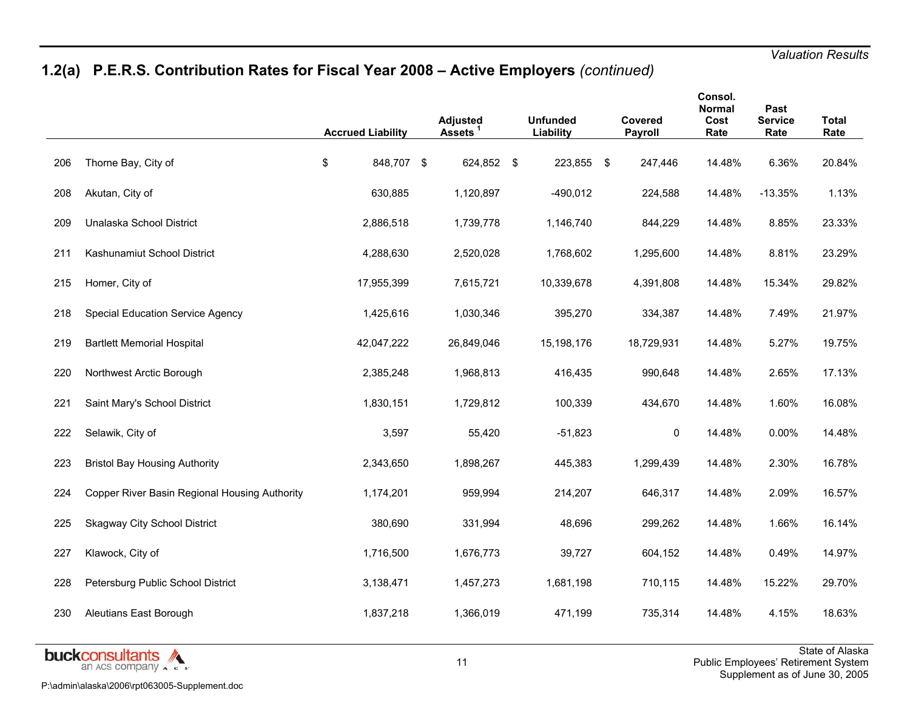## 1.2(a) P.E.R.S. Contribution Rates for Fiscal Year 2008 – Active Employers *(continued)*

| | | Accrued Liability | Adjusted Assets [1] | Unfunded Liability | Covered Payroll | Consol. Normal Cost Rate | Past Service Rate | Total Rate |
|---|---|---|---|---|---|---|---|---|
| 206 | Thorne Bay, City of | $ 848,707 | $ 624,852 | $ 223,855 | $ 247,446 | 14.48% | 6.36% | 20.84% |
| 208 | Akutan, City of | 630,885 | 1,120,897 | -490,012 | 224,588 | 14.48% | -13.35% | 1.13% |
| 209 | Unalaska School District | 2,886,518 | 1,739,778 | 1,146,740 | 844,229 | 14.48% | 8.85% | 23.33% |
| 211 | Kashunamiut School District | 4,288,630 | 2,520,028 | 1,768,602 | 1,295,600 | 14.48% | 8.81% | 23.29% |
| 215 | Homer, City of | 17,955,399 | 7,615,721 | 10,339,678 | 4,391,808 | 14.48% | 15.34% | 29.82% |
| 218 | Special Education Service Agency | 1,425,616 | 1,030,346 | 395,270 | 334,387 | 14.48% | 7.49% | 21.97% |
| 219 | Bartlett Memorial Hospital | 42,047,222 | 26,849,046 | 15,198,176 | 18,729,931 | 14.48% | 5.27% | 19.75% |
| 220 | Northwest Arctic Borough | 2,385,248 | 1,968,813 | 416,435 | 990,648 | 14.48% | 2.65% | 17.13% |
| 221 | Saint Mary's School District | 1,830,151 | 1,729,812 | 100,339 | 434,670 | 14.48% | 1.60% | 16.08% |
| 222 | Selawik, City of | 3,597 | 55,420 | -51,823 | 0 | 14.48% | 0.00% | 14.48% |
| 223 | Bristol Bay Housing Authority | 2,343,650 | 1,898,267 | 445,383 | 1,299,439 | 14.48% | 2.30% | 16.78% |
| 224 | Copper River Basin Regional Housing Authority | 1,174,201 | 959,994 | 214,207 | 646,317 | 14.48% | 2.09% | 16.57% |
| 225 | Skagway City School District | 380,690 | 331,994 | 48,696 | 299,262 | 14.48% | 1.66% | 16.14% |
| 227 | Klawock, City of | 1,716,500 | 1,676,773 | 39,727 | 604,152 | 14.48% | 0.49% | 14.97% |
| 228 | Petersburg Public School District | 3,138,471 | 1,457,273 | 1,681,198 | 710,115 | 14.48% | 15.22% | 29.70% |
| 230 | Aleutians East Borough | 1,837,218 | 1,366,019 | 471,199 | 735,314 | 14.48% | 4.15% | 18.63% |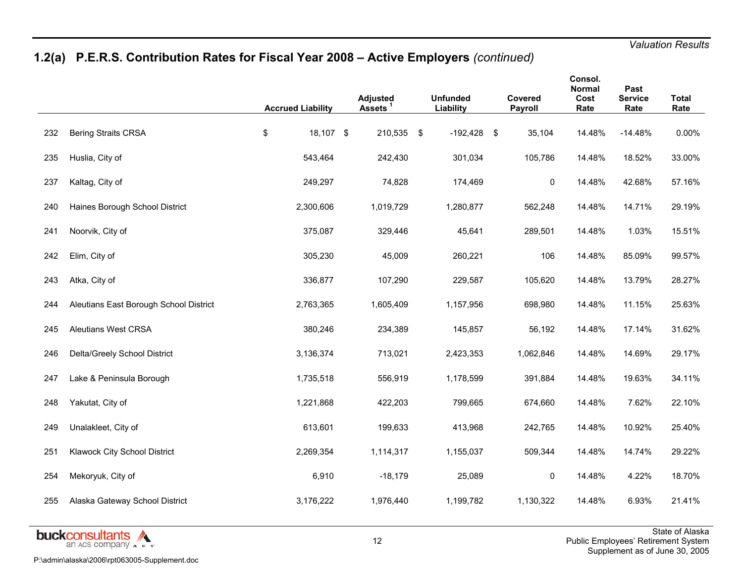Valuation Results

## 1.2(a) P.E.R.S. Contribution Rates for Fiscal Year 2008 – Active Employers *(continued)*

| | | Accrued Liability | Adjusted Assets [1] | Unfunded Liability | Covered Payroll | Consol. Normal Cost Rate | Past Service Rate | Total Rate |
|---|---|---|---|---|---|---|---|---|
| 232 | Bering Straits CRSA | $ 18,107 | $ 210,535 | $ -192,428 | $ 35,104 | 14.48% | -14.48% | 0.00% |
| 235 | Huslia, City of | 543,464 | 242,430 | 301,034 | 105,786 | 14.48% | 18.52% | 33.00% |
| 237 | Kaltag, City of | 249,297 | 74,828 | 174,469 | 0 | 14.48% | 42.68% | 57.16% |
| 240 | Haines Borough School District | 2,300,606 | 1,019,729 | 1,280,877 | 562,248 | 14.48% | 14.71% | 29.19% |
| 241 | Noorvik, City of | 375,087 | 329,446 | 45,641 | 289,501 | 14.48% | 1.03% | 15.51% |
| 242 | Elim, City of | 305,230 | 45,009 | 260,221 | 106 | 14.48% | 85.09% | 99.57% |
| 243 | Atka, City of | 336,877 | 107,290 | 229,587 | 105,620 | 14.48% | 13.79% | 28.27% |
| 244 | Aleutians East Borough School District | 2,763,365 | 1,605,409 | 1,157,956 | 698,980 | 14.48% | 11.15% | 25.63% |
| 245 | Aleutians West CRSA | 380,246 | 234,389 | 145,857 | 56,192 | 14.48% | 17.14% | 31.62% |
| 246 | Delta/Greely School District | 3,136,374 | 713,021 | 2,423,353 | 1,062,846 | 14.48% | 14.69% | 29.17% |
| 247 | Lake & Peninsula Borough | 1,735,518 | 556,919 | 1,178,599 | 391,884 | 14.48% | 19.63% | 34.11% |
| 248 | Yakutat, City of | 1,221,868 | 422,203 | 799,665 | 674,660 | 14.48% | 7.62% | 22.10% |
| 249 | Unalakleet, City of | 613,601 | 199,633 | 413,968 | 242,765 | 14.48% | 10.92% | 25.40% |
| 251 | Klawock City School District | 2,269,354 | 1,114,317 | 1,155,037 | 509,344 | 14.48% | 14.74% | 29.22% |
| 254 | Mekoryuk, City of | 6,910 | -18,179 | 25,089 | 0 | 14.48% | 4.22% | 18.70% |
| 255 | Alaska Gateway School District | 3,176,222 | 1,976,440 | 1,199,782 | 1,130,322 | 14.48% | 6.93% | 21.41% |

buckconsultants an ACS company

State of Alaska
Public Employees' Retirement System
Supplement as of June 30, 2005

P:\admin\alaska\2006\rpt063005-Supplement.doc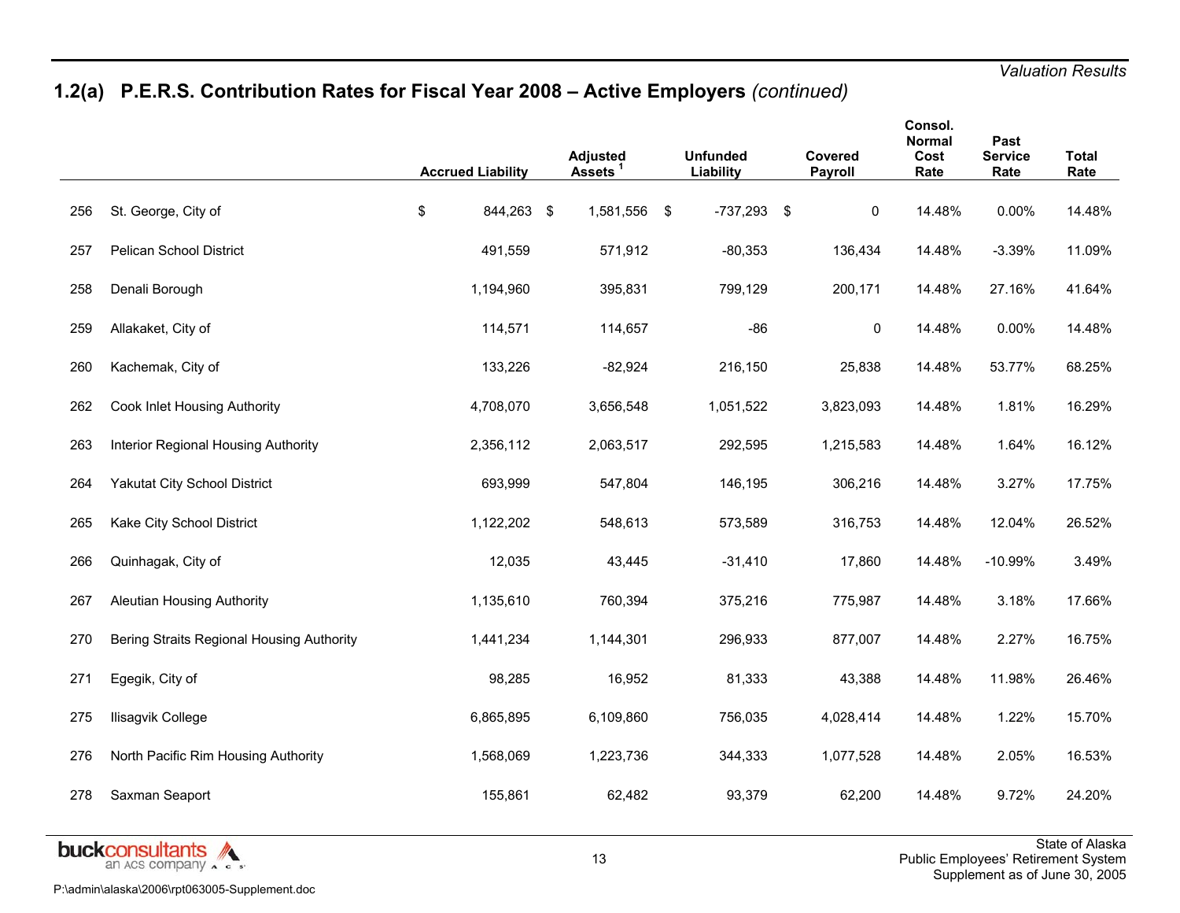## 1.2(a) P.E.R.S. Contribution Rates for Fiscal Year 2008 – Active Employers *(continued)*

| | | Accrued Liability | Adjusted Assets [1] | Unfunded Liability | Covered Payroll | Consol. Normal Cost Rate | Past Service Rate | Total Rate |
|---|---|---|---|---|---|---|---|---|
| 256 | St. George, City of | $ 844,263 | $ 1,581,556 | $ -737,293 | $ 0 | 14.48% | 0.00% | 14.48% |
| 257 | Pelican School District | 491,559 | 571,912 | -80,353 | 136,434 | 14.48% | -3.39% | 11.09% |
| 258 | Denali Borough | 1,194,960 | 395,831 | 799,129 | 200,171 | 14.48% | 27.16% | 41.64% |
| 259 | Allakaket, City of | 114,571 | 114,657 | -86 | 0 | 14.48% | 0.00% | 14.48% |
| 260 | Kachemak, City of | 133,226 | -82,924 | 216,150 | 25,838 | 14.48% | 53.77% | 68.25% |
| 262 | Cook Inlet Housing Authority | 4,708,070 | 3,656,548 | 1,051,522 | 3,823,093 | 14.48% | 1.81% | 16.29% |
| 263 | Interior Regional Housing Authority | 2,356,112 | 2,063,517 | 292,595 | 1,215,583 | 14.48% | 1.64% | 16.12% |
| 264 | Yakutat City School District | 693,999 | 547,804 | 146,195 | 306,216 | 14.48% | 3.27% | 17.75% |
| 265 | Kake City School District | 1,122,202 | 548,613 | 573,589 | 316,753 | 14.48% | 12.04% | 26.52% |
| 266 | Quinhagak, City of | 12,035 | 43,445 | -31,410 | 17,860 | 14.48% | -10.99% | 3.49% |
| 267 | Aleutian Housing Authority | 1,135,610 | 760,394 | 375,216 | 775,987 | 14.48% | 3.18% | 17.66% |
| 270 | Bering Straits Regional Housing Authority | 1,441,234 | 1,144,301 | 296,933 | 877,007 | 14.48% | 2.27% | 16.75% |
| 271 | Egegik, City of | 98,285 | 16,952 | 81,333 | 43,388 | 14.48% | 11.98% | 26.46% |
| 275 | Ilisagvik College | 6,865,895 | 6,109,860 | 756,035 | 4,028,414 | 14.48% | 1.22% | 15.70% |
| 276 | North Pacific Rim Housing Authority | 1,568,069 | 1,223,736 | 344,333 | 1,077,528 | 14.48% | 2.05% | 16.53% |
| 278 | Saxman Seaport | 155,861 | 62,482 | 93,379 | 62,200 | 14.48% | 9.72% | 24.20% |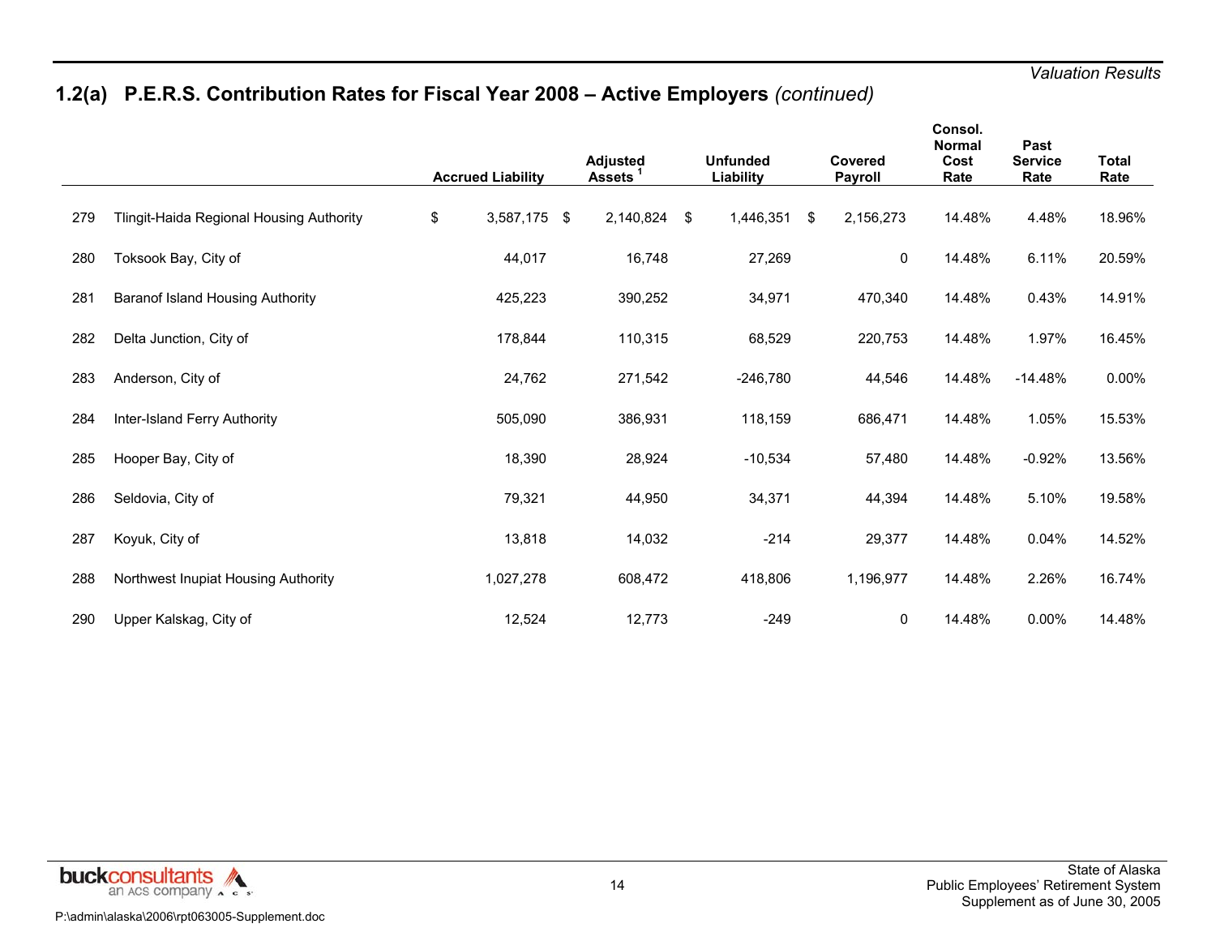## 1.2(a) P.E.R.S. Contribution Rates for Fiscal Year 2008 – Active Employers *(continued)*

| | | Accrued Liability | Adjusted Assets [1] | Unfunded Liability | Covered Payroll | Consol. Normal Cost Rate | Past Service Rate | Total Rate |
|---|---|---|---|---|---|---|---|---|
| 279 | Tlingit-Haida Regional Housing Authority | $ 3,587,175 | $ 2,140,824 | $ 1,446,351 | $ 2,156,273 | 14.48% | 4.48% | 18.96% |
| 280 | Toksook Bay, City of | 44,017 | 16,748 | 27,269 | 0 | 14.48% | 6.11% | 20.59% |
| 281 | Baranof Island Housing Authority | 425,223 | 390,252 | 34,971 | 470,340 | 14.48% | 0.43% | 14.91% |
| 282 | Delta Junction, City of | 178,844 | 110,315 | 68,529 | 220,753 | 14.48% | 1.97% | 16.45% |
| 283 | Anderson, City of | 24,762 | 271,542 | -246,780 | 44,546 | 14.48% | -14.48% | 0.00% |
| 284 | Inter-Island Ferry Authority | 505,090 | 386,931 | 118,159 | 686,471 | 14.48% | 1.05% | 15.53% |
| 285 | Hooper Bay, City of | 18,390 | 28,924 | -10,534 | 57,480 | 14.48% | -0.92% | 13.56% |
| 286 | Seldovia, City of | 79,321 | 44,950 | 34,371 | 44,394 | 14.48% | 5.10% | 19.58% |
| 287 | Koyuk, City of | 13,818 | 14,032 | -214 | 29,377 | 14.48% | 0.04% | 14.52% |
| 288 | Northwest Inupiat Housing Authority | 1,027,278 | 608,472 | 418,806 | 1,196,977 | 14.48% | 2.26% | 16.74% |
| 290 | Upper Kalskag, City of | 12,524 | 12,773 | -249 | 0 | 14.48% | 0.00% | 14.48% |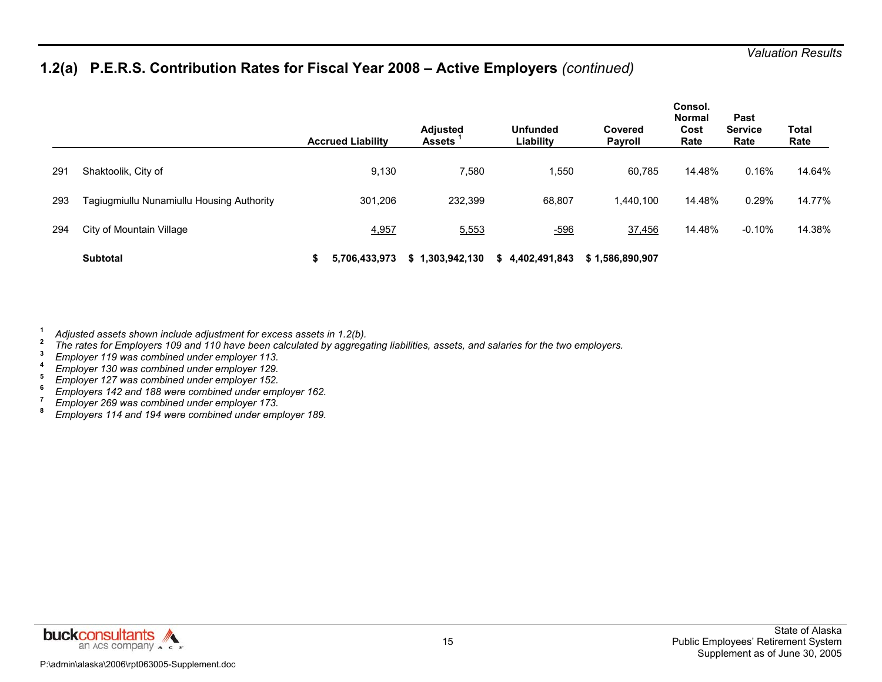## 1.2(a) P.E.R.S. Contribution Rates for Fiscal Year 2008 – Active Employers *(continued)*

| | | Accrued Liability | Adjusted Assets [1] | Unfunded Liability | Covered Payroll | Consol. Normal Cost Rate | Past Service Rate | Total Rate |
|---|---|---|---|---|---|---|---|---|
| 291 | Shaktoolik, City of | 9,130 | 7,580 | 1,550 | 60,785 | 14.48% | 0.16% | 14.64% |
| 293 | Tagiugmiullu Nunamiullu Housing Authority | 301,206 | 232,399 | 68,807 | 1,440,100 | 14.48% | 0.29% | 14.77% |
| 294 | City of Mountain Village | 4,957 | 5,553 | -596 | 37,456 | 14.48% | -0.10% | 14.38% |
| | **Subtotal** | **$ 5,706,433,973** | **$ 1,303,942,130** | **$ 4,402,491,843** | **$ 1,586,890,907** | | | |

[1] *Adjusted assets shown include adjustment for excess assets in 1.2(b).*
[2] *The rates for Employers 109 and 110 have been calculated by aggregating liabilities, assets, and salaries for the two employers.*
[3] *Employer 119 was combined under employer 113.*
[4] *Employer 130 was combined under employer 129.*
[5] *Employer 127 was combined under employer 152.*
[6] *Employers 142 and 188 were combined under employer 162.*
[7] *Employer 269 was combined under employer 173.*
[8] *Employers 114 and 194 were combined under employer 189.*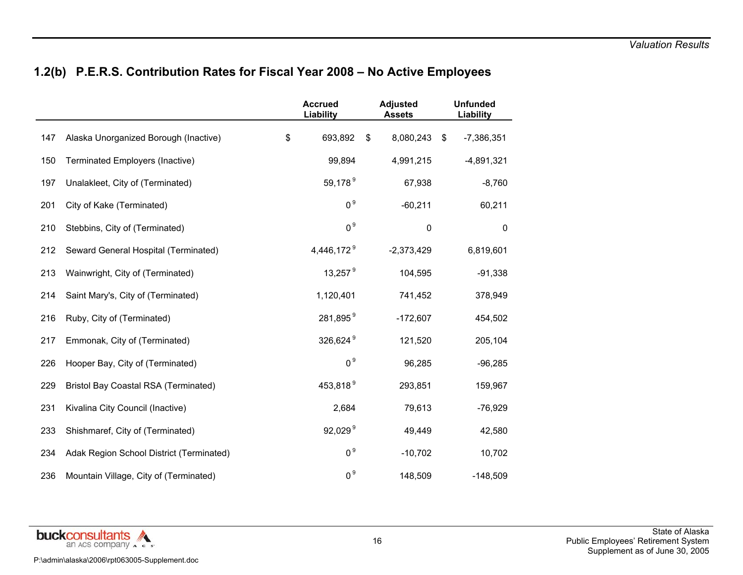## 1.2(b) P.E.R.S. Contribution Rates for Fiscal Year 2008 – No Active Employees

| | | Accrued Liability | Adjusted Assets | Unfunded Liability |
|---|---|---|---|---|
| 147 | Alaska Unorganized Borough (Inactive) | $ 693,892 | $ 8,080,243 | $ -7,386,351 |
| 150 | Terminated Employers (Inactive) | 99,894 | 4,991,215 | -4,891,321 |
| 197 | Unalakleet, City of (Terminated) | 59,178 [9] | 67,938 | -8,760 |
| 201 | City of Kake (Terminated) | 0 [9] | -60,211 | 60,211 |
| 210 | Stebbins, City of (Terminated) | 0 [9] | 0 | 0 |
| 212 | Seward General Hospital (Terminated) | 4,446,172 [9] | -2,373,429 | 6,819,601 |
| 213 | Wainwright, City of (Terminated) | 13,257 [9] | 104,595 | -91,338 |
| 214 | Saint Mary's, City of (Terminated) | 1,120,401 | 741,452 | 378,949 |
| 216 | Ruby, City of (Terminated) | 281,895 [9] | -172,607 | 454,502 |
| 217 | Emmonak, City of (Terminated) | 326,624 [9] | 121,520 | 205,104 |
| 226 | Hooper Bay, City of (Terminated) | 0 [9] | 96,285 | -96,285 |
| 229 | Bristol Bay Coastal RSA (Terminated) | 453,818 [9] | 293,851 | 159,967 |
| 231 | Kivalina City Council (Inactive) | 2,684 | 79,613 | -76,929 |
| 233 | Shishmaref, City of (Terminated) | 92,029 [9] | 49,449 | 42,580 |
| 234 | Adak Region School District (Terminated) | 0 [9] | -10,702 | 10,702 |
| 236 | Mountain Village, City of (Terminated) | 0 [9] | 148,509 | -148,509 |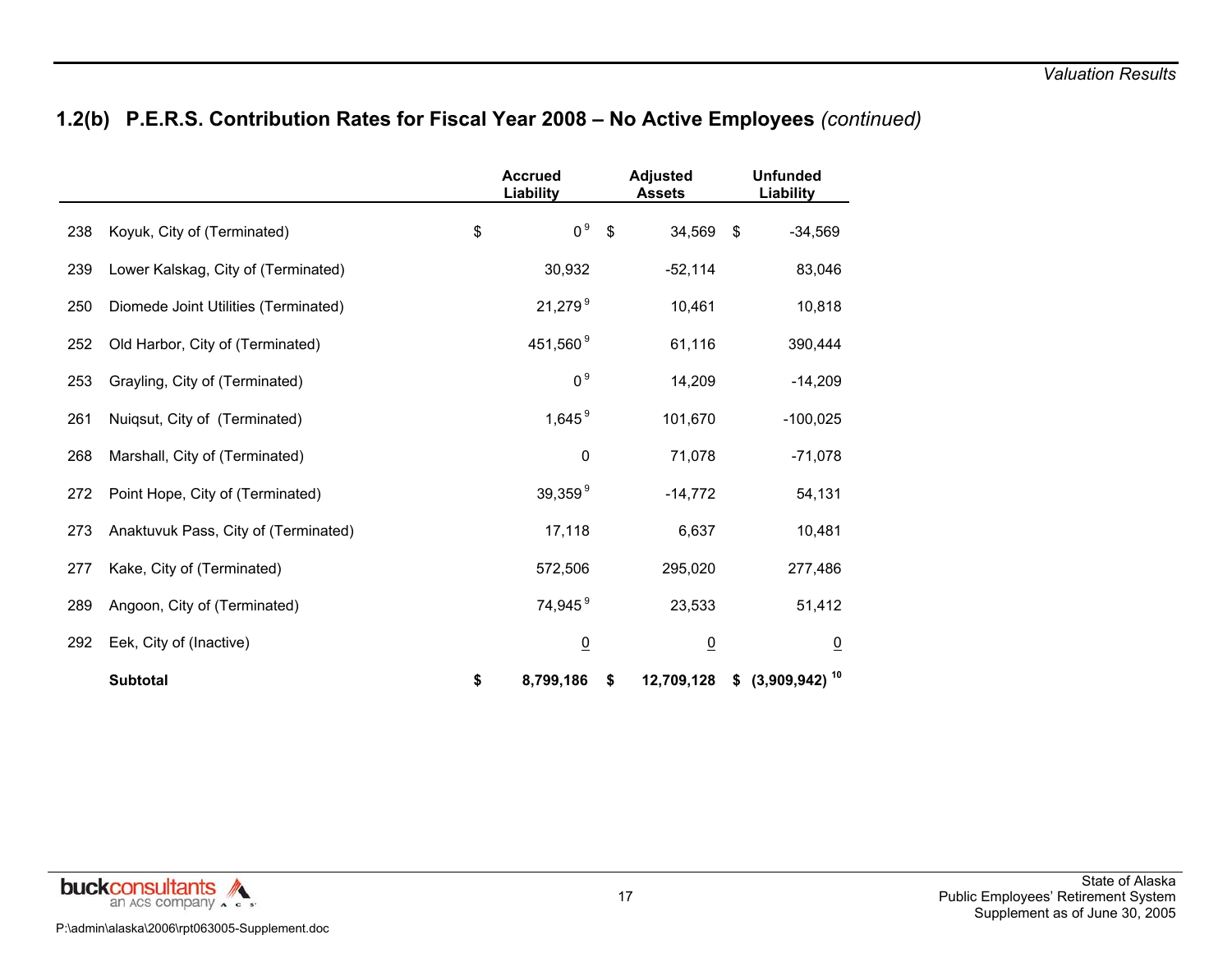## 1.2(b) P.E.R.S. Contribution Rates for Fiscal Year 2008 – No Active Employees *(continued)*

| | | Accrued Liability | Adjusted Assets | Unfunded Liability |
|---|---|---|---|---|
| 238 | Koyuk, City of (Terminated) | $ 0 [9] | $ 34,569 | $ -34,569 |
| 239 | Lower Kalskag, City of (Terminated) | 30,932 | -52,114 | 83,046 |
| 250 | Diomede Joint Utilities (Terminated) | 21,279 [9] | 10,461 | 10,818 |
| 252 | Old Harbor, City of (Terminated) | 451,560 [9] | 61,116 | 390,444 |
| 253 | Grayling, City of (Terminated) | 0 [9] | 14,209 | -14,209 |
| 261 | Nuiqsut, City of (Terminated) | 1,645 [9] | 101,670 | -100,025 |
| 268 | Marshall, City of (Terminated) | 0 | 71,078 | -71,078 |
| 272 | Point Hope, City of (Terminated) | 39,359 [9] | -14,772 | 54,131 |
| 273 | Anaktuvuk Pass, City of (Terminated) | 17,118 | 6,637 | 10,481 |
| 277 | Kake, City of (Terminated) | 572,506 | 295,020 | 277,486 |
| 289 | Angoon, City of (Terminated) | 74,945 [9] | 23,533 | 51,412 |
| 292 | Eek, City of (Inactive) | 0 | 0 | 0 |
| | **Subtotal** | **$ 8,799,186** | **$ 12,709,128** | **$ (3,909,942)** [10] |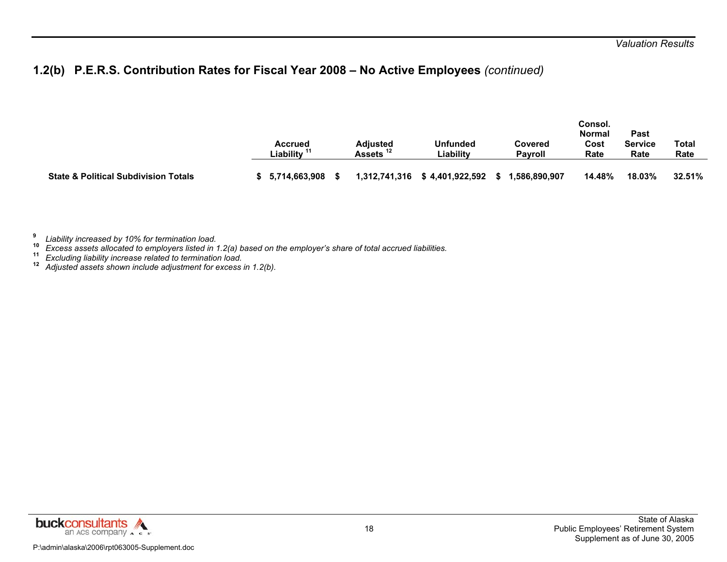## 1.2(b) P.E.R.S. Contribution Rates for Fiscal Year 2008 – No Active Employees *(continued)*

| | Accrued Liability [11] | Adjusted Assets [12] | Unfunded Liability | Covered Payroll | Consol. Normal Cost Rate | Past Service Rate | Total Rate |
|---|---|---|---|---|---|---|---|
| **State & Political Subdivision Totals** | **$ 5,714,663,908** | **$ 1,312,741,316** | **$ 4,401,922,592** | **$ 1,586,890,907** | **14.48%** | **18.03%** | **32.51%** |

[9] *Liability increased by 10% for termination load.*
[10] *Excess assets allocated to employers listed in 1.2(a) based on the employer's share of total accrued liabilities.*
[11] *Excluding liability increase related to termination load.*
[12] *Adjusted assets shown include adjustment for excess in 1.2(b).*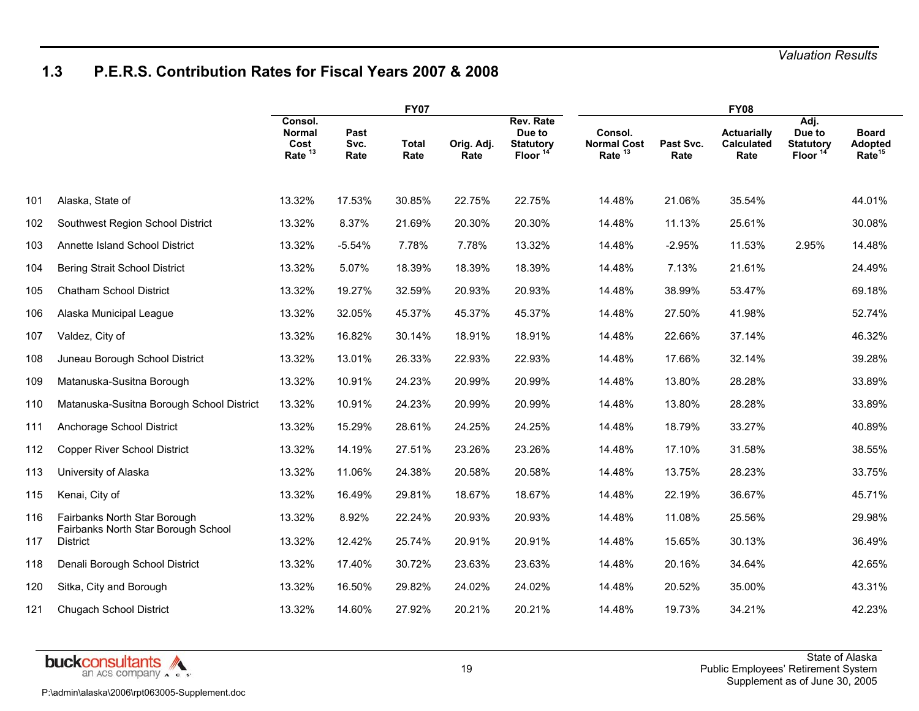## 1.3 P.E.R.S. Contribution Rates for Fiscal Years 2007 & 2008

| | | FY07 | | | | | FY08 | | | | |
|---|---|---|---|---|---|---|---|---|---|---|---|
| | | Consol. Normal Cost Rate [13] | Past Svc. Rate | Total Rate | Orig. Adj. Rate | Rev. Rate Due to Statutory Floor [14] | Consol. Normal Cost Rate [13] | Past Svc. Rate | Actuarially Calculated Rate | Adj. Due to Statutory Floor [14] | Board Adopted Rate[15] |
| 101 | Alaska, State of | 13.32% | 17.53% | 30.85% | 22.75% | 22.75% | 14.48% | 21.06% | 35.54% | | 44.01% |
| 102 | Southwest Region School District | 13.32% | 8.37% | 21.69% | 20.30% | 20.30% | 14.48% | 11.13% | 25.61% | | 30.08% |
| 103 | Annette Island School District | 13.32% | -5.54% | 7.78% | 7.78% | 13.32% | 14.48% | -2.95% | 11.53% | 2.95% | 14.48% |
| 104 | Bering Strait School District | 13.32% | 5.07% | 18.39% | 18.39% | 18.39% | 14.48% | 7.13% | 21.61% | | 24.49% |
| 105 | Chatham School District | 13.32% | 19.27% | 32.59% | 20.93% | 20.93% | 14.48% | 38.99% | 53.47% | | 69.18% |
| 106 | Alaska Municipal League | 13.32% | 32.05% | 45.37% | 45.37% | 45.37% | 14.48% | 27.50% | 41.98% | | 52.74% |
| 107 | Valdez, City of | 13.32% | 16.82% | 30.14% | 18.91% | 18.91% | 14.48% | 22.66% | 37.14% | | 46.32% |
| 108 | Juneau Borough School District | 13.32% | 13.01% | 26.33% | 22.93% | 22.93% | 14.48% | 17.66% | 32.14% | | 39.28% |
| 109 | Matanuska-Susitna Borough | 13.32% | 10.91% | 24.23% | 20.99% | 20.99% | 14.48% | 13.80% | 28.28% | | 33.89% |
| 110 | Matanuska-Susitna Borough School District | 13.32% | 10.91% | 24.23% | 20.99% | 20.99% | 14.48% | 13.80% | 28.28% | | 33.89% |
| 111 | Anchorage School District | 13.32% | 15.29% | 28.61% | 24.25% | 24.25% | 14.48% | 18.79% | 33.27% | | 40.89% |
| 112 | Copper River School District | 13.32% | 14.19% | 27.51% | 23.26% | 23.26% | 14.48% | 17.10% | 31.58% | | 38.55% |
| 113 | University of Alaska | 13.32% | 11.06% | 24.38% | 20.58% | 20.58% | 14.48% | 13.75% | 28.23% | | 33.75% |
| 115 | Kenai, City of | 13.32% | 16.49% | 29.81% | 18.67% | 18.67% | 14.48% | 22.19% | 36.67% | | 45.71% |
| 116 | Fairbanks North Star Borough | 13.32% | 8.92% | 22.24% | 20.93% | 20.93% | 14.48% | 11.08% | 25.56% | | 29.98% |
| 117 | Fairbanks North Star Borough School District | 13.32% | 12.42% | 25.74% | 20.91% | 20.91% | 14.48% | 15.65% | 30.13% | | 36.49% |
| 118 | Denali Borough School District | 13.32% | 17.40% | 30.72% | 23.63% | 23.63% | 14.48% | 20.16% | 34.64% | | 42.65% |
| 120 | Sitka, City and Borough | 13.32% | 16.50% | 29.82% | 24.02% | 24.02% | 14.48% | 20.52% | 35.00% | | 43.31% |
| 121 | Chugach School District | 13.32% | 14.60% | 27.92% | 20.21% | 20.21% | 14.48% | 19.73% | 34.21% | | 42.23% |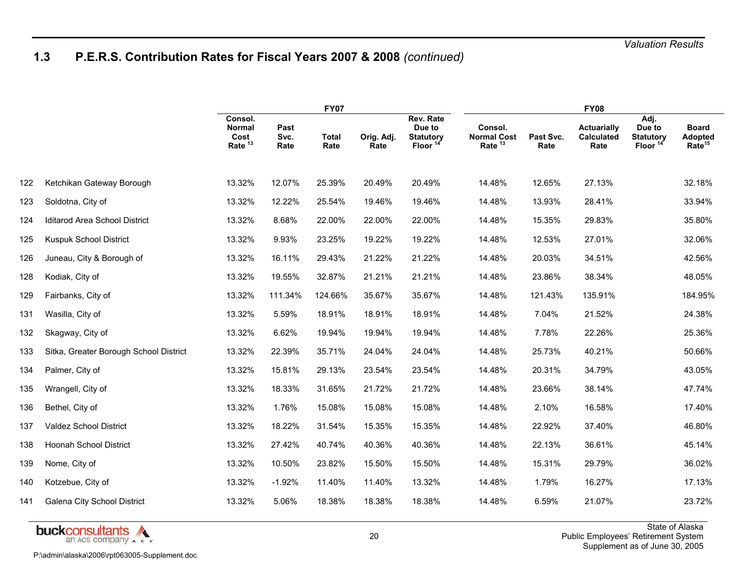## 1.3 P.E.R.S. Contribution Rates for Fiscal Years 2007 & 2008 *(continued)*

| | | FY07 | | | | | FY08 | | | | |
|---|---|---|---|---|---|---|---|---|---|---|---|
| | | Consol. Normal Cost Rate [13] | Past Svc. Rate | Total Rate | Orig. Adj. Rate | Rev. Rate Due to Statutory Floor [14] | Consol. Normal Cost Rate [13] | Past Svc. Rate | Actuarially Calculated Rate | Adj. Due to Statutory Floor [14] | Board Adopted Rate[15] |
| 122 | Ketchikan Gateway Borough | 13.32% | 12.07% | 25.39% | 20.49% | 20.49% | 14.48% | 12.65% | 27.13% | | 32.18% |
| 123 | Soldotna, City of | 13.32% | 12.22% | 25.54% | 19.46% | 19.46% | 14.48% | 13.93% | 28.41% | | 33.94% |
| 124 | Iditarod Area School District | 13.32% | 8.68% | 22.00% | 22.00% | 22.00% | 14.48% | 15.35% | 29.83% | | 35.80% |
| 125 | Kuspuk School District | 13.32% | 9.93% | 23.25% | 19.22% | 19.22% | 14.48% | 12.53% | 27.01% | | 32.06% |
| 126 | Juneau, City & Borough of | 13.32% | 16.11% | 29.43% | 21.22% | 21.22% | 14.48% | 20.03% | 34.51% | | 42.56% |
| 128 | Kodiak, City of | 13.32% | 19.55% | 32.87% | 21.21% | 21.21% | 14.48% | 23.86% | 38.34% | | 48.05% |
| 129 | Fairbanks, City of | 13.32% | 111.34% | 124.66% | 35.67% | 35.67% | 14.48% | 121.43% | 135.91% | | 184.95% |
| 131 | Wasilla, City of | 13.32% | 5.59% | 18.91% | 18.91% | 18.91% | 14.48% | 7.04% | 21.52% | | 24.38% |
| 132 | Skagway, City of | 13.32% | 6.62% | 19.94% | 19.94% | 19.94% | 14.48% | 7.78% | 22.26% | | 25.36% |
| 133 | Sitka, Greater Borough School District | 13.32% | 22.39% | 35.71% | 24.04% | 24.04% | 14.48% | 25.73% | 40.21% | | 50.66% |
| 134 | Palmer, City of | 13.32% | 15.81% | 29.13% | 23.54% | 23.54% | 14.48% | 20.31% | 34.79% | | 43.05% |
| 135 | Wrangell, City of | 13.32% | 18.33% | 31.65% | 21.72% | 21.72% | 14.48% | 23.66% | 38.14% | | 47.74% |
| 136 | Bethel, City of | 13.32% | 1.76% | 15.08% | 15.08% | 15.08% | 14.48% | 2.10% | 16.58% | | 17.40% |
| 137 | Valdez School District | 13.32% | 18.22% | 31.54% | 15.35% | 15.35% | 14.48% | 22.92% | 37.40% | | 46.80% |
| 138 | Hoonah School District | 13.32% | 27.42% | 40.74% | 40.36% | 40.36% | 14.48% | 22.13% | 36.61% | | 45.14% |
| 139 | Nome, City of | 13.32% | 10.50% | 23.82% | 15.50% | 15.50% | 14.48% | 15.31% | 29.79% | | 36.02% |
| 140 | Kotzebue, City of | 13.32% | -1.92% | 11.40% | 11.40% | 13.32% | 14.48% | 1.79% | 16.27% | | 17.13% |
| 141 | Galena City School District | 13.32% | 5.06% | 18.38% | 18.38% | 18.38% | 14.48% | 6.59% | 21.07% | | 23.72% |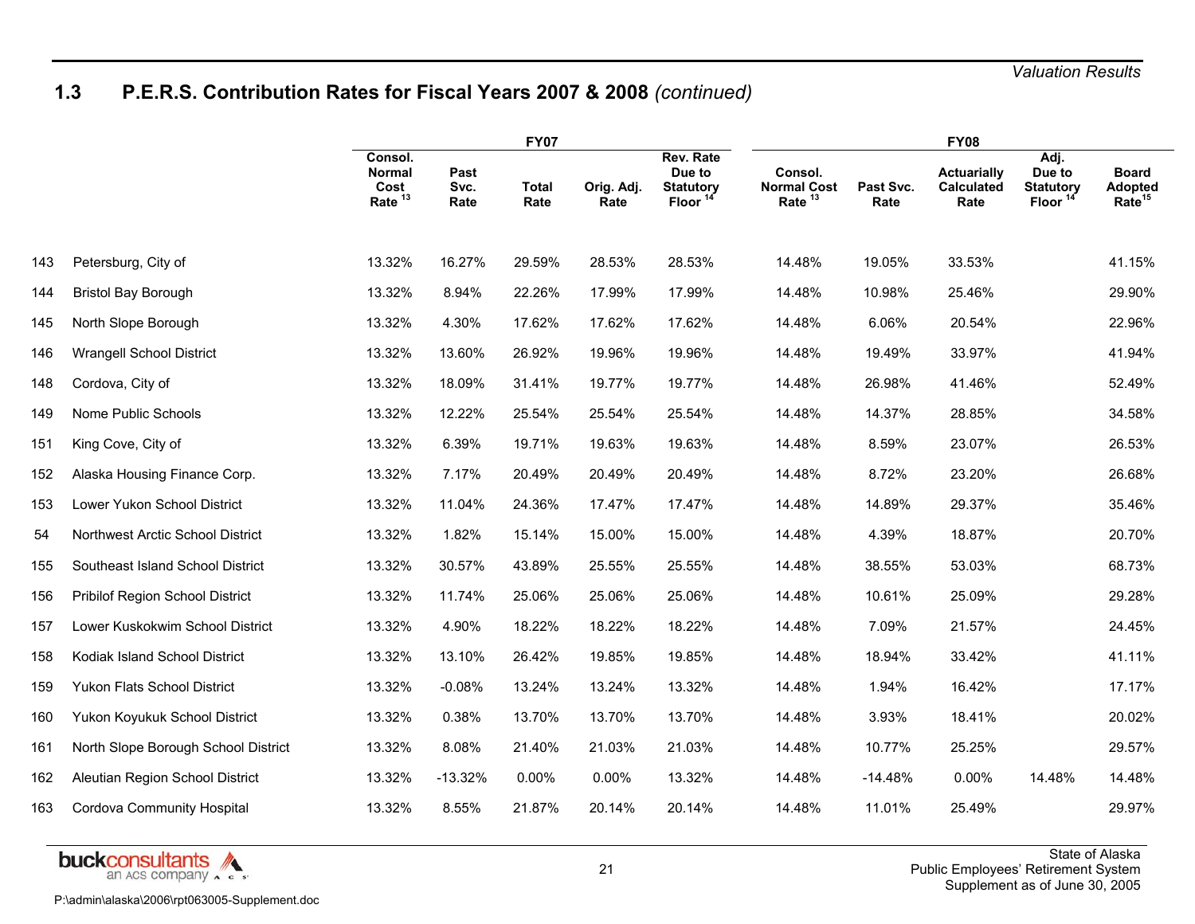## 1.3 P.E.R.S. Contribution Rates for Fiscal Years 2007 & 2008 *(continued)*

| | | FY07 | | | | | FY08 | | | | |
|---|---|---|---|---|---|---|---|---|---|---|---|
| | | Consol. Normal Cost Rate [13] | Past Svc. Rate | Total Rate | Orig. Adj. Rate | Rev. Rate Due to Statutory Floor [14] | Consol. Normal Cost Rate [13] | Past Svc. Rate | Actuarially Calculated Rate | Adj. Due to Statutory Floor [14] | Board Adopted Rate[15] |
| 143 | Petersburg, City of | 13.32% | 16.27% | 29.59% | 28.53% | 28.53% | 14.48% | 19.05% | 33.53% | | 41.15% |
| 144 | Bristol Bay Borough | 13.32% | 8.94% | 22.26% | 17.99% | 17.99% | 14.48% | 10.98% | 25.46% | | 29.90% |
| 145 | North Slope Borough | 13.32% | 4.30% | 17.62% | 17.62% | 17.62% | 14.48% | 6.06% | 20.54% | | 22.96% |
| 146 | Wrangell School District | 13.32% | 13.60% | 26.92% | 19.96% | 19.96% | 14.48% | 19.49% | 33.97% | | 41.94% |
| 148 | Cordova, City of | 13.32% | 18.09% | 31.41% | 19.77% | 19.77% | 14.48% | 26.98% | 41.46% | | 52.49% |
| 149 | Nome Public Schools | 13.32% | 12.22% | 25.54% | 25.54% | 25.54% | 14.48% | 14.37% | 28.85% | | 34.58% |
| 151 | King Cove, City of | 13.32% | 6.39% | 19.71% | 19.63% | 19.63% | 14.48% | 8.59% | 23.07% | | 26.53% |
| 152 | Alaska Housing Finance Corp. | 13.32% | 7.17% | 20.49% | 20.49% | 20.49% | 14.48% | 8.72% | 23.20% | | 26.68% |
| 153 | Lower Yukon School District | 13.32% | 11.04% | 24.36% | 17.47% | 17.47% | 14.48% | 14.89% | 29.37% | | 35.46% |
| 54 | Northwest Arctic School District | 13.32% | 1.82% | 15.14% | 15.00% | 15.00% | 14.48% | 4.39% | 18.87% | | 20.70% |
| 155 | Southeast Island School District | 13.32% | 30.57% | 43.89% | 25.55% | 25.55% | 14.48% | 38.55% | 53.03% | | 68.73% |
| 156 | Pribilof Region School District | 13.32% | 11.74% | 25.06% | 25.06% | 25.06% | 14.48% | 10.61% | 25.09% | | 29.28% |
| 157 | Lower Kuskokwim School District | 13.32% | 4.90% | 18.22% | 18.22% | 18.22% | 14.48% | 7.09% | 21.57% | | 24.45% |
| 158 | Kodiak Island School District | 13.32% | 13.10% | 26.42% | 19.85% | 19.85% | 14.48% | 18.94% | 33.42% | | 41.11% |
| 159 | Yukon Flats School District | 13.32% | -0.08% | 13.24% | 13.24% | 13.32% | 14.48% | 1.94% | 16.42% | | 17.17% |
| 160 | Yukon Koyukuk School District | 13.32% | 0.38% | 13.70% | 13.70% | 13.70% | 14.48% | 3.93% | 18.41% | | 20.02% |
| 161 | North Slope Borough School District | 13.32% | 8.08% | 21.40% | 21.03% | 21.03% | 14.48% | 10.77% | 25.25% | | 29.57% |
| 162 | Aleutian Region School District | 13.32% | -13.32% | 0.00% | 0.00% | 13.32% | 14.48% | -14.48% | 0.00% | 14.48% | 14.48% |
| 163 | Cordova Community Hospital | 13.32% | 8.55% | 21.87% | 20.14% | 20.14% | 14.48% | 11.01% | 25.49% | | 29.97% |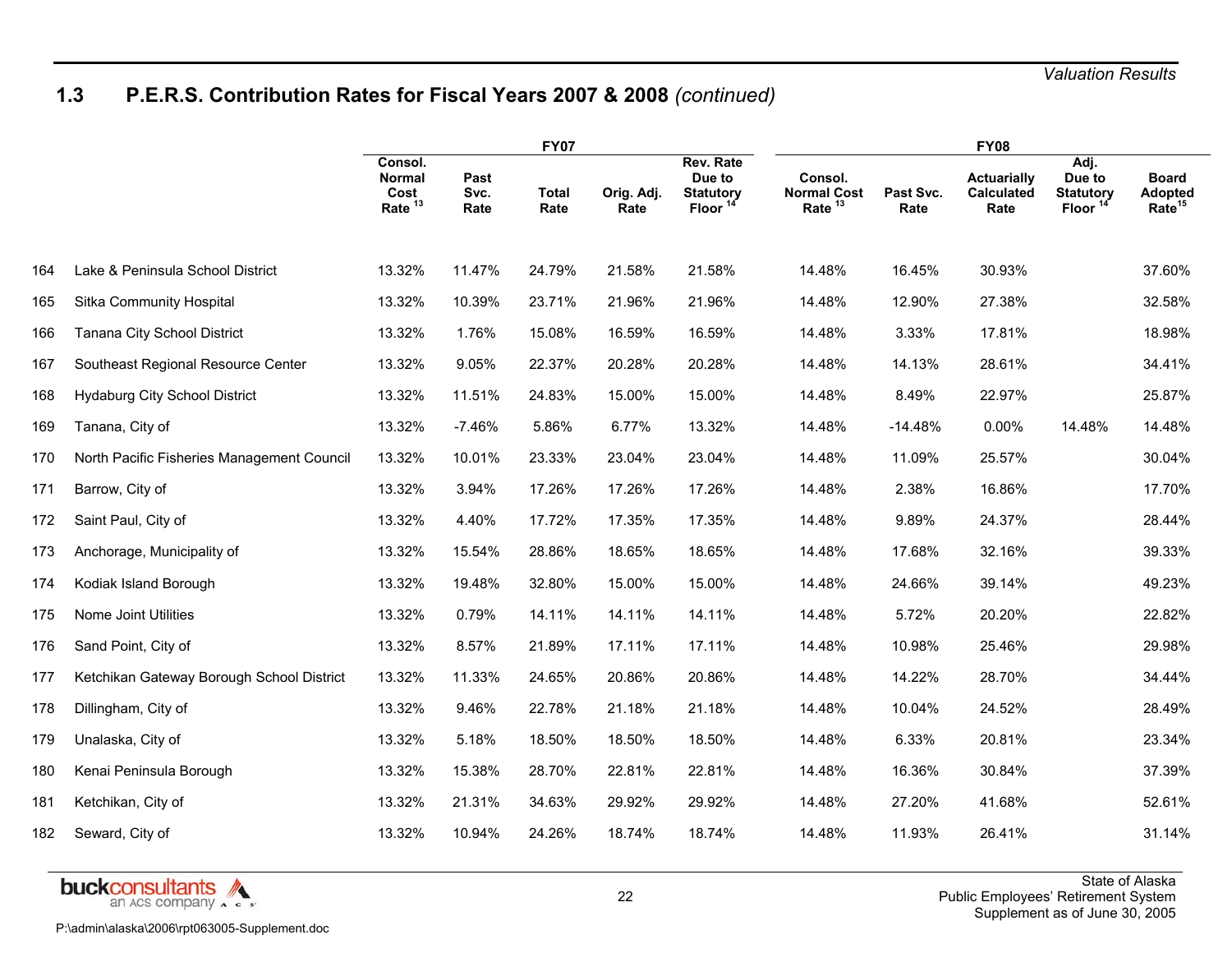## 1.3 P.E.R.S. Contribution Rates for Fiscal Years 2007 & 2008 *(continued)*

| | | FY07 | | | | | FY08 | | | | |
|---|---|---|---|---|---|---|---|---|---|---|---|
| | | Consol. Normal Cost Rate [13] | Past Svc. Rate | Total Rate | Orig. Adj. Rate | Rev. Rate Due to Statutory Floor [14] | Consol. Normal Cost Rate [13] | Past Svc. Rate | Actuarially Calculated Rate | Adj. Due to Statutory Floor [14] | Board Adopted Rate[15] |
| 164 | Lake & Peninsula School District | 13.32% | 11.47% | 24.79% | 21.58% | 21.58% | 14.48% | 16.45% | 30.93% | | 37.60% |
| 165 | Sitka Community Hospital | 13.32% | 10.39% | 23.71% | 21.96% | 21.96% | 14.48% | 12.90% | 27.38% | | 32.58% |
| 166 | Tanana City School District | 13.32% | 1.76% | 15.08% | 16.59% | 16.59% | 14.48% | 3.33% | 17.81% | | 18.98% |
| 167 | Southeast Regional Resource Center | 13.32% | 9.05% | 22.37% | 20.28% | 20.28% | 14.48% | 14.13% | 28.61% | | 34.41% |
| 168 | Hydaburg City School District | 13.32% | 11.51% | 24.83% | 15.00% | 15.00% | 14.48% | 8.49% | 22.97% | | 25.87% |
| 169 | Tanana, City of | 13.32% | -7.46% | 5.86% | 6.77% | 13.32% | 14.48% | -14.48% | 0.00% | 14.48% | 14.48% |
| 170 | North Pacific Fisheries Management Council | 13.32% | 10.01% | 23.33% | 23.04% | 23.04% | 14.48% | 11.09% | 25.57% | | 30.04% |
| 171 | Barrow, City of | 13.32% | 3.94% | 17.26% | 17.26% | 17.26% | 14.48% | 2.38% | 16.86% | | 17.70% |
| 172 | Saint Paul, City of | 13.32% | 4.40% | 17.72% | 17.35% | 17.35% | 14.48% | 9.89% | 24.37% | | 28.44% |
| 173 | Anchorage, Municipality of | 13.32% | 15.54% | 28.86% | 18.65% | 18.65% | 14.48% | 17.68% | 32.16% | | 39.33% |
| 174 | Kodiak Island Borough | 13.32% | 19.48% | 32.80% | 15.00% | 15.00% | 14.48% | 24.66% | 39.14% | | 49.23% |
| 175 | Nome Joint Utilities | 13.32% | 0.79% | 14.11% | 14.11% | 14.11% | 14.48% | 5.72% | 20.20% | | 22.82% |
| 176 | Sand Point, City of | 13.32% | 8.57% | 21.89% | 17.11% | 17.11% | 14.48% | 10.98% | 25.46% | | 29.98% |
| 177 | Ketchikan Gateway Borough School District | 13.32% | 11.33% | 24.65% | 20.86% | 20.86% | 14.48% | 14.22% | 28.70% | | 34.44% |
| 178 | Dillingham, City of | 13.32% | 9.46% | 22.78% | 21.18% | 21.18% | 14.48% | 10.04% | 24.52% | | 28.49% |
| 179 | Unalaska, City of | 13.32% | 5.18% | 18.50% | 18.50% | 18.50% | 14.48% | 6.33% | 20.81% | | 23.34% |
| 180 | Kenai Peninsula Borough | 13.32% | 15.38% | 28.70% | 22.81% | 22.81% | 14.48% | 16.36% | 30.84% | | 37.39% |
| 181 | Ketchikan, City of | 13.32% | 21.31% | 34.63% | 29.92% | 29.92% | 14.48% | 27.20% | 41.68% | | 52.61% |
| 182 | Seward, City of | 13.32% | 10.94% | 24.26% | 18.74% | 18.74% | 14.48% | 11.93% | 26.41% | | 31.14% |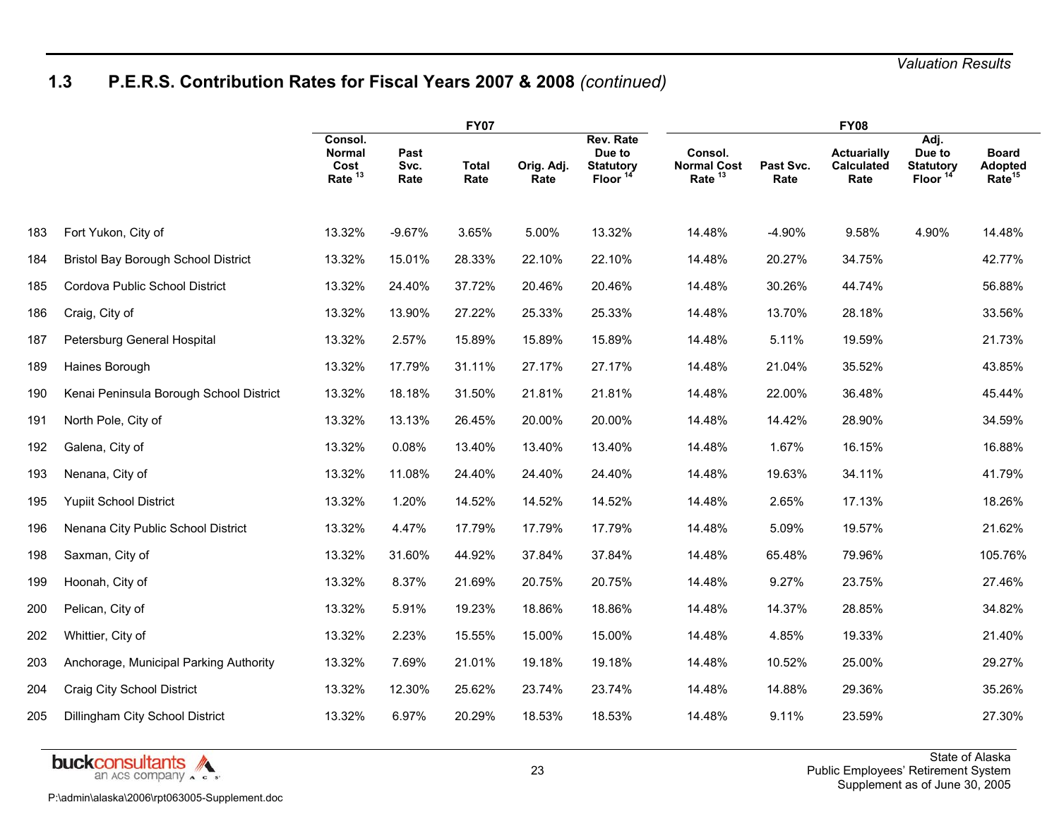## 1.3 P.E.R.S. Contribution Rates for Fiscal Years 2007 & 2008 *(continued)*

| | | FY07 | | | | | FY08 | | | | |
|---|---|---|---|---|---|---|---|---|---|---|---|
| | | Consol. Normal Cost Rate [13] | Past Svc. Rate | Total Rate | Orig. Adj. Rate | Rev. Rate Due to Statutory Floor [14] | Consol. Normal Cost Rate [13] | Past Svc. Rate | Actuarially Calculated Rate | Adj. Due to Statutory Floor [14] | Board Adopted Rate[15] |
| 183 | Fort Yukon, City of | 13.32% | -9.67% | 3.65% | 5.00% | 13.32% | 14.48% | -4.90% | 9.58% | 4.90% | 14.48% |
| 184 | Bristol Bay Borough School District | 13.32% | 15.01% | 28.33% | 22.10% | 22.10% | 14.48% | 20.27% | 34.75% | | 42.77% |
| 185 | Cordova Public School District | 13.32% | 24.40% | 37.72% | 20.46% | 20.46% | 14.48% | 30.26% | 44.74% | | 56.88% |
| 186 | Craig, City of | 13.32% | 13.90% | 27.22% | 25.33% | 25.33% | 14.48% | 13.70% | 28.18% | | 33.56% |
| 187 | Petersburg General Hospital | 13.32% | 2.57% | 15.89% | 15.89% | 15.89% | 14.48% | 5.11% | 19.59% | | 21.73% |
| 189 | Haines Borough | 13.32% | 17.79% | 31.11% | 27.17% | 27.17% | 14.48% | 21.04% | 35.52% | | 43.85% |
| 190 | Kenai Peninsula Borough School District | 13.32% | 18.18% | 31.50% | 21.81% | 21.81% | 14.48% | 22.00% | 36.48% | | 45.44% |
| 191 | North Pole, City of | 13.32% | 13.13% | 26.45% | 20.00% | 20.00% | 14.48% | 14.42% | 28.90% | | 34.59% |
| 192 | Galena, City of | 13.32% | 0.08% | 13.40% | 13.40% | 13.40% | 14.48% | 1.67% | 16.15% | | 16.88% |
| 193 | Nenana, City of | 13.32% | 11.08% | 24.40% | 24.40% | 24.40% | 14.48% | 19.63% | 34.11% | | 41.79% |
| 195 | Yupiit School District | 13.32% | 1.20% | 14.52% | 14.52% | 14.52% | 14.48% | 2.65% | 17.13% | | 18.26% |
| 196 | Nenana City Public School District | 13.32% | 4.47% | 17.79% | 17.79% | 17.79% | 14.48% | 5.09% | 19.57% | | 21.62% |
| 198 | Saxman, City of | 13.32% | 31.60% | 44.92% | 37.84% | 37.84% | 14.48% | 65.48% | 79.96% | | 105.76% |
| 199 | Hoonah, City of | 13.32% | 8.37% | 21.69% | 20.75% | 20.75% | 14.48% | 9.27% | 23.75% | | 27.46% |
| 200 | Pelican, City of | 13.32% | 5.91% | 19.23% | 18.86% | 18.86% | 14.48% | 14.37% | 28.85% | | 34.82% |
| 202 | Whittier, City of | 13.32% | 2.23% | 15.55% | 15.00% | 15.00% | 14.48% | 4.85% | 19.33% | | 21.40% |
| 203 | Anchorage, Municipal Parking Authority | 13.32% | 7.69% | 21.01% | 19.18% | 19.18% | 14.48% | 10.52% | 25.00% | | 29.27% |
| 204 | Craig City School District | 13.32% | 12.30% | 25.62% | 23.74% | 23.74% | 14.48% | 14.88% | 29.36% | | 35.26% |
| 205 | Dillingham City School District | 13.32% | 6.97% | 20.29% | 18.53% | 18.53% | 14.48% | 9.11% | 23.59% | | 27.30% |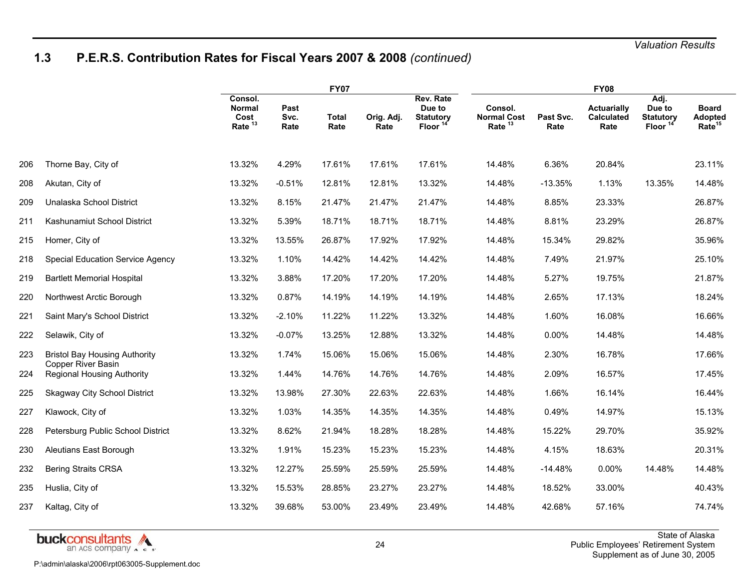## 1.3 P.E.R.S. Contribution Rates for Fiscal Years 2007 & 2008 *(continued)*

| | | FY07 | | | | | FY08 | | | | |
|---|---|---|---|---|---|---|---|---|---|---|---|
| | | Consol. Normal Cost Rate [13] | Past Svc. Rate | Total Rate | Orig. Adj. Rate | Rev. Rate Due to Statutory Floor [14] | Consol. Normal Cost Rate [13] | Past Svc. Rate | Actuarially Calculated Rate | Adj. Due to Statutory Floor [14] | Board Adopted Rate[15] |
| 206 | Thorne Bay, City of | 13.32% | 4.29% | 17.61% | 17.61% | 17.61% | 14.48% | 6.36% | 20.84% | | 23.11% |
| 208 | Akutan, City of | 13.32% | -0.51% | 12.81% | 12.81% | 13.32% | 14.48% | -13.35% | 1.13% | 13.35% | 14.48% |
| 209 | Unalaska School District | 13.32% | 8.15% | 21.47% | 21.47% | 21.47% | 14.48% | 8.85% | 23.33% | | 26.87% |
| 211 | Kashunamiut School District | 13.32% | 5.39% | 18.71% | 18.71% | 18.71% | 14.48% | 8.81% | 23.29% | | 26.87% |
| 215 | Homer, City of | 13.32% | 13.55% | 26.87% | 17.92% | 17.92% | 14.48% | 15.34% | 29.82% | | 35.96% |
| 218 | Special Education Service Agency | 13.32% | 1.10% | 14.42% | 14.42% | 14.42% | 14.48% | 7.49% | 21.97% | | 25.10% |
| 219 | Bartlett Memorial Hospital | 13.32% | 3.88% | 17.20% | 17.20% | 17.20% | 14.48% | 5.27% | 19.75% | | 21.87% |
| 220 | Northwest Arctic Borough | 13.32% | 0.87% | 14.19% | 14.19% | 14.19% | 14.48% | 2.65% | 17.13% | | 18.24% |
| 221 | Saint Mary's School District | 13.32% | -2.10% | 11.22% | 11.22% | 13.32% | 14.48% | 1.60% | 16.08% | | 16.66% |
| 222 | Selawik, City of | 13.32% | -0.07% | 13.25% | 12.88% | 13.32% | 14.48% | 0.00% | 14.48% | | 14.48% |
| 223 | Bristol Bay Housing Authority | 13.32% | 1.74% | 15.06% | 15.06% | 15.06% | 14.48% | 2.30% | 16.78% | | 17.66% |
| 224 | Copper River Basin Regional Housing Authority | 13.32% | 1.44% | 14.76% | 14.76% | 14.76% | 14.48% | 2.09% | 16.57% | | 17.45% |
| 225 | Skagway City School District | 13.32% | 13.98% | 27.30% | 22.63% | 22.63% | 14.48% | 1.66% | 16.14% | | 16.44% |
| 227 | Klawock, City of | 13.32% | 1.03% | 14.35% | 14.35% | 14.35% | 14.48% | 0.49% | 14.97% | | 15.13% |
| 228 | Petersburg Public School District | 13.32% | 8.62% | 21.94% | 18.28% | 18.28% | 14.48% | 15.22% | 29.70% | | 35.92% |
| 230 | Aleutians East Borough | 13.32% | 1.91% | 15.23% | 15.23% | 15.23% | 14.48% | 4.15% | 18.63% | | 20.31% |
| 232 | Bering Straits CRSA | 13.32% | 12.27% | 25.59% | 25.59% | 25.59% | 14.48% | -14.48% | 0.00% | 14.48% | 14.48% |
| 235 | Huslia, City of | 13.32% | 15.53% | 28.85% | 23.27% | 23.27% | 14.48% | 18.52% | 33.00% | | 40.43% |
| 237 | Kaltag, City of | 13.32% | 39.68% | 53.00% | 23.49% | 23.49% | 14.48% | 42.68% | 57.16% | | 74.74% |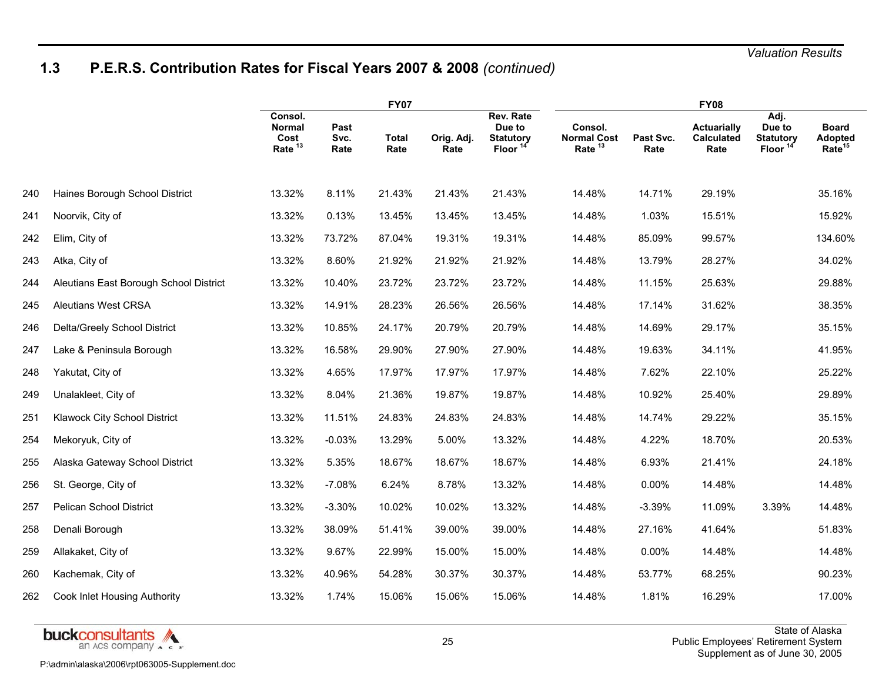## 1.3 P.E.R.S. Contribution Rates for Fiscal Years 2007 & 2008 *(continued)*

| | | FY07 | | | | | FY08 | | | | |
|---|---|---|---|---|---|---|---|---|---|---|---|
| | | Consol. Normal Cost Rate [13] | Past Svc. Rate | Total Rate | Orig. Adj. Rate | Rev. Rate Due to Statutory Floor [14] | Consol. Normal Cost Rate [13] | Past Svc. Rate | Actuarially Calculated Rate | Adj. Due to Statutory Floor [14] | Board Adopted Rate[15] |
| 240 | Haines Borough School District | 13.32% | 8.11% | 21.43% | 21.43% | 21.43% | 14.48% | 14.71% | 29.19% | | 35.16% |
| 241 | Noorvik, City of | 13.32% | 0.13% | 13.45% | 13.45% | 13.45% | 14.48% | 1.03% | 15.51% | | 15.92% |
| 242 | Elim, City of | 13.32% | 73.72% | 87.04% | 19.31% | 19.31% | 14.48% | 85.09% | 99.57% | | 134.60% |
| 243 | Atka, City of | 13.32% | 8.60% | 21.92% | 21.92% | 21.92% | 14.48% | 13.79% | 28.27% | | 34.02% |
| 244 | Aleutians East Borough School District | 13.32% | 10.40% | 23.72% | 23.72% | 23.72% | 14.48% | 11.15% | 25.63% | | 29.88% |
| 245 | Aleutians West CRSA | 13.32% | 14.91% | 28.23% | 26.56% | 26.56% | 14.48% | 17.14% | 31.62% | | 38.35% |
| 246 | Delta/Greely School District | 13.32% | 10.85% | 24.17% | 20.79% | 20.79% | 14.48% | 14.69% | 29.17% | | 35.15% |
| 247 | Lake & Peninsula Borough | 13.32% | 16.58% | 29.90% | 27.90% | 27.90% | 14.48% | 19.63% | 34.11% | | 41.95% |
| 248 | Yakutat, City of | 13.32% | 4.65% | 17.97% | 17.97% | 17.97% | 14.48% | 7.62% | 22.10% | | 25.22% |
| 249 | Unalakleet, City of | 13.32% | 8.04% | 21.36% | 19.87% | 19.87% | 14.48% | 10.92% | 25.40% | | 29.89% |
| 251 | Klawock City School District | 13.32% | 11.51% | 24.83% | 24.83% | 24.83% | 14.48% | 14.74% | 29.22% | | 35.15% |
| 254 | Mekoryuk, City of | 13.32% | -0.03% | 13.29% | 5.00% | 13.32% | 14.48% | 4.22% | 18.70% | | 20.53% |
| 255 | Alaska Gateway School District | 13.32% | 5.35% | 18.67% | 18.67% | 18.67% | 14.48% | 6.93% | 21.41% | | 24.18% |
| 256 | St. George, City of | 13.32% | -7.08% | 6.24% | 8.78% | 13.32% | 14.48% | 0.00% | 14.48% | | 14.48% |
| 257 | Pelican School District | 13.32% | -3.30% | 10.02% | 10.02% | 13.32% | 14.48% | -3.39% | 11.09% | 3.39% | 14.48% |
| 258 | Denali Borough | 13.32% | 38.09% | 51.41% | 39.00% | 39.00% | 14.48% | 27.16% | 41.64% | | 51.83% |
| 259 | Allakaket, City of | 13.32% | 9.67% | 22.99% | 15.00% | 15.00% | 14.48% | 0.00% | 14.48% | | 14.48% |
| 260 | Kachemak, City of | 13.32% | 40.96% | 54.28% | 30.37% | 30.37% | 14.48% | 53.77% | 68.25% | | 90.23% |
| 262 | Cook Inlet Housing Authority | 13.32% | 1.74% | 15.06% | 15.06% | 15.06% | 14.48% | 1.81% | 16.29% | | 17.00% |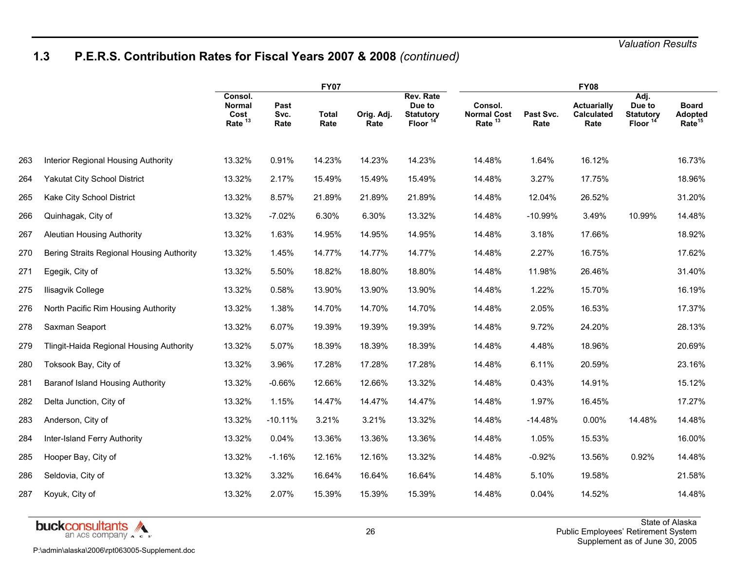## 1.3 P.E.R.S. Contribution Rates for Fiscal Years 2007 & 2008 *(continued)*

| | | FY07 | | | | | FY08 | | | | |
|---|---|---|---|---|---|---|---|---|---|---|---|
| | | Consol. Normal Cost Rate [13] | Past Svc. Rate | Total Rate | Orig. Adj. Rate | Rev. Rate Due to Statutory Floor [14] | Consol. Normal Cost Rate [13] | Past Svc. Rate | Actuarially Calculated Rate | Adj. Due to Statutory Floor [14] | Board Adopted Rate[15] |
| 263 | Interior Regional Housing Authority | 13.32% | 0.91% | 14.23% | 14.23% | 14.23% | 14.48% | 1.64% | 16.12% | | 16.73% |
| 264 | Yakutat City School District | 13.32% | 2.17% | 15.49% | 15.49% | 15.49% | 14.48% | 3.27% | 17.75% | | 18.96% |
| 265 | Kake City School District | 13.32% | 8.57% | 21.89% | 21.89% | 21.89% | 14.48% | 12.04% | 26.52% | | 31.20% |
| 266 | Quinhagak, City of | 13.32% | -7.02% | 6.30% | 6.30% | 13.32% | 14.48% | -10.99% | 3.49% | 10.99% | 14.48% |
| 267 | Aleutian Housing Authority | 13.32% | 1.63% | 14.95% | 14.95% | 14.95% | 14.48% | 3.18% | 17.66% | | 18.92% |
| 270 | Bering Straits Regional Housing Authority | 13.32% | 1.45% | 14.77% | 14.77% | 14.77% | 14.48% | 2.27% | 16.75% | | 17.62% |
| 271 | Egegik, City of | 13.32% | 5.50% | 18.82% | 18.80% | 18.80% | 14.48% | 11.98% | 26.46% | | 31.40% |
| 275 | Ilisagvik College | 13.32% | 0.58% | 13.90% | 13.90% | 13.90% | 14.48% | 1.22% | 15.70% | | 16.19% |
| 276 | North Pacific Rim Housing Authority | 13.32% | 1.38% | 14.70% | 14.70% | 14.70% | 14.48% | 2.05% | 16.53% | | 17.37% |
| 278 | Saxman Seaport | 13.32% | 6.07% | 19.39% | 19.39% | 19.39% | 14.48% | 9.72% | 24.20% | | 28.13% |
| 279 | Tlingit-Haida Regional Housing Authority | 13.32% | 5.07% | 18.39% | 18.39% | 18.39% | 14.48% | 4.48% | 18.96% | | 20.69% |
| 280 | Toksook Bay, City of | 13.32% | 3.96% | 17.28% | 17.28% | 17.28% | 14.48% | 6.11% | 20.59% | | 23.16% |
| 281 | Baranof Island Housing Authority | 13.32% | -0.66% | 12.66% | 12.66% | 13.32% | 14.48% | 0.43% | 14.91% | | 15.12% |
| 282 | Delta Junction, City of | 13.32% | 1.15% | 14.47% | 14.47% | 14.47% | 14.48% | 1.97% | 16.45% | | 17.27% |
| 283 | Anderson, City of | 13.32% | -10.11% | 3.21% | 3.21% | 13.32% | 14.48% | -14.48% | 0.00% | 14.48% | 14.48% |
| 284 | Inter-Island Ferry Authority | 13.32% | 0.04% | 13.36% | 13.36% | 13.36% | 14.48% | 1.05% | 15.53% | | 16.00% |
| 285 | Hooper Bay, City of | 13.32% | -1.16% | 12.16% | 12.16% | 13.32% | 14.48% | -0.92% | 13.56% | 0.92% | 14.48% |
| 286 | Seldovia, City of | 13.32% | 3.32% | 16.64% | 16.64% | 16.64% | 14.48% | 5.10% | 19.58% | | 21.58% |
| 287 | Koyuk, City of | 13.32% | 2.07% | 15.39% | 15.39% | 15.39% | 14.48% | 0.04% | 14.52% | | 14.48% |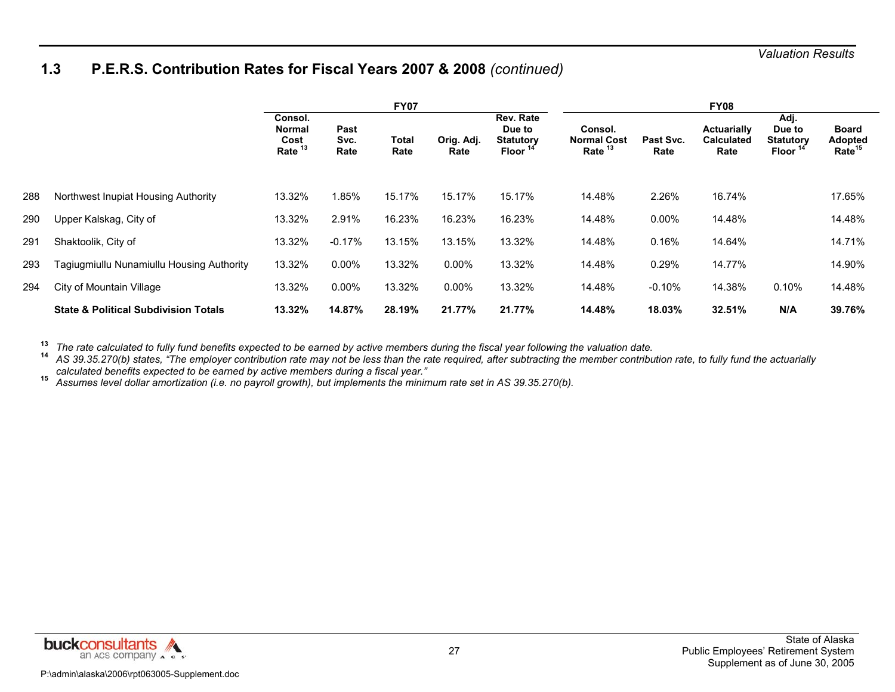## 1.3 P.E.R.S. Contribution Rates for Fiscal Years 2007 & 2008 *(continued)*

| | | FY07 | | | | | FY08 | | | | |
|---|---|---|---|---|---|---|---|---|---|---|---|
| | | Consol. Normal Cost Rate [13] | Past Svc. Rate | Total Rate | Orig. Adj. Rate | Rev. Rate Due to Statutory Floor [14] | Consol. Normal Cost Rate [13] | Past Svc. Rate | Actuarially Calculated Rate | Adj. Due to Statutory Floor [14] | Board Adopted Rate[15] |
| 288 | Northwest Inupiat Housing Authority | 13.32% | 1.85% | 15.17% | 15.17% | 15.17% | 14.48% | 2.26% | 16.74% | | 17.65% |
| 290 | Upper Kalskag, City of | 13.32% | 2.91% | 16.23% | 16.23% | 16.23% | 14.48% | 0.00% | 14.48% | | 14.48% |
| 291 | Shaktoolik, City of | 13.32% | -0.17% | 13.15% | 13.15% | 13.32% | 14.48% | 0.16% | 14.64% | | 14.71% |
| 293 | Tagiugmiullu Nunamiullu Housing Authority | 13.32% | 0.00% | 13.32% | 0.00% | 13.32% | 14.48% | 0.29% | 14.77% | | 14.90% |
| 294 | City of Mountain Village | 13.32% | 0.00% | 13.32% | 0.00% | 13.32% | 14.48% | -0.10% | 14.38% | 0.10% | 14.48% |
| | **State & Political Subdivision Totals** | **13.32%** | **14.87%** | **28.19%** | **21.77%** | **21.77%** | **14.48%** | **18.03%** | **32.51%** | **N/A** | **39.76%** |

[13] *The rate calculated to fully fund benefits expected to be earned by active members during the fiscal year following the valuation date.*

[14] *AS 39.35.270(b) states, "The employer contribution rate may not be less than the rate required, after subtracting the member contribution rate, to fully fund the actuarially calculated benefits expected to be earned by active members during a fiscal year."*

[15] *Assumes level dollar amortization (i.e. no payroll growth), but implements the minimum rate set in AS 39.35.270(b).*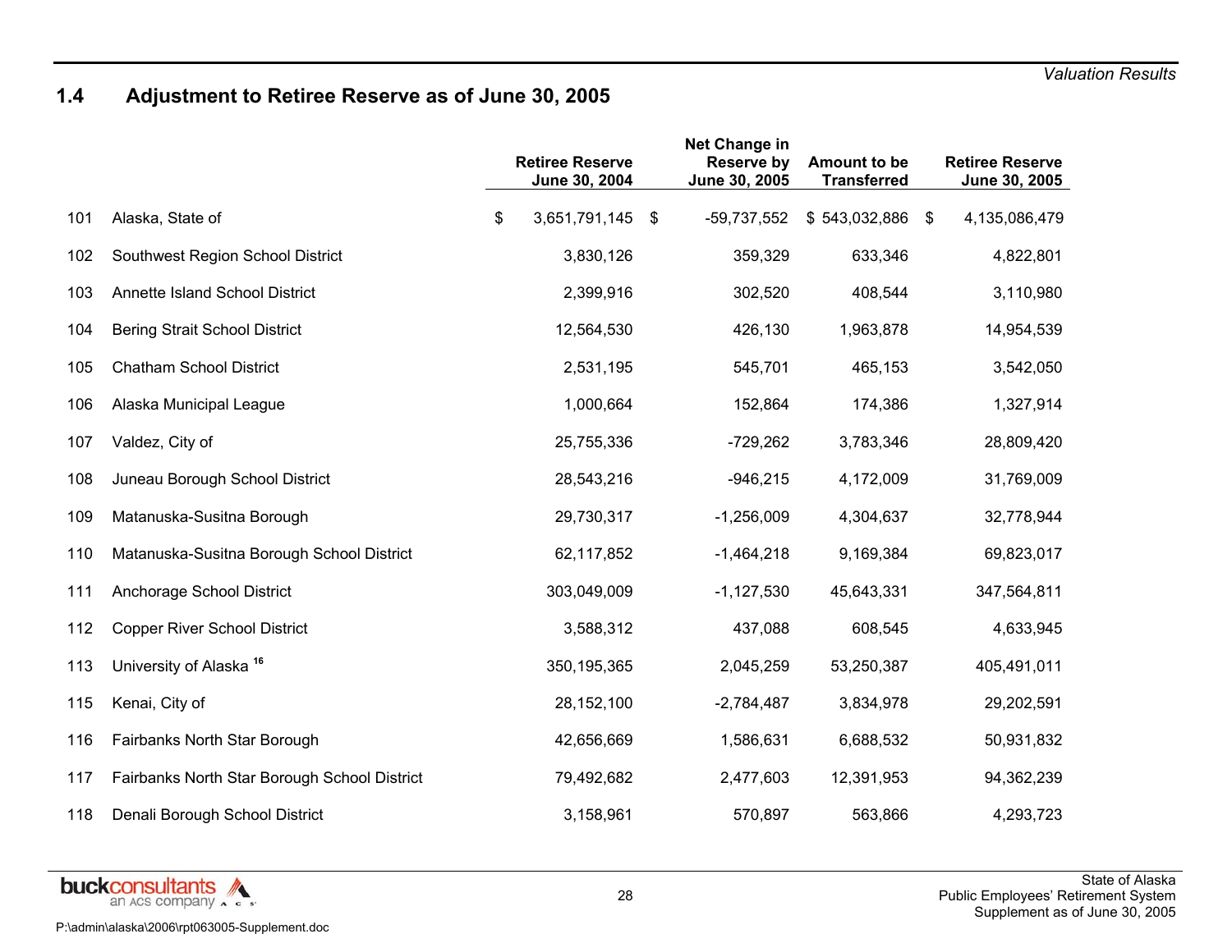## 1.4 Adjustment to Retiree Reserve as of June 30, 2005

| | | Retiree Reserve June 30, 2004 | Net Change in Reserve by June 30, 2005 | Amount to be Transferred | Retiree Reserve June 30, 2005 |
|---|---|---|---|---|---|
| 101 | Alaska, State of | $ 3,651,791,145 | $ -59,737,552 | $ 543,032,886 | $ 4,135,086,479 |
| 102 | Southwest Region School District | 3,830,126 | 359,329 | 633,346 | 4,822,801 |
| 103 | Annette Island School District | 2,399,916 | 302,520 | 408,544 | 3,110,980 |
| 104 | Bering Strait School District | 12,564,530 | 426,130 | 1,963,878 | 14,954,539 |
| 105 | Chatham School District | 2,531,195 | 545,701 | 465,153 | 3,542,050 |
| 106 | Alaska Municipal League | 1,000,664 | 152,864 | 174,386 | 1,327,914 |
| 107 | Valdez, City of | 25,755,336 | -729,262 | 3,783,346 | 28,809,420 |
| 108 | Juneau Borough School District | 28,543,216 | -946,215 | 4,172,009 | 31,769,009 |
| 109 | Matanuska-Susitna Borough | 29,730,317 | -1,256,009 | 4,304,637 | 32,778,944 |
| 110 | Matanuska-Susitna Borough School District | 62,117,852 | -1,464,218 | 9,169,384 | 69,823,017 |
| 111 | Anchorage School District | 303,049,009 | -1,127,530 | 45,643,331 | 347,564,811 |
| 112 | Copper River School District | 3,588,312 | 437,088 | 608,545 | 4,633,945 |
| 113 | University of Alaska [16] | 350,195,365 | 2,045,259 | 53,250,387 | 405,491,011 |
| 115 | Kenai, City of | 28,152,100 | -2,784,487 | 3,834,978 | 29,202,591 |
| 116 | Fairbanks North Star Borough | 42,656,669 | 1,586,631 | 6,688,532 | 50,931,832 |
| 117 | Fairbanks North Star Borough School District | 79,492,682 | 2,477,603 | 12,391,953 | 94,362,239 |
| 118 | Denali Borough School District | 3,158,961 | 570,897 | 563,866 | 4,293,723 |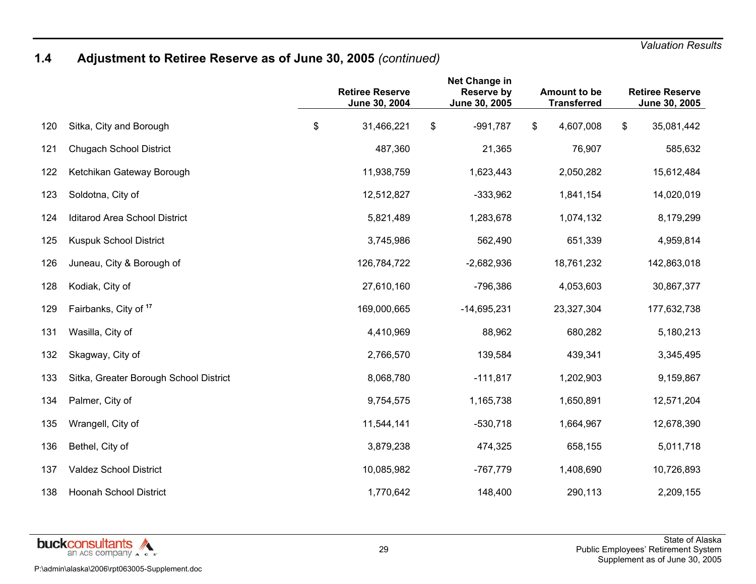## 1.4 Adjustment to Retiree Reserve as of June 30, 2005 *(continued)*

| | | Retiree Reserve June 30, 2004 | Net Change in Reserve by June 30, 2005 | Amount to be Transferred | Retiree Reserve June 30, 2005 |
|---|---|---|---|---|---|
| 120 | Sitka, City and Borough | $ 31,466,221 | $ -991,787 | $ 4,607,008 | $ 35,081,442 |
| 121 | Chugach School District | 487,360 | 21,365 | 76,907 | 585,632 |
| 122 | Ketchikan Gateway Borough | 11,938,759 | 1,623,443 | 2,050,282 | 15,612,484 |
| 123 | Soldotna, City of | 12,512,827 | -333,962 | 1,841,154 | 14,020,019 |
| 124 | Iditarod Area School District | 5,821,489 | 1,283,678 | 1,074,132 | 8,179,299 |
| 125 | Kuspuk School District | 3,745,986 | 562,490 | 651,339 | 4,959,814 |
| 126 | Juneau, City & Borough of | 126,784,722 | -2,682,936 | 18,761,232 | 142,863,018 |
| 128 | Kodiak, City of | 27,610,160 | -796,386 | 4,053,603 | 30,867,377 |
| 129 | Fairbanks, City of [17] | 169,000,665 | -14,695,231 | 23,327,304 | 177,632,738 |
| 131 | Wasilla, City of | 4,410,969 | 88,962 | 680,282 | 5,180,213 |
| 132 | Skagway, City of | 2,766,570 | 139,584 | 439,341 | 3,345,495 |
| 133 | Sitka, Greater Borough School District | 8,068,780 | -111,817 | 1,202,903 | 9,159,867 |
| 134 | Palmer, City of | 9,754,575 | 1,165,738 | 1,650,891 | 12,571,204 |
| 135 | Wrangell, City of | 11,544,141 | -530,718 | 1,664,967 | 12,678,390 |
| 136 | Bethel, City of | 3,879,238 | 474,325 | 658,155 | 5,011,718 |
| 137 | Valdez School District | 10,085,982 | -767,779 | 1,408,690 | 10,726,893 |
| 138 | Hoonah School District | 1,770,642 | 148,400 | 290,113 | 2,209,155 |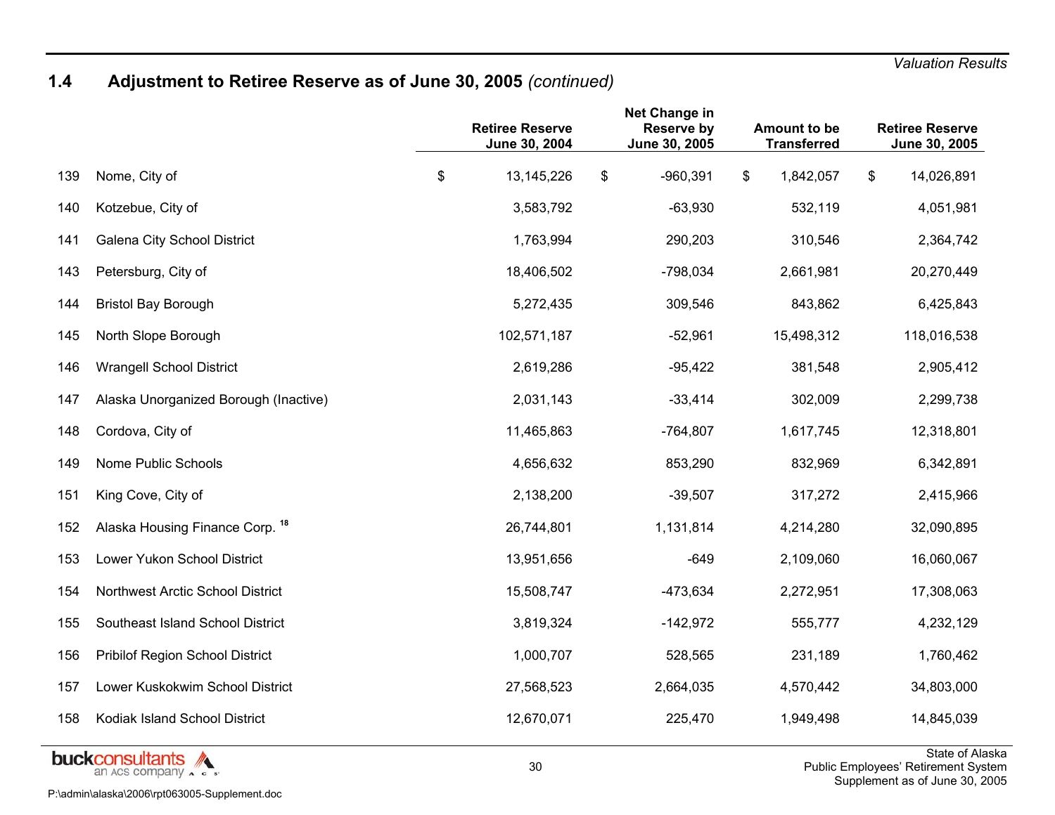## 1.4 Adjustment to Retiree Reserve as of June 30, 2005 *(continued)*

| | | Retiree Reserve June 30, 2004 | Net Change in Reserve by June 30, 2005 | Amount to be Transferred | Retiree Reserve June 30, 2005 |
|---|---|---|---|---|---|
| 139 | Nome, City of | $ 13,145,226 | $ -960,391 | $ 1,842,057 | $ 14,026,891 |
| 140 | Kotzebue, City of | 3,583,792 | -63,930 | 532,119 | 4,051,981 |
| 141 | Galena City School District | 1,763,994 | 290,203 | 310,546 | 2,364,742 |
| 143 | Petersburg, City of | 18,406,502 | -798,034 | 2,661,981 | 20,270,449 |
| 144 | Bristol Bay Borough | 5,272,435 | 309,546 | 843,862 | 6,425,843 |
| 145 | North Slope Borough | 102,571,187 | -52,961 | 15,498,312 | 118,016,538 |
| 146 | Wrangell School District | 2,619,286 | -95,422 | 381,548 | 2,905,412 |
| 147 | Alaska Unorganized Borough (Inactive) | 2,031,143 | -33,414 | 302,009 | 2,299,738 |
| 148 | Cordova, City of | 11,465,863 | -764,807 | 1,617,745 | 12,318,801 |
| 149 | Nome Public Schools | 4,656,632 | 853,290 | 832,969 | 6,342,891 |
| 151 | King Cove, City of | 2,138,200 | -39,507 | 317,272 | 2,415,966 |
| 152 | Alaska Housing Finance Corp. [18] | 26,744,801 | 1,131,814 | 4,214,280 | 32,090,895 |
| 153 | Lower Yukon School District | 13,951,656 | -649 | 2,109,060 | 16,060,067 |
| 154 | Northwest Arctic School District | 15,508,747 | -473,634 | 2,272,951 | 17,308,063 |
| 155 | Southeast Island School District | 3,819,324 | -142,972 | 555,777 | 4,232,129 |
| 156 | Pribilof Region School District | 1,000,707 | 528,565 | 231,189 | 1,760,462 |
| 157 | Lower Kuskokwim School District | 27,568,523 | 2,664,035 | 4,570,442 | 34,803,000 |
| 158 | Kodiak Island School District | 12,670,071 | 225,470 | 1,949,498 | 14,845,039 |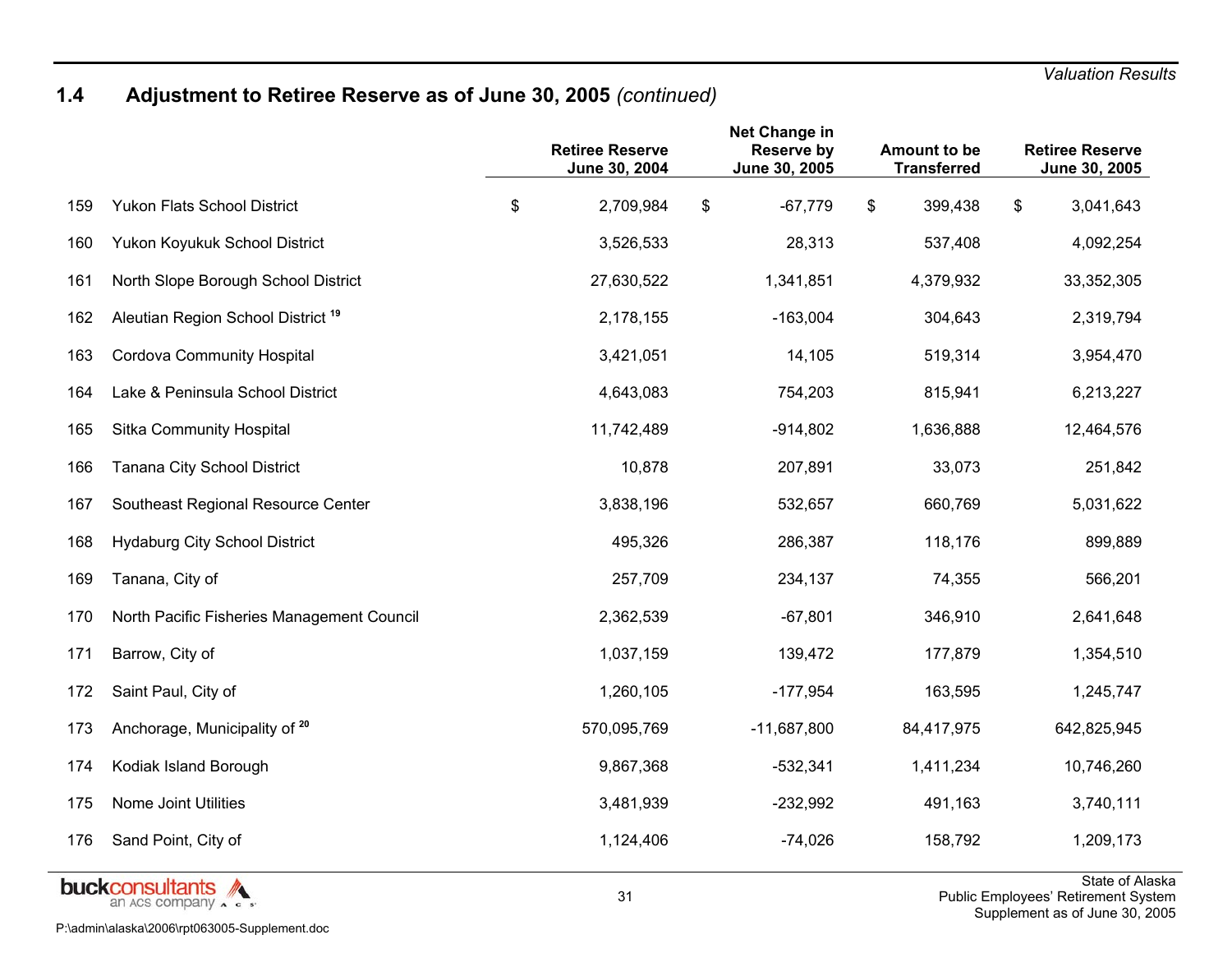## 1.4 Adjustment to Retiree Reserve as of June 30, 2005 *(continued)*

| | | Retiree Reserve June 30, 2004 | Net Change in Reserve by June 30, 2005 | Amount to be Transferred | Retiree Reserve June 30, 2005 |
|---|---|---|---|---|---|
| 159 | Yukon Flats School District | $ 2,709,984 | $ -67,779 | $ 399,438 | $ 3,041,643 |
| 160 | Yukon Koyukuk School District | 3,526,533 | 28,313 | 537,408 | 4,092,254 |
| 161 | North Slope Borough School District | 27,630,522 | 1,341,851 | 4,379,932 | 33,352,305 |
| 162 | Aleutian Region School District [19] | 2,178,155 | -163,004 | 304,643 | 2,319,794 |
| 163 | Cordova Community Hospital | 3,421,051 | 14,105 | 519,314 | 3,954,470 |
| 164 | Lake & Peninsula School District | 4,643,083 | 754,203 | 815,941 | 6,213,227 |
| 165 | Sitka Community Hospital | 11,742,489 | -914,802 | 1,636,888 | 12,464,576 |
| 166 | Tanana City School District | 10,878 | 207,891 | 33,073 | 251,842 |
| 167 | Southeast Regional Resource Center | 3,838,196 | 532,657 | 660,769 | 5,031,622 |
| 168 | Hydaburg City School District | 495,326 | 286,387 | 118,176 | 899,889 |
| 169 | Tanana, City of | 257,709 | 234,137 | 74,355 | 566,201 |
| 170 | North Pacific Fisheries Management Council | 2,362,539 | -67,801 | 346,910 | 2,641,648 |
| 171 | Barrow, City of | 1,037,159 | 139,472 | 177,879 | 1,354,510 |
| 172 | Saint Paul, City of | 1,260,105 | -177,954 | 163,595 | 1,245,747 |
| 173 | Anchorage, Municipality of [20] | 570,095,769 | -11,687,800 | 84,417,975 | 642,825,945 |
| 174 | Kodiak Island Borough | 9,867,368 | -532,341 | 1,411,234 | 10,746,260 |
| 175 | Nome Joint Utilities | 3,481,939 | -232,992 | 491,163 | 3,740,111 |
| 176 | Sand Point, City of | 1,124,406 | -74,026 | 158,792 | 1,209,173 |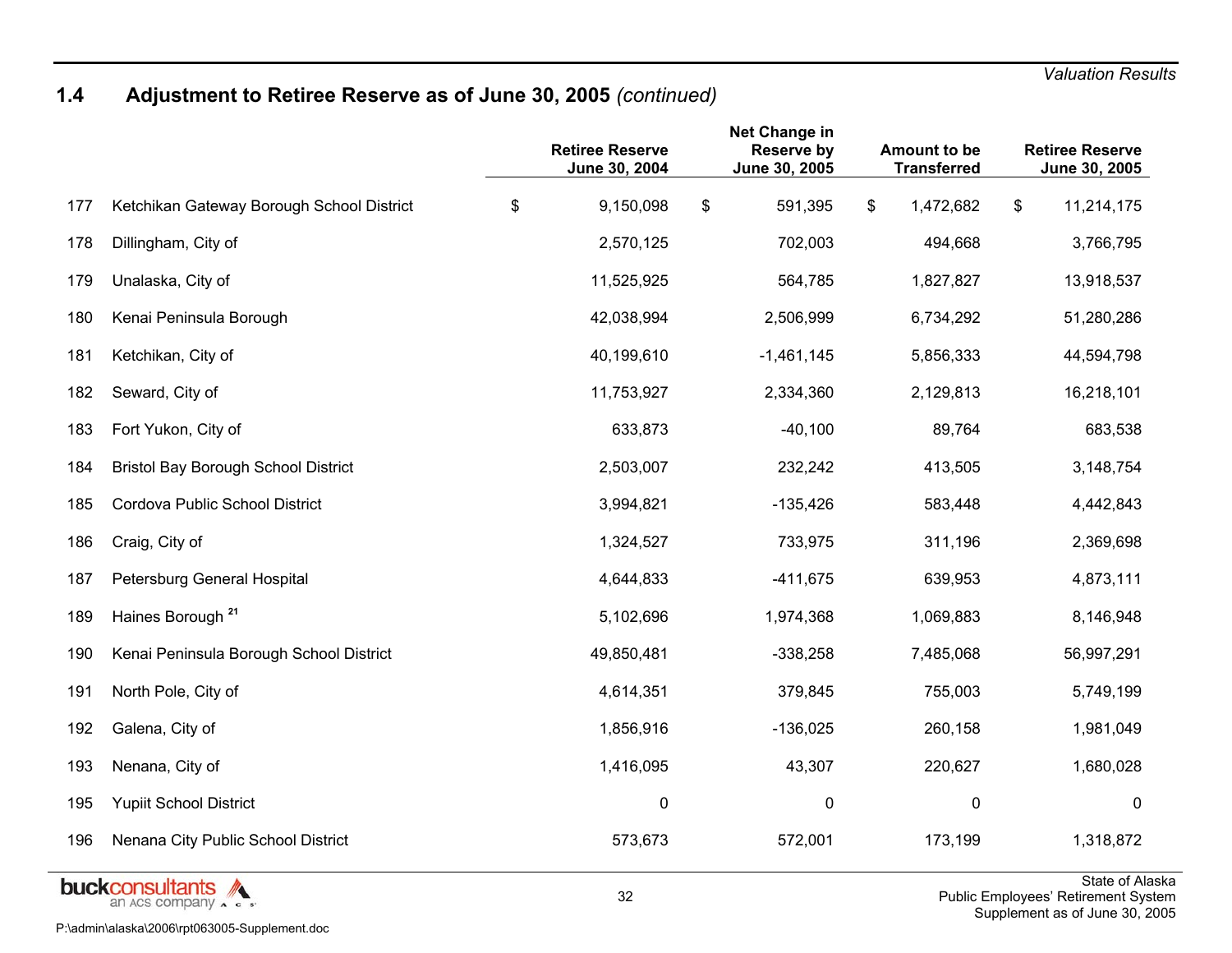*Valuation Results*

## 1.4 Adjustment to Retiree Reserve as of June 30, 2005 *(continued)*

| | | Retiree Reserve June 30, 2004 | Net Change in Reserve by June 30, 2005 | Amount to be Transferred | Retiree Reserve June 30, 2005 |
|---|---|---|---|---|---|
| 177 | Ketchikan Gateway Borough School District | $ 9,150,098 | $ 591,395 | $ 1,472,682 | $ 11,214,175 |
| 178 | Dillingham, City of | 2,570,125 | 702,003 | 494,668 | 3,766,795 |
| 179 | Unalaska, City of | 11,525,925 | 564,785 | 1,827,827 | 13,918,537 |
| 180 | Kenai Peninsula Borough | 42,038,994 | 2,506,999 | 6,734,292 | 51,280,286 |
| 181 | Ketchikan, City of | 40,199,610 | -1,461,145 | 5,856,333 | 44,594,798 |
| 182 | Seward, City of | 11,753,927 | 2,334,360 | 2,129,813 | 16,218,101 |
| 183 | Fort Yukon, City of | 633,873 | -40,100 | 89,764 | 683,538 |
| 184 | Bristol Bay Borough School District | 2,503,007 | 232,242 | 413,505 | 3,148,754 |
| 185 | Cordova Public School District | 3,994,821 | -135,426 | 583,448 | 4,442,843 |
| 186 | Craig, City of | 1,324,527 | 733,975 | 311,196 | 2,369,698 |
| 187 | Petersburg General Hospital | 4,644,833 | -411,675 | 639,953 | 4,873,111 |
| 189 | Haines Borough [21] | 5,102,696 | 1,974,368 | 1,069,883 | 8,146,948 |
| 190 | Kenai Peninsula Borough School District | 49,850,481 | -338,258 | 7,485,068 | 56,997,291 |
| 191 | North Pole, City of | 4,614,351 | 379,845 | 755,003 | 5,749,199 |
| 192 | Galena, City of | 1,856,916 | -136,025 | 260,158 | 1,981,049 |
| 193 | Nenana, City of | 1,416,095 | 43,307 | 220,627 | 1,680,028 |
| 195 | Yupiit School District | 0 | 0 | 0 | 0 |
| 196 | Nenana City Public School District | 573,673 | 572,001 | 173,199 | 1,318,872 |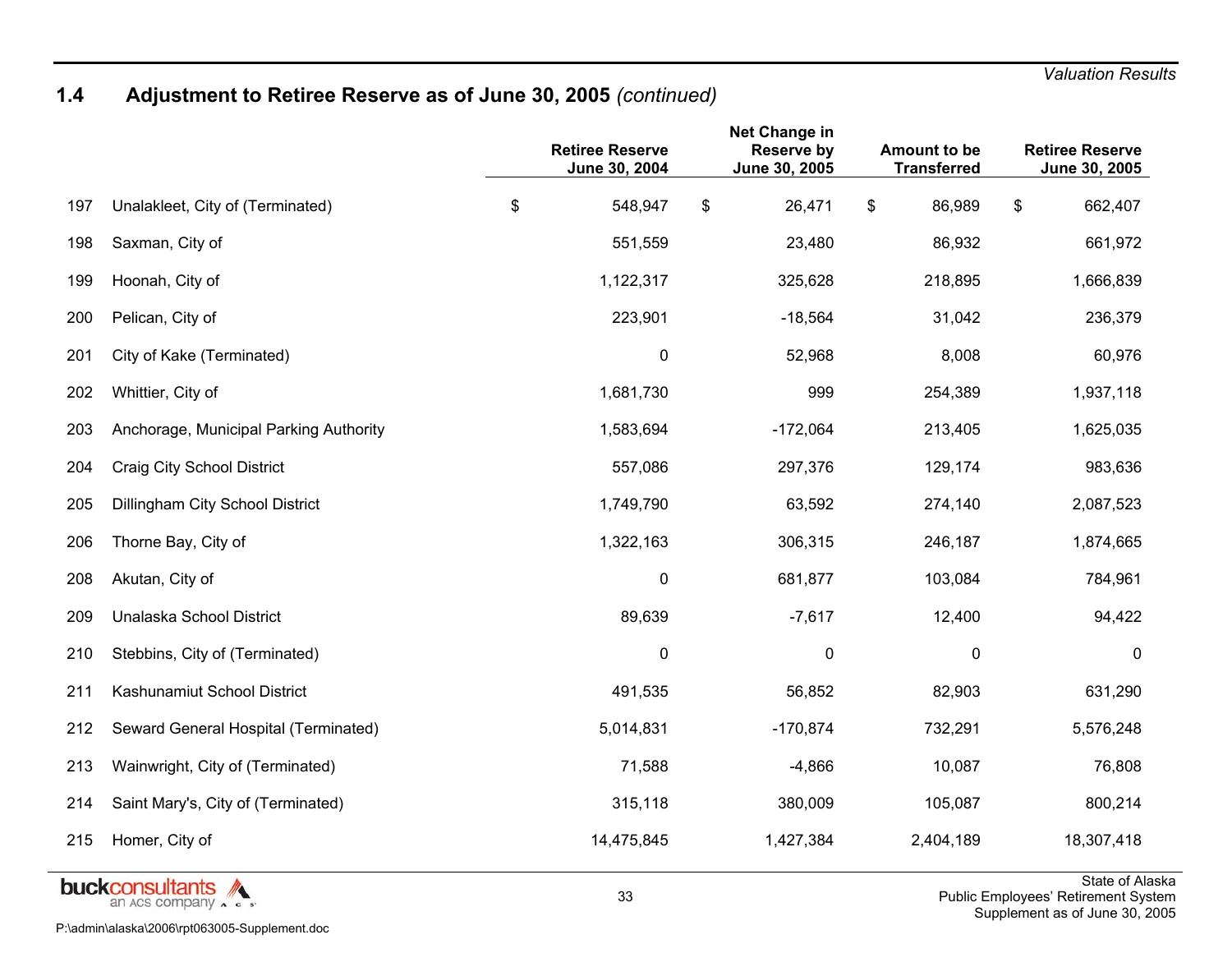## 1.4 Adjustment to Retiree Reserve as of June 30, 2005 *(continued)*

| | | Retiree Reserve June 30, 2004 | Net Change in Reserve by June 30, 2005 | Amount to be Transferred | Retiree Reserve June 30, 2005 |
|---|---|---|---|---|---|
| 197 | Unalakleet, City of (Terminated) | $ 548,947 | $ 26,471 | $ 86,989 | $ 662,407 |
| 198 | Saxman, City of | 551,559 | 23,480 | 86,932 | 661,972 |
| 199 | Hoonah, City of | 1,122,317 | 325,628 | 218,895 | 1,666,839 |
| 200 | Pelican, City of | 223,901 | -18,564 | 31,042 | 236,379 |
| 201 | City of Kake (Terminated) | 0 | 52,968 | 8,008 | 60,976 |
| 202 | Whittier, City of | 1,681,730 | 999 | 254,389 | 1,937,118 |
| 203 | Anchorage, Municipal Parking Authority | 1,583,694 | -172,064 | 213,405 | 1,625,035 |
| 204 | Craig City School District | 557,086 | 297,376 | 129,174 | 983,636 |
| 205 | Dillingham City School District | 1,749,790 | 63,592 | 274,140 | 2,087,523 |
| 206 | Thorne Bay, City of | 1,322,163 | 306,315 | 246,187 | 1,874,665 |
| 208 | Akutan, City of | 0 | 681,877 | 103,084 | 784,961 |
| 209 | Unalaska School District | 89,639 | -7,617 | 12,400 | 94,422 |
| 210 | Stebbins, City of (Terminated) | 0 | 0 | 0 | 0 |
| 211 | Kashunamiut School District | 491,535 | 56,852 | 82,903 | 631,290 |
| 212 | Seward General Hospital (Terminated) | 5,014,831 | -170,874 | 732,291 | 5,576,248 |
| 213 | Wainwright, City of (Terminated) | 71,588 | -4,866 | 10,087 | 76,808 |
| 214 | Saint Mary's, City of (Terminated) | 315,118 | 380,009 | 105,087 | 800,214 |
| 215 | Homer, City of | 14,475,845 | 1,427,384 | 2,404,189 | 18,307,418 |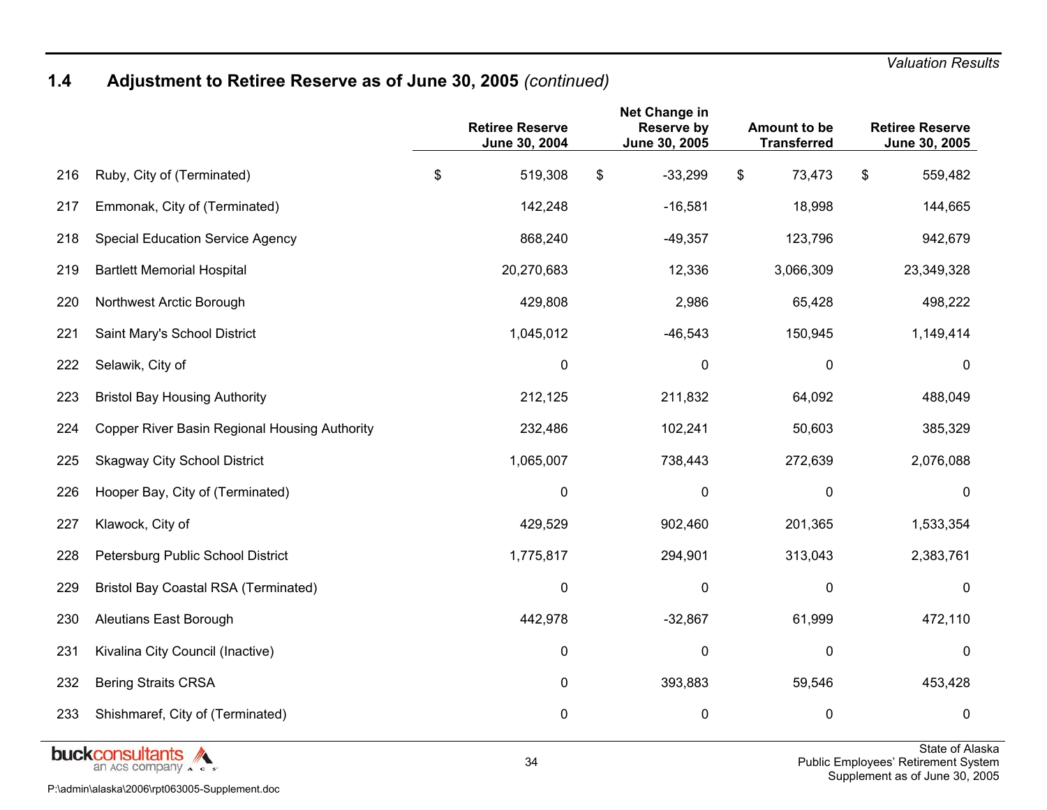## 1.4 Adjustment to Retiree Reserve as of June 30, 2005 *(continued)*

| | | Retiree Reserve June 30, 2004 | Net Change in Reserve by June 30, 2005 | Amount to be Transferred | Retiree Reserve June 30, 2005 |
|---|---|---|---|---|---|
| 216 | Ruby, City of (Terminated) | $ 519,308 | $ -33,299 | $ 73,473 | $ 559,482 |
| 217 | Emmonak, City of (Terminated) | 142,248 | -16,581 | 18,998 | 144,665 |
| 218 | Special Education Service Agency | 868,240 | -49,357 | 123,796 | 942,679 |
| 219 | Bartlett Memorial Hospital | 20,270,683 | 12,336 | 3,066,309 | 23,349,328 |
| 220 | Northwest Arctic Borough | 429,808 | 2,986 | 65,428 | 498,222 |
| 221 | Saint Mary's School District | 1,045,012 | -46,543 | 150,945 | 1,149,414 |
| 222 | Selawik, City of | 0 | 0 | 0 | 0 |
| 223 | Bristol Bay Housing Authority | 212,125 | 211,832 | 64,092 | 488,049 |
| 224 | Copper River Basin Regional Housing Authority | 232,486 | 102,241 | 50,603 | 385,329 |
| 225 | Skagway City School District | 1,065,007 | 738,443 | 272,639 | 2,076,088 |
| 226 | Hooper Bay, City of (Terminated) | 0 | 0 | 0 | 0 |
| 227 | Klawock, City of | 429,529 | 902,460 | 201,365 | 1,533,354 |
| 228 | Petersburg Public School District | 1,775,817 | 294,901 | 313,043 | 2,383,761 |
| 229 | Bristol Bay Coastal RSA (Terminated) | 0 | 0 | 0 | 0 |
| 230 | Aleutians East Borough | 442,978 | -32,867 | 61,999 | 472,110 |
| 231 | Kivalina City Council (Inactive) | 0 | 0 | 0 | 0 |
| 232 | Bering Straits CRSA | 0 | 393,883 | 59,546 | 453,428 |
| 233 | Shishmaref, City of (Terminated) | 0 | 0 | 0 | 0 |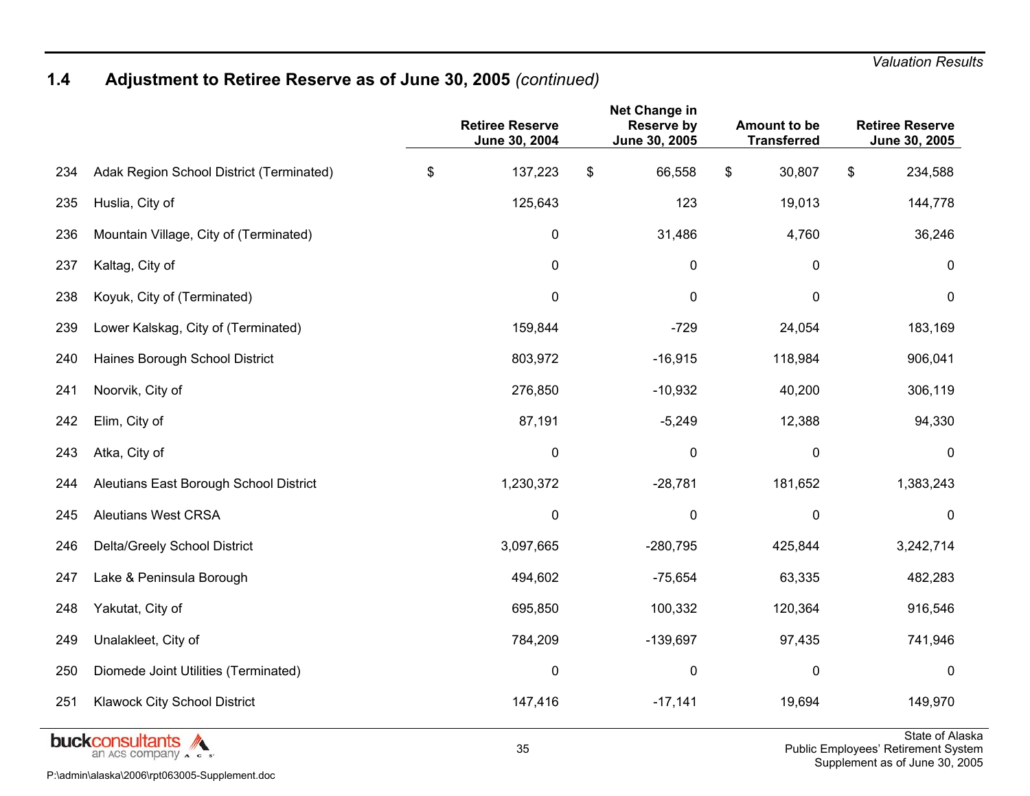## 1.4 Adjustment to Retiree Reserve as of June 30, 2005 *(continued)*

| | | Retiree Reserve June 30, 2004 | Net Change in Reserve by June 30, 2005 | Amount to be Transferred | Retiree Reserve June 30, 2005 |
|---|---|---|---|---|---|
| 234 | Adak Region School District (Terminated) | $ 137,223 | $ 66,558 | $ 30,807 | $ 234,588 |
| 235 | Huslia, City of | 125,643 | 123 | 19,013 | 144,778 |
| 236 | Mountain Village, City of (Terminated) | 0 | 31,486 | 4,760 | 36,246 |
| 237 | Kaltag, City of | 0 | 0 | 0 | 0 |
| 238 | Koyuk, City of (Terminated) | 0 | 0 | 0 | 0 |
| 239 | Lower Kalskag, City of (Terminated) | 159,844 | -729 | 24,054 | 183,169 |
| 240 | Haines Borough School District | 803,972 | -16,915 | 118,984 | 906,041 |
| 241 | Noorvik, City of | 276,850 | -10,932 | 40,200 | 306,119 |
| 242 | Elim, City of | 87,191 | -5,249 | 12,388 | 94,330 |
| 243 | Atka, City of | 0 | 0 | 0 | 0 |
| 244 | Aleutians East Borough School District | 1,230,372 | -28,781 | 181,652 | 1,383,243 |
| 245 | Aleutians West CRSA | 0 | 0 | 0 | 0 |
| 246 | Delta/Greely School District | 3,097,665 | -280,795 | 425,844 | 3,242,714 |
| 247 | Lake & Peninsula Borough | 494,602 | -75,654 | 63,335 | 482,283 |
| 248 | Yakutat, City of | 695,850 | 100,332 | 120,364 | 916,546 |
| 249 | Unalakleet, City of | 784,209 | -139,697 | 97,435 | 741,946 |
| 250 | Diomede Joint Utilities (Terminated) | 0 | 0 | 0 | 0 |
| 251 | Klawock City School District | 147,416 | -17,141 | 19,694 | 149,970 |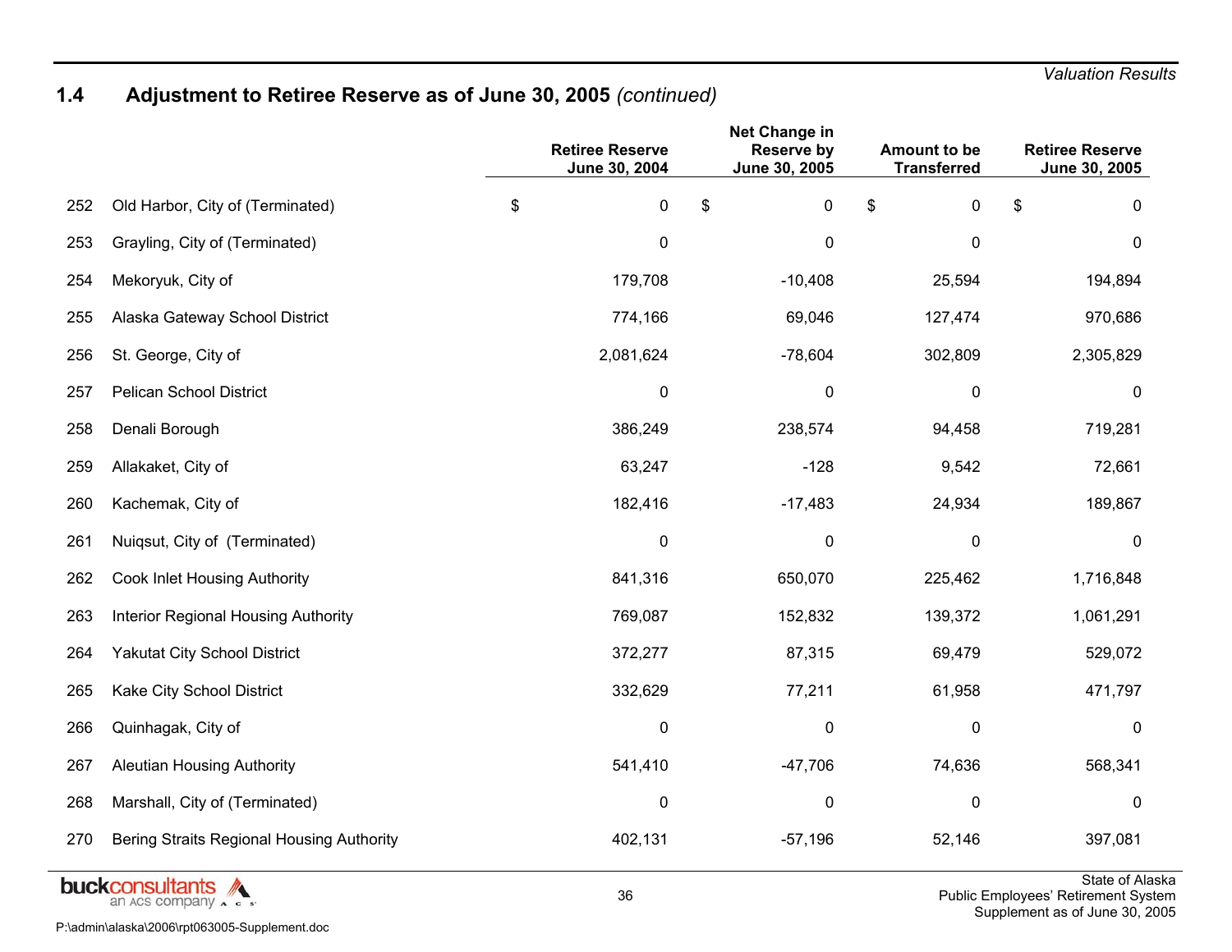## 1.4 Adjustment to Retiree Reserve as of June 30, 2005 *(continued)*

| | | Retiree Reserve June 30, 2004 | Net Change in Reserve by June 30, 2005 | Amount to be Transferred | Retiree Reserve June 30, 2005 |
|---|---|---|---|---|---|
| 252 | Old Harbor, City of (Terminated) | $ 0 | $ 0 | $ 0 | $ 0 |
| 253 | Grayling, City of (Terminated) | 0 | 0 | 0 | 0 |
| 254 | Mekoryuk, City of | 179,708 | -10,408 | 25,594 | 194,894 |
| 255 | Alaska Gateway School District | 774,166 | 69,046 | 127,474 | 970,686 |
| 256 | St. George, City of | 2,081,624 | -78,604 | 302,809 | 2,305,829 |
| 257 | Pelican School District | 0 | 0 | 0 | 0 |
| 258 | Denali Borough | 386,249 | 238,574 | 94,458 | 719,281 |
| 259 | Allakaket, City of | 63,247 | -128 | 9,542 | 72,661 |
| 260 | Kachemak, City of | 182,416 | -17,483 | 24,934 | 189,867 |
| 261 | Nuiqsut, City of (Terminated) | 0 | 0 | 0 | 0 |
| 262 | Cook Inlet Housing Authority | 841,316 | 650,070 | 225,462 | 1,716,848 |
| 263 | Interior Regional Housing Authority | 769,087 | 152,832 | 139,372 | 1,061,291 |
| 264 | Yakutat City School District | 372,277 | 87,315 | 69,479 | 529,072 |
| 265 | Kake City School District | 332,629 | 77,211 | 61,958 | 471,797 |
| 266 | Quinhagak, City of | 0 | 0 | 0 | 0 |
| 267 | Aleutian Housing Authority | 541,410 | -47,706 | 74,636 | 568,341 |
| 268 | Marshall, City of (Terminated) | 0 | 0 | 0 | 0 |
| 270 | Bering Straits Regional Housing Authority | 402,131 | -57,196 | 52,146 | 397,081 |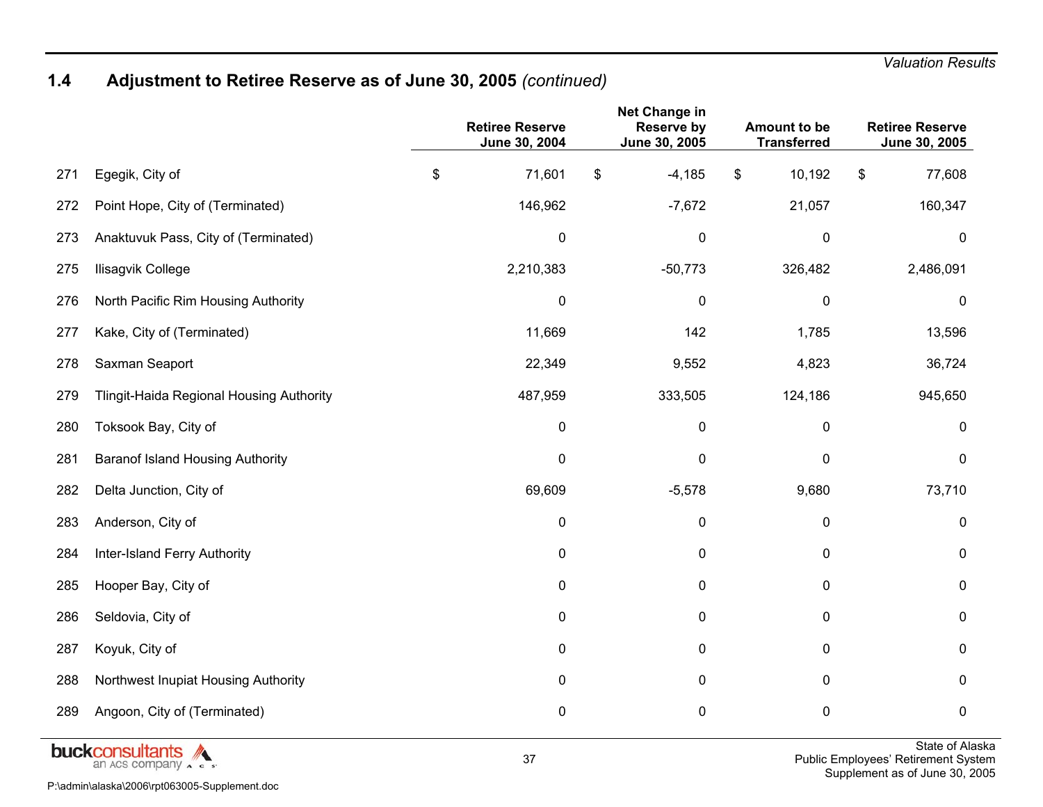## 1.4 Adjustment to Retiree Reserve as of June 30, 2005 *(continued)*

| | | Retiree Reserve June 30, 2004 | Net Change in Reserve by June 30, 2005 | Amount to be Transferred | Retiree Reserve June 30, 2005 |
|---|---|---|---|---|---|
| 271 | Egegik, City of | $ 71,601 | $ -4,185 | $ 10,192 | $ 77,608 |
| 272 | Point Hope, City of (Terminated) | 146,962 | -7,672 | 21,057 | 160,347 |
| 273 | Anaktuvuk Pass, City of (Terminated) | 0 | 0 | 0 | 0 |
| 275 | Ilisagvik College | 2,210,383 | -50,773 | 326,482 | 2,486,091 |
| 276 | North Pacific Rim Housing Authority | 0 | 0 | 0 | 0 |
| 277 | Kake, City of (Terminated) | 11,669 | 142 | 1,785 | 13,596 |
| 278 | Saxman Seaport | 22,349 | 9,552 | 4,823 | 36,724 |
| 279 | Tlingit-Haida Regional Housing Authority | 487,959 | 333,505 | 124,186 | 945,650 |
| 280 | Toksook Bay, City of | 0 | 0 | 0 | 0 |
| 281 | Baranof Island Housing Authority | 0 | 0 | 0 | 0 |
| 282 | Delta Junction, City of | 69,609 | -5,578 | 9,680 | 73,710 |
| 283 | Anderson, City of | 0 | 0 | 0 | 0 |
| 284 | Inter-Island Ferry Authority | 0 | 0 | 0 | 0 |
| 285 | Hooper Bay, City of | 0 | 0 | 0 | 0 |
| 286 | Seldovia, City of | 0 | 0 | 0 | 0 |
| 287 | Koyuk, City of | 0 | 0 | 0 | 0 |
| 288 | Northwest Inupiat Housing Authority | 0 | 0 | 0 | 0 |
| 289 | Angoon, City of (Terminated) | 0 | 0 | 0 | 0 |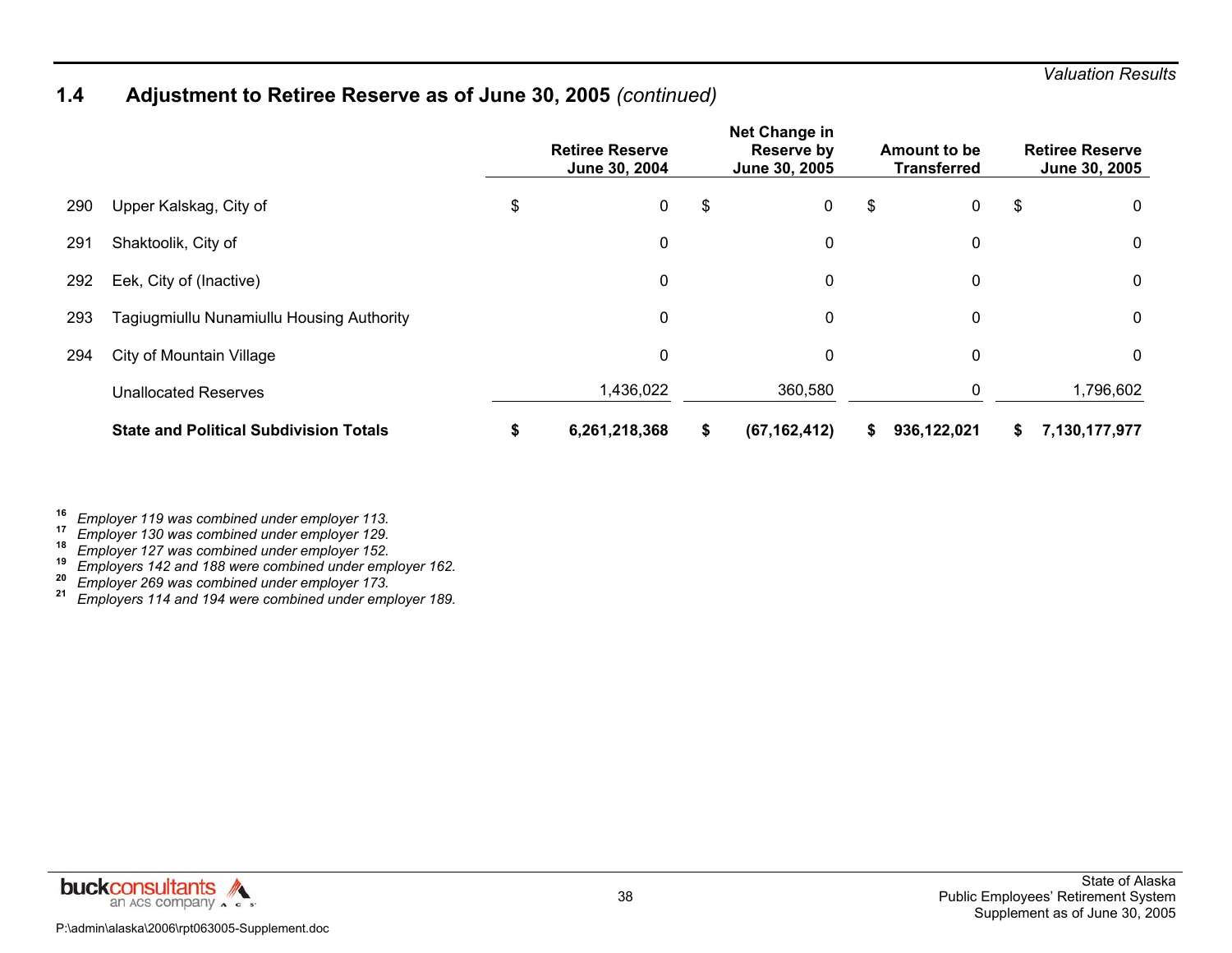## 1.4 Adjustment to Retiree Reserve as of June 30, 2005 *(continued)*

| | | Retiree Reserve June 30, 2004 | Net Change in Reserve by June 30, 2005 | Amount to be Transferred | Retiree Reserve June 30, 2005 |
|---|---|---|---|---|---|
| 290 | Upper Kalskag, City of | $ 0 | $ 0 | $ 0 | $ 0 |
| 291 | Shaktoolik, City of | 0 | 0 | 0 | 0 |
| 292 | Eek, City of (Inactive) | 0 | 0 | 0 | 0 |
| 293 | Tagiugmiullu Nunamiullu Housing Authority | 0 | 0 | 0 | 0 |
| 294 | City of Mountain Village | 0 | 0 | 0 | 0 |
| | Unallocated Reserves | 1,436,022 | 360,580 | 0 | 1,796,602 |
| | **State and Political Subdivision Totals** | **$ 6,261,218,368** | **$ (67,162,412)** | **$ 936,122,021** | **$ 7,130,177,977** |

[16] *Employer 119 was combined under employer 113.*
[17] *Employer 130 was combined under employer 129.*
[18] *Employer 127 was combined under employer 152.*
[19] *Employers 142 and 188 were combined under employer 162.*
[20] *Employer 269 was combined under employer 173.*
[21] *Employers 114 and 194 were combined under employer 189.*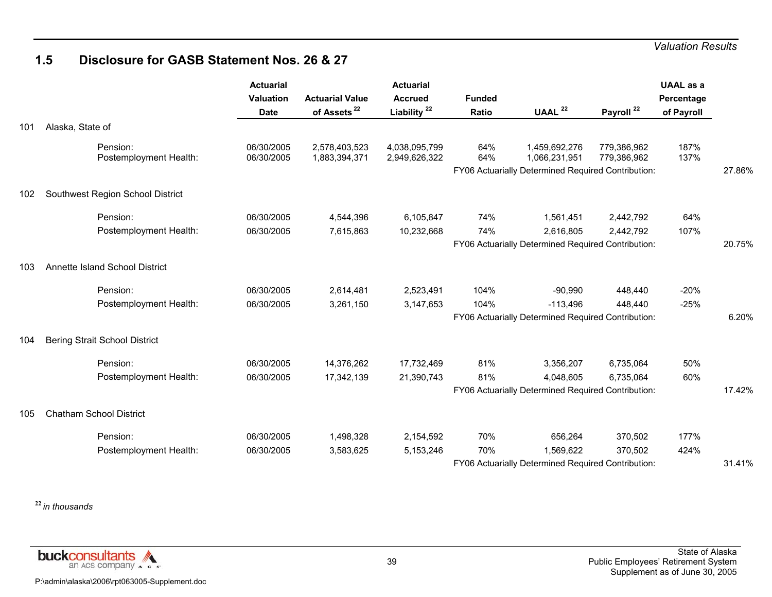## 1.5 Disclosure for GASB Statement Nos. 26 & 27

| | | Actuarial Valuation Date | Actuarial Value of Assets [22] | Actuarial Accrued Liability [22] | Funded Ratio | UAAL [22] | Payroll [22] | UAAL as a Percentage of Payroll | |
|---|---|---|---|---|---|---|---|---|---|
| 101 | Alaska, State of | | | | | | | | |
| | Pension: | 06/30/2005 | 2,578,403,523 | 4,038,095,799 | 64% | 1,459,692,276 | 779,386,962 | 187% | |
| | Postemployment Health: | 06/30/2005 | 1,883,394,371 | 2,949,626,322 | 64% | 1,066,231,951 | 779,386,962 | 137% | |
| | | | | | FY06 Actuarially Determined Required Contribution: | | | | 27.86% |
| 102 | Southwest Region School District | | | | | | | | |
| | Pension: | 06/30/2005 | 4,544,396 | 6,105,847 | 74% | 1,561,451 | 2,442,792 | 64% | |
| | Postemployment Health: | 06/30/2005 | 7,615,863 | 10,232,668 | 74% | 2,616,805 | 2,442,792 | 107% | |
| | | | | | FY06 Actuarially Determined Required Contribution: | | | | 20.75% |
| 103 | Annette Island School District | | | | | | | | |
| | Pension: | 06/30/2005 | 2,614,481 | 2,523,491 | 104% | -90,990 | 448,440 | -20% | |
| | Postemployment Health: | 06/30/2005 | 3,261,150 | 3,147,653 | 104% | -113,496 | 448,440 | -25% | |
| | | | | | FY06 Actuarially Determined Required Contribution: | | | | 6.20% |
| 104 | Bering Strait School District | | | | | | | | |
| | Pension: | 06/30/2005 | 14,376,262 | 17,732,469 | 81% | 3,356,207 | 6,735,064 | 50% | |
| | Postemployment Health: | 06/30/2005 | 17,342,139 | 21,390,743 | 81% | 4,048,605 | 6,735,064 | 60% | |
| | | | | | FY06 Actuarially Determined Required Contribution: | | | | 17.42% |
| 105 | Chatham School District | | | | | | | | |
| | Pension: | 06/30/2005 | 1,498,328 | 2,154,592 | 70% | 656,264 | 370,502 | 177% | |
| | Postemployment Health: | 06/30/2005 | 3,583,625 | 5,153,246 | 70% | 1,569,622 | 370,502 | 424% | |
| | | | | | FY06 Actuarially Determined Required Contribution: | | | | 31.41% |

[22] *in thousands*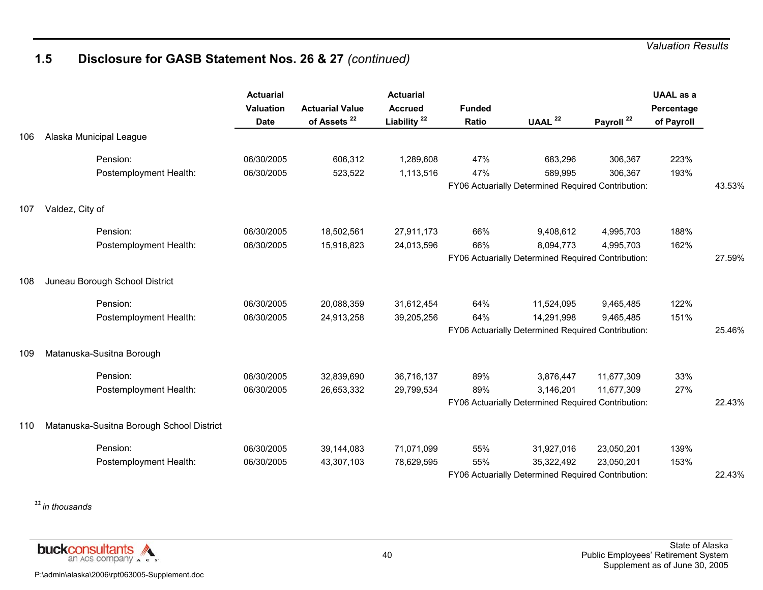## 1.5 Disclosure for GASB Statement Nos. 26 & 27 *(continued)*

| | | Actuarial Valuation Date | Actuarial Value of Assets [22] | Actuarial Accrued Liability [22] | Funded Ratio | UAAL [22] | Payroll [22] | UAAL as a Percentage of Payroll | |
|---|---|---|---|---|---|---|---|---|---|
| 106 | Alaska Municipal League | | | | | | | | |
| | Pension: | 06/30/2005 | 606,312 | 1,289,608 | 47% | 683,296 | 306,367 | 223% | |
| | Postemployment Health: | 06/30/2005 | 523,522 | 1,113,516 | 47% | 589,995 | 306,367 | 193% | |
| | | | | | FY06 Actuarially Determined Required Contribution: | | | | 43.53% |
| 107 | Valdez, City of | | | | | | | | |
| | Pension: | 06/30/2005 | 18,502,561 | 27,911,173 | 66% | 9,408,612 | 4,995,703 | 188% | |
| | Postemployment Health: | 06/30/2005 | 15,918,823 | 24,013,596 | 66% | 8,094,773 | 4,995,703 | 162% | |
| | | | | | FY06 Actuarially Determined Required Contribution: | | | | 27.59% |
| 108 | Juneau Borough School District | | | | | | | | |
| | Pension: | 06/30/2005 | 20,088,359 | 31,612,454 | 64% | 11,524,095 | 9,465,485 | 122% | |
| | Postemployment Health: | 06/30/2005 | 24,913,258 | 39,205,256 | 64% | 14,291,998 | 9,465,485 | 151% | |
| | | | | | FY06 Actuarially Determined Required Contribution: | | | | 25.46% |
| 109 | Matanuska-Susitna Borough | | | | | | | | |
| | Pension: | 06/30/2005 | 32,839,690 | 36,716,137 | 89% | 3,876,447 | 11,677,309 | 33% | |
| | Postemployment Health: | 06/30/2005 | 26,653,332 | 29,799,534 | 89% | 3,146,201 | 11,677,309 | 27% | |
| | | | | | FY06 Actuarially Determined Required Contribution: | | | | 22.43% |
| 110 | Matanuska-Susitna Borough School District | | | | | | | | |
| | Pension: | 06/30/2005 | 39,144,083 | 71,071,099 | 55% | 31,927,016 | 23,050,201 | 139% | |
| | Postemployment Health: | 06/30/2005 | 43,307,103 | 78,629,595 | 55% | 35,322,492 | 23,050,201 | 153% | |
| | | | | | FY06 Actuarially Determined Required Contribution: | | | | 22.43% |

[22] *in thousands*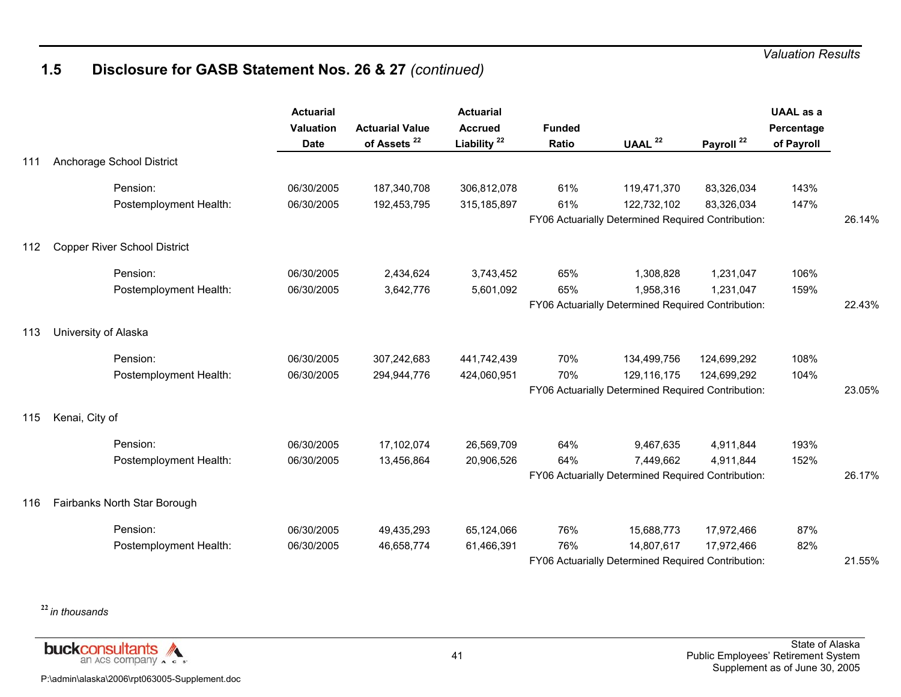## 1.5 Disclosure for GASB Statement Nos. 26 & 27 *(continued)*

| | | Actuarial Valuation Date | Actuarial Value of Assets [22] | Actuarial Accrued Liability [22] | Funded Ratio | UAAL [22] | Payroll [22] | UAAL as a Percentage of Payroll | |
|---|---|---|---|---|---|---|---|---|---|
| 111 | Anchorage School District | | | | | | | | |
| | Pension: | 06/30/2005 | 187,340,708 | 306,812,078 | 61% | 119,471,370 | 83,326,034 | 143% | |
| | Postemployment Health: | 06/30/2005 | 192,453,795 | 315,185,897 | 61% | 122,732,102 | 83,326,034 | 147% | |
| | | | | | FY06 Actuarially Determined Required Contribution: | | | | 26.14% |
| 112 | Copper River School District | | | | | | | | |
| | Pension: | 06/30/2005 | 2,434,624 | 3,743,452 | 65% | 1,308,828 | 1,231,047 | 106% | |
| | Postemployment Health: | 06/30/2005 | 3,642,776 | 5,601,092 | 65% | 1,958,316 | 1,231,047 | 159% | |
| | | | | | FY06 Actuarially Determined Required Contribution: | | | | 22.43% |
| 113 | University of Alaska | | | | | | | | |
| | Pension: | 06/30/2005 | 307,242,683 | 441,742,439 | 70% | 134,499,756 | 124,699,292 | 108% | |
| | Postemployment Health: | 06/30/2005 | 294,944,776 | 424,060,951 | 70% | 129,116,175 | 124,699,292 | 104% | |
| | | | | | FY06 Actuarially Determined Required Contribution: | | | | 23.05% |
| 115 | Kenai, City of | | | | | | | | |
| | Pension: | 06/30/2005 | 17,102,074 | 26,569,709 | 64% | 9,467,635 | 4,911,844 | 193% | |
| | Postemployment Health: | 06/30/2005 | 13,456,864 | 20,906,526 | 64% | 7,449,662 | 4,911,844 | 152% | |
| | | | | | FY06 Actuarially Determined Required Contribution: | | | | 26.17% |
| 116 | Fairbanks North Star Borough | | | | | | | | |
| | Pension: | 06/30/2005 | 49,435,293 | 65,124,066 | 76% | 15,688,773 | 17,972,466 | 87% | |
| | Postemployment Health: | 06/30/2005 | 46,658,774 | 61,466,391 | 76% | 14,807,617 | 17,972,466 | 82% | |
| | | | | | FY06 Actuarially Determined Required Contribution: | | | | 21.55% |

[22] *in thousands*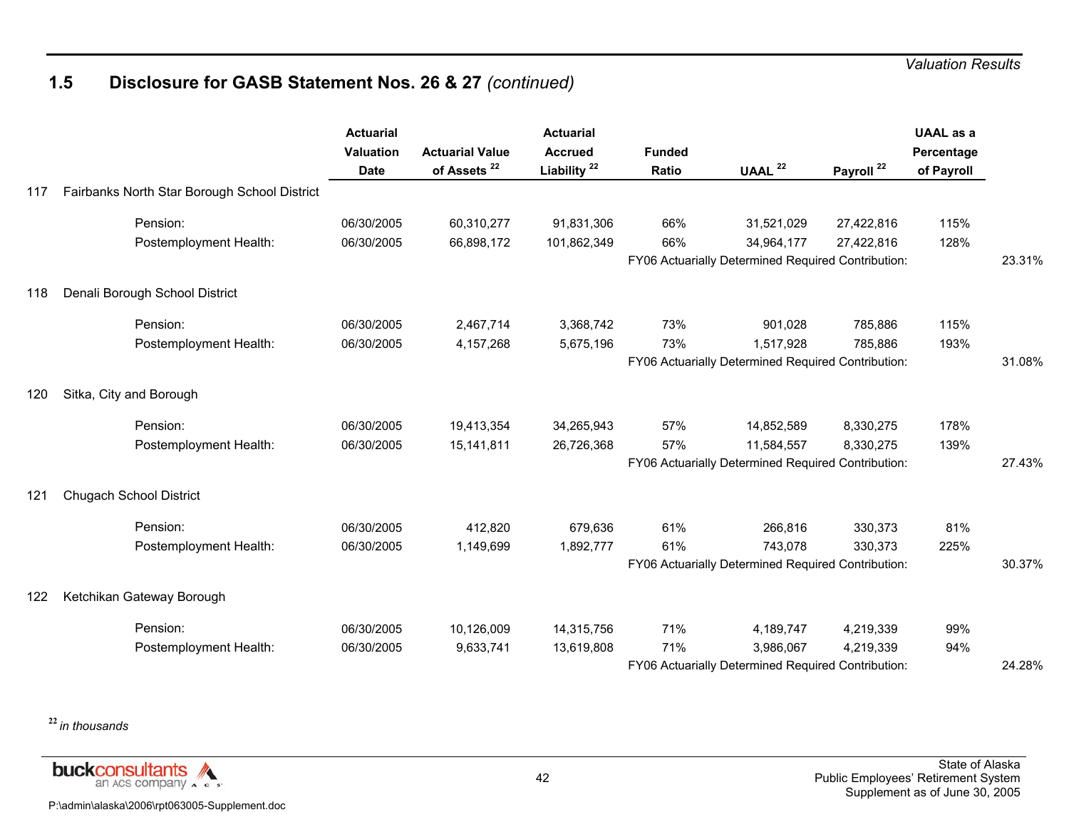## 1.5 Disclosure for GASB Statement Nos. 26 & 27 *(continued)*

| | | Actuarial Valuation Date | Actuarial Value of Assets [22] | Actuarial Accrued Liability [22] | Funded Ratio | UAAL [22] | Payroll [22] | UAAL as a Percentage of Payroll | |
|---|---|---|---|---|---|---|---|---|---|
| 117 | Fairbanks North Star Borough School District | | | | | | | | |
| | Pension: | 06/30/2005 | 60,310,277 | 91,831,306 | 66% | 31,521,029 | 27,422,816 | 115% | |
| | Postemployment Health: | 06/30/2005 | 66,898,172 | 101,862,349 | 66% | 34,964,177 | 27,422,816 | 128% | |
| | | | | | FY06 Actuarially Determined Required Contribution: | | | | 23.31% |
| 118 | Denali Borough School District | | | | | | | | |
| | Pension: | 06/30/2005 | 2,467,714 | 3,368,742 | 73% | 901,028 | 785,886 | 115% | |
| | Postemployment Health: | 06/30/2005 | 4,157,268 | 5,675,196 | 73% | 1,517,928 | 785,886 | 193% | |
| | | | | | FY06 Actuarially Determined Required Contribution: | | | | 31.08% |
| 120 | Sitka, City and Borough | | | | | | | | |
| | Pension: | 06/30/2005 | 19,413,354 | 34,265,943 | 57% | 14,852,589 | 8,330,275 | 178% | |
| | Postemployment Health: | 06/30/2005 | 15,141,811 | 26,726,368 | 57% | 11,584,557 | 8,330,275 | 139% | |
| | | | | | FY06 Actuarially Determined Required Contribution: | | | | 27.43% |
| 121 | Chugach School District | | | | | | | | |
| | Pension: | 06/30/2005 | 412,820 | 679,636 | 61% | 266,816 | 330,373 | 81% | |
| | Postemployment Health: | 06/30/2005 | 1,149,699 | 1,892,777 | 61% | 743,078 | 330,373 | 225% | |
| | | | | | FY06 Actuarially Determined Required Contribution: | | | | 30.37% |
| 122 | Ketchikan Gateway Borough | | | | | | | | |
| | Pension: | 06/30/2005 | 10,126,009 | 14,315,756 | 71% | 4,189,747 | 4,219,339 | 99% | |
| | Postemployment Health: | 06/30/2005 | 9,633,741 | 13,619,808 | 71% | 3,986,067 | 4,219,339 | 94% | |
| | | | | | FY06 Actuarially Determined Required Contribution: | | | | 24.28% |

[22] *in thousands*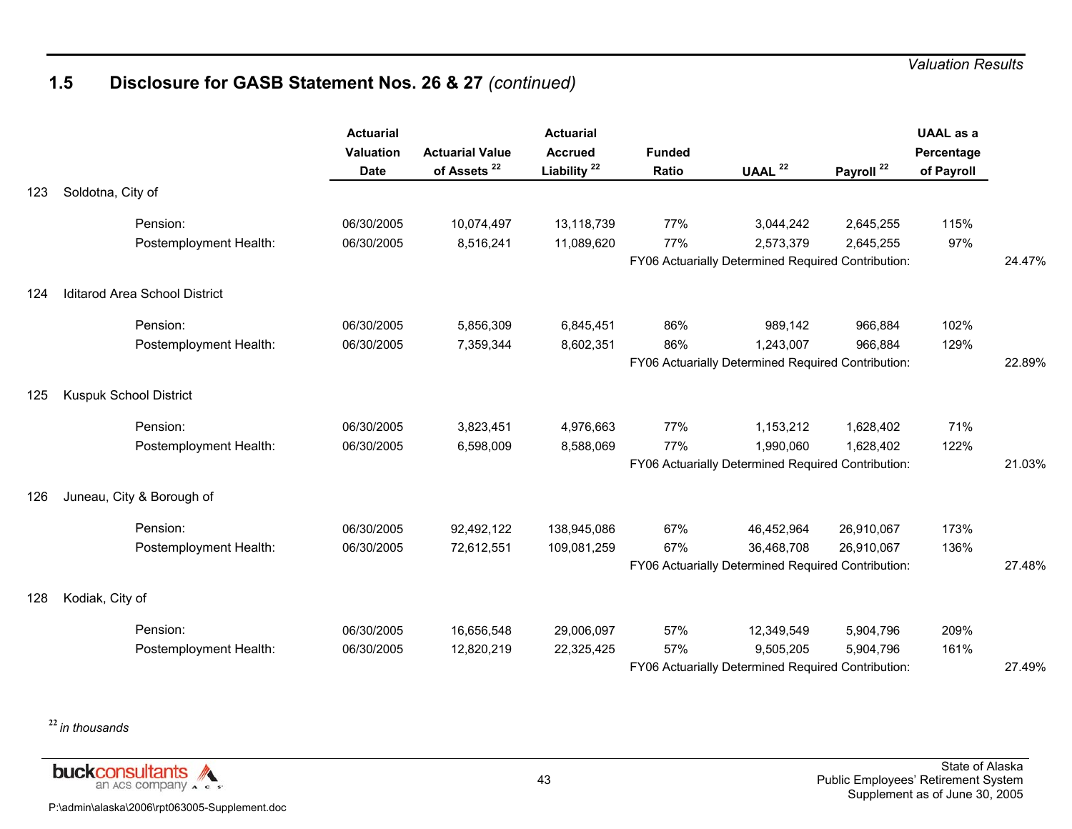## 1.5 Disclosure for GASB Statement Nos. 26 & 27 *(continued)*

| | Actuarial Valuation Date | Actuarial Value of Assets [22] | Actuarial Accrued Liability [22] | Funded Ratio | UAAL [22] | Payroll [22] | UAAL as a Percentage of Payroll | |
|---|---|---|---|---|---|---|---|---|
| **123 Soldotna, City of** | | | | | | | | |
| Pension: | 06/30/2005 | 10,074,497 | 13,118,739 | 77% | 3,044,242 | 2,645,255 | 115% | |
| Postemployment Health: | 06/30/2005 | 8,516,241 | 11,089,620 | 77% | 2,573,379 | 2,645,255 | 97% | |
| | | | | FY06 Actuarially Determined Required Contribution: | | | | 24.47% |
| **124 Iditarod Area School District** | | | | | | | | |
| Pension: | 06/30/2005 | 5,856,309 | 6,845,451 | 86% | 989,142 | 966,884 | 102% | |
| Postemployment Health: | 06/30/2005 | 7,359,344 | 8,602,351 | 86% | 1,243,007 | 966,884 | 129% | |
| | | | | FY06 Actuarially Determined Required Contribution: | | | | 22.89% |
| **125 Kuspuk School District** | | | | | | | | |
| Pension: | 06/30/2005 | 3,823,451 | 4,976,663 | 77% | 1,153,212 | 1,628,402 | 71% | |
| Postemployment Health: | 06/30/2005 | 6,598,009 | 8,588,069 | 77% | 1,990,060 | 1,628,402 | 122% | |
| | | | | FY06 Actuarially Determined Required Contribution: | | | | 21.03% |
| **126 Juneau, City & Borough of** | | | | | | | | |
| Pension: | 06/30/2005 | 92,492,122 | 138,945,086 | 67% | 46,452,964 | 26,910,067 | 173% | |
| Postemployment Health: | 06/30/2005 | 72,612,551 | 109,081,259 | 67% | 36,468,708 | 26,910,067 | 136% | |
| | | | | FY06 Actuarially Determined Required Contribution: | | | | 27.48% |
| **128 Kodiak, City of** | | | | | | | | |
| Pension: | 06/30/2005 | 16,656,548 | 29,006,097 | 57% | 12,349,549 | 5,904,796 | 209% | |
| Postemployment Health: | 06/30/2005 | 12,820,219 | 22,325,425 | 57% | 9,505,205 | 5,904,796 | 161% | |
| | | | | FY06 Actuarially Determined Required Contribution: | | | | 27.49% |

[22] *in thousands*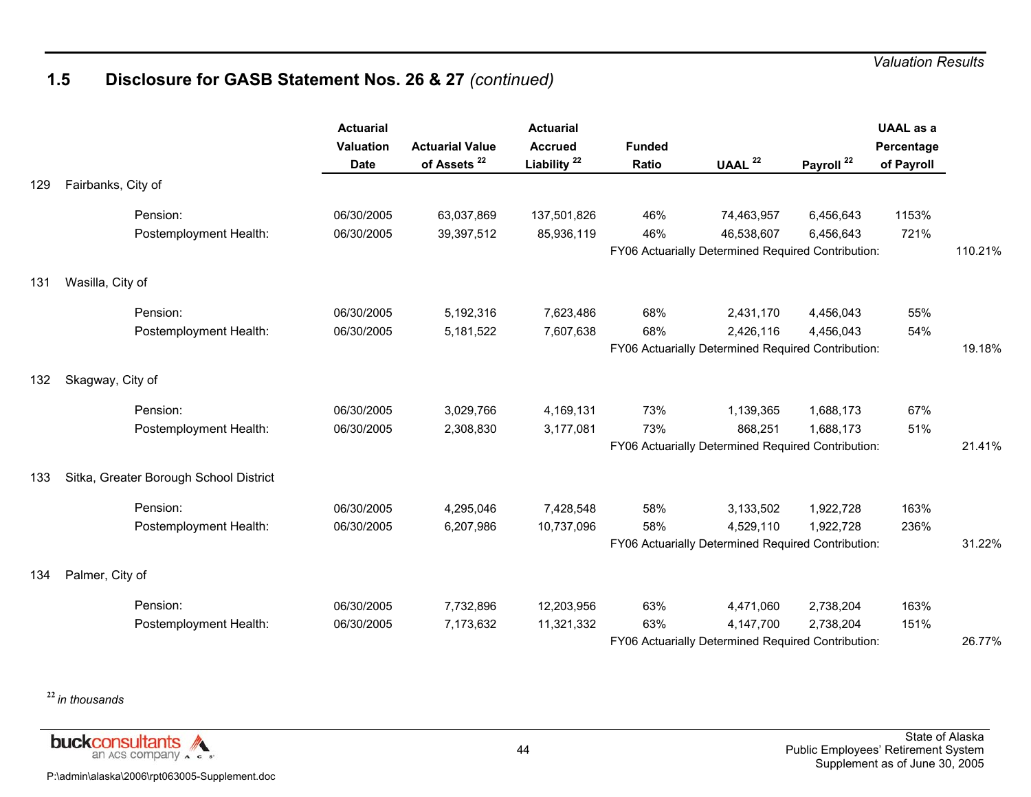## 1.5 Disclosure for GASB Statement Nos. 26 & 27 *(continued)*

| | | Actuarial Valuation Date | Actuarial Value of Assets [22] | Actuarial Accrued Liability [22] | Funded Ratio | UAAL [22] | Payroll [22] | UAAL as a Percentage of Payroll | |
|---|---|---|---|---|---|---|---|---|---|
| 129 | Fairbanks, City of | | | | | | | | |
| | Pension: | 06/30/2005 | 63,037,869 | 137,501,826 | 46% | 74,463,957 | 6,456,643 | 1153% | |
| | Postemployment Health: | 06/30/2005 | 39,397,512 | 85,936,119 | 46% | 46,538,607 | 6,456,643 | 721% | |
| | | | | | FY06 Actuarially Determined Required Contribution: | | | | 110.21% |
| 131 | Wasilla, City of | | | | | | | | |
| | Pension: | 06/30/2005 | 5,192,316 | 7,623,486 | 68% | 2,431,170 | 4,456,043 | 55% | |
| | Postemployment Health: | 06/30/2005 | 5,181,522 | 7,607,638 | 68% | 2,426,116 | 4,456,043 | 54% | |
| | | | | | FY06 Actuarially Determined Required Contribution: | | | | 19.18% |
| 132 | Skagway, City of | | | | | | | | |
| | Pension: | 06/30/2005 | 3,029,766 | 4,169,131 | 73% | 1,139,365 | 1,688,173 | 67% | |
| | Postemployment Health: | 06/30/2005 | 2,308,830 | 3,177,081 | 73% | 868,251 | 1,688,173 | 51% | |
| | | | | | FY06 Actuarially Determined Required Contribution: | | | | 21.41% |
| 133 | Sitka, Greater Borough School District | | | | | | | | |
| | Pension: | 06/30/2005 | 4,295,046 | 7,428,548 | 58% | 3,133,502 | 1,922,728 | 163% | |
| | Postemployment Health: | 06/30/2005 | 6,207,986 | 10,737,096 | 58% | 4,529,110 | 1,922,728 | 236% | |
| | | | | | FY06 Actuarially Determined Required Contribution: | | | | 31.22% |
| 134 | Palmer, City of | | | | | | | | |
| | Pension: | 06/30/2005 | 7,732,896 | 12,203,956 | 63% | 4,471,060 | 2,738,204 | 163% | |
| | Postemployment Health: | 06/30/2005 | 7,173,632 | 11,321,332 | 63% | 4,147,700 | 2,738,204 | 151% | |
| | | | | | FY06 Actuarially Determined Required Contribution: | | | | 26.77% |

[22] *in thousands*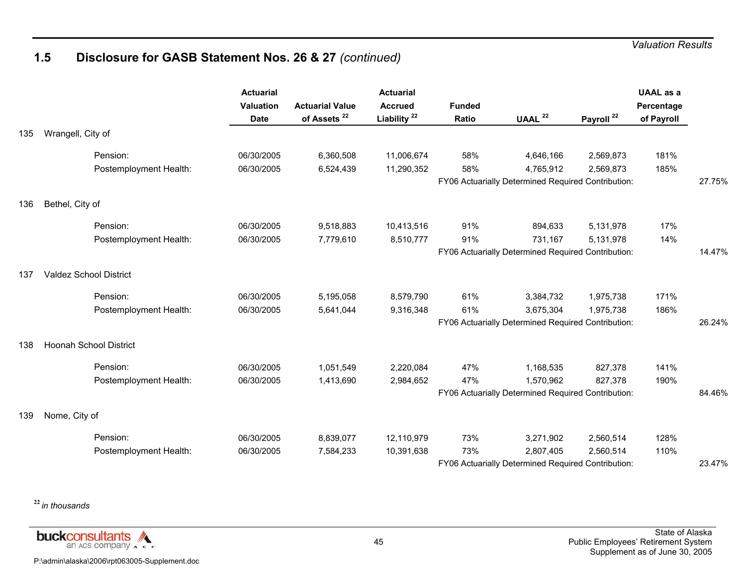## 1.5 Disclosure for GASB Statement Nos. 26 & 27 *(continued)*

| | | Actuarial Valuation Date | Actuarial Value of Assets [22] | Actuarial Accrued Liability [22] | Funded Ratio | UAAL [22] | Payroll [22] | UAAL as a Percentage of Payroll | |
|---|---|---|---|---|---|---|---|---|---|
| 135 | Wrangell, City of | | | | | | | | |
| | Pension: | 06/30/2005 | 6,360,508 | 11,006,674 | 58% | 4,646,166 | 2,569,873 | 181% | |
| | Postemployment Health: | 06/30/2005 | 6,524,439 | 11,290,352 | 58% | 4,765,912 | 2,569,873 | 185% | |
| | | | | | FY06 Actuarially Determined Required Contribution: | | | | 27.75% |
| 136 | Bethel, City of | | | | | | | | |
| | Pension: | 06/30/2005 | 9,518,883 | 10,413,516 | 91% | 894,633 | 5,131,978 | 17% | |
| | Postemployment Health: | 06/30/2005 | 7,779,610 | 8,510,777 | 91% | 731,167 | 5,131,978 | 14% | |
| | | | | | FY06 Actuarially Determined Required Contribution: | | | | 14.47% |
| 137 | Valdez School District | | | | | | | | |
| | Pension: | 06/30/2005 | 5,195,058 | 8,579,790 | 61% | 3,384,732 | 1,975,738 | 171% | |
| | Postemployment Health: | 06/30/2005 | 5,641,044 | 9,316,348 | 61% | 3,675,304 | 1,975,738 | 186% | |
| | | | | | FY06 Actuarially Determined Required Contribution: | | | | 26.24% |
| 138 | Hoonah School District | | | | | | | | |
| | Pension: | 06/30/2005 | 1,051,549 | 2,220,084 | 47% | 1,168,535 | 827,378 | 141% | |
| | Postemployment Health: | 06/30/2005 | 1,413,690 | 2,984,652 | 47% | 1,570,962 | 827,378 | 190% | |
| | | | | | FY06 Actuarially Determined Required Contribution: | | | | 84.46% |
| 139 | Nome, City of | | | | | | | | |
| | Pension: | 06/30/2005 | 8,839,077 | 12,110,979 | 73% | 3,271,902 | 2,560,514 | 128% | |
| | Postemployment Health: | 06/30/2005 | 7,584,233 | 10,391,638 | 73% | 2,807,405 | 2,560,514 | 110% | |
| | | | | | FY06 Actuarially Determined Required Contribution: | | | | 23.47% |

[22] *in thousands*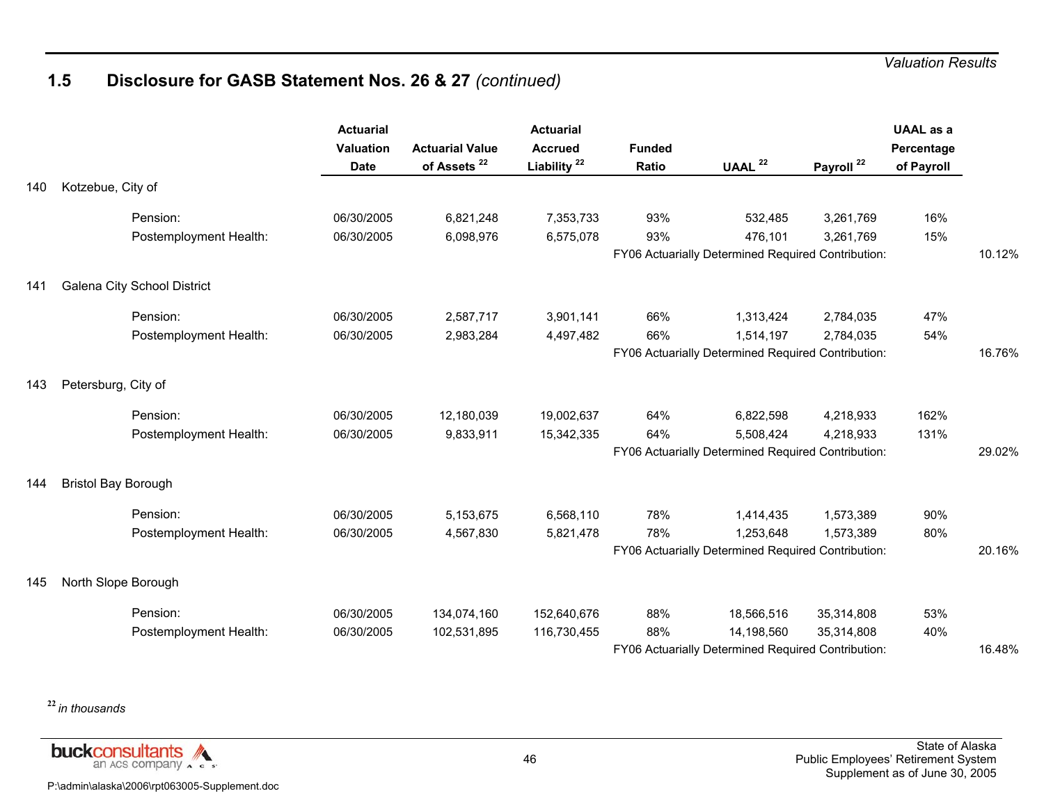## 1.5 Disclosure for GASB Statement Nos. 26 & 27 *(continued)*

| | Actuarial Valuation Date | Actuarial Value of Assets [22] | Actuarial Accrued Liability [22] | Funded Ratio | UAAL [22] | Payroll [22] | UAAL as a Percentage of Payroll | |
|---|---|---|---|---|---|---|---|---|
| **140 Kotzebue, City of** | | | | | | | | |
| Pension: | 06/30/2005 | 6,821,248 | 7,353,733 | 93% | 532,485 | 3,261,769 | 16% | |
| Postemployment Health: | 06/30/2005 | 6,098,976 | 6,575,078 | 93% | 476,101 | 3,261,769 | 15% | |
| | | | | FY06 Actuarially Determined Required Contribution: | | | | 10.12% |
| **141 Galena City School District** | | | | | | | | |
| Pension: | 06/30/2005 | 2,587,717 | 3,901,141 | 66% | 1,313,424 | 2,784,035 | 47% | |
| Postemployment Health: | 06/30/2005 | 2,983,284 | 4,497,482 | 66% | 1,514,197 | 2,784,035 | 54% | |
| | | | | FY06 Actuarially Determined Required Contribution: | | | | 16.76% |
| **143 Petersburg, City of** | | | | | | | | |
| Pension: | 06/30/2005 | 12,180,039 | 19,002,637 | 64% | 6,822,598 | 4,218,933 | 162% | |
| Postemployment Health: | 06/30/2005 | 9,833,911 | 15,342,335 | 64% | 5,508,424 | 4,218,933 | 131% | |
| | | | | FY06 Actuarially Determined Required Contribution: | | | | 29.02% |
| **144 Bristol Bay Borough** | | | | | | | | |
| Pension: | 06/30/2005 | 5,153,675 | 6,568,110 | 78% | 1,414,435 | 1,573,389 | 90% | |
| Postemployment Health: | 06/30/2005 | 4,567,830 | 5,821,478 | 78% | 1,253,648 | 1,573,389 | 80% | |
| | | | | FY06 Actuarially Determined Required Contribution: | | | | 20.16% |
| **145 North Slope Borough** | | | | | | | | |
| Pension: | 06/30/2005 | 134,074,160 | 152,640,676 | 88% | 18,566,516 | 35,314,808 | 53% | |
| Postemployment Health: | 06/30/2005 | 102,531,895 | 116,730,455 | 88% | 14,198,560 | 35,314,808 | 40% | |
| | | | | FY06 Actuarially Determined Required Contribution: | | | | 16.48% |

[22] *in thousands*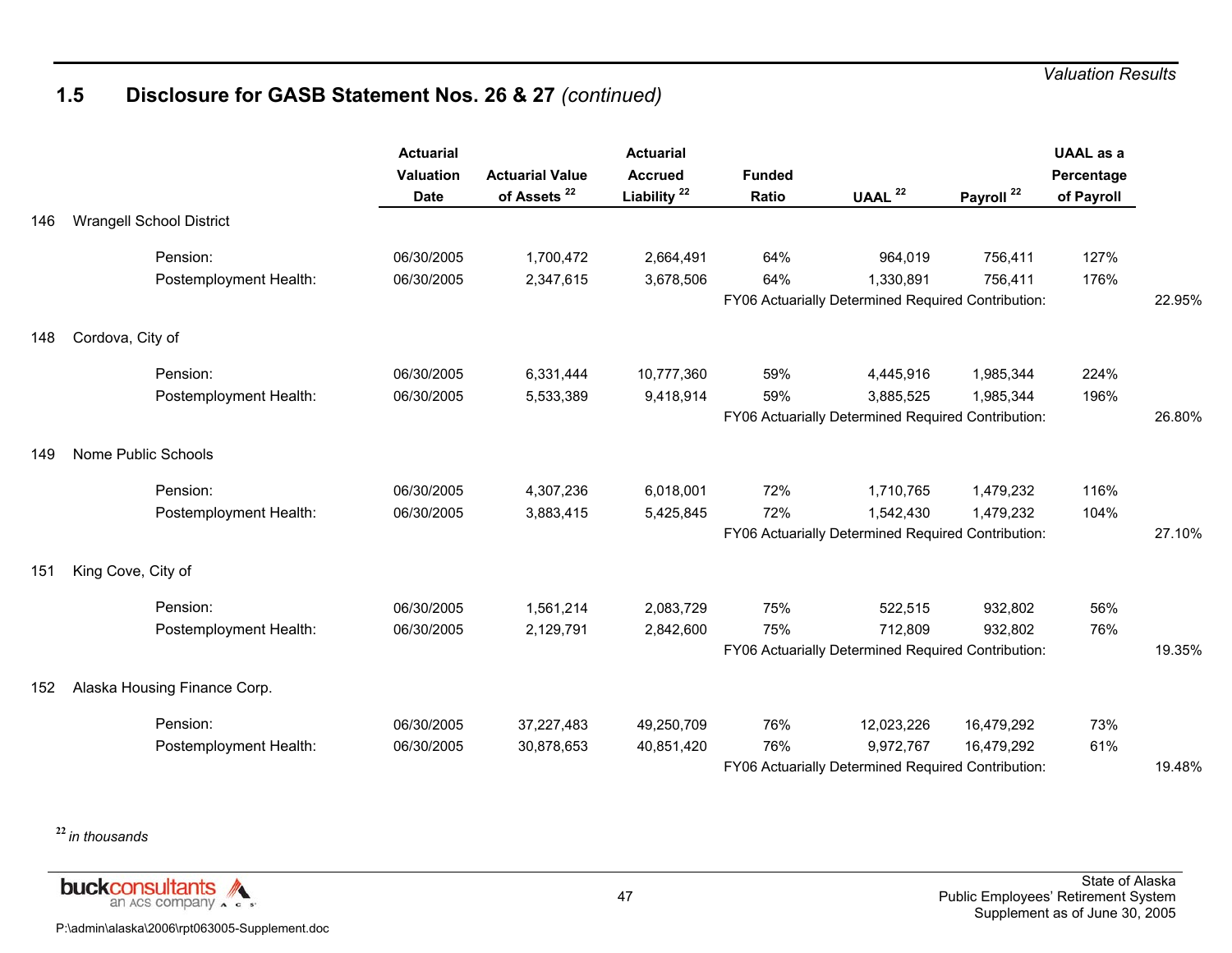*Valuation Results*

## 1.5 Disclosure for GASB Statement Nos. 26 & 27 *(continued)*

| | | Actuarial Valuation Date | Actuarial Value of Assets [22] | Actuarial Accrued Liability [22] | Funded Ratio | UAAL [22] | Payroll [22] | UAAL as a Percentage of Payroll | |
|---|---|---|---|---|---|---|---|---|---|
| 146 | Wrangell School District | | | | | | | | |
| | Pension: | 06/30/2005 | 1,700,472 | 2,664,491 | 64% | 964,019 | 756,411 | 127% | |
| | Postemployment Health: | 06/30/2005 | 2,347,615 | 3,678,506 | 64% | 1,330,891 | 756,411 | 176% | |
| | | | | | FY06 Actuarially Determined Required Contribution: | | | | 22.95% |
| 148 | Cordova, City of | | | | | | | | |
| | Pension: | 06/30/2005 | 6,331,444 | 10,777,360 | 59% | 4,445,916 | 1,985,344 | 224% | |
| | Postemployment Health: | 06/30/2005 | 5,533,389 | 9,418,914 | 59% | 3,885,525 | 1,985,344 | 196% | |
| | | | | | FY06 Actuarially Determined Required Contribution: | | | | 26.80% |
| 149 | Nome Public Schools | | | | | | | | |
| | Pension: | 06/30/2005 | 4,307,236 | 6,018,001 | 72% | 1,710,765 | 1,479,232 | 116% | |
| | Postemployment Health: | 06/30/2005 | 3,883,415 | 5,425,845 | 72% | 1,542,430 | 1,479,232 | 104% | |
| | | | | | FY06 Actuarially Determined Required Contribution: | | | | 27.10% |
| 151 | King Cove, City of | | | | | | | | |
| | Pension: | 06/30/2005 | 1,561,214 | 2,083,729 | 75% | 522,515 | 932,802 | 56% | |
| | Postemployment Health: | 06/30/2005 | 2,129,791 | 2,842,600 | 75% | 712,809 | 932,802 | 76% | |
| | | | | | FY06 Actuarially Determined Required Contribution: | | | | 19.35% |
| 152 | Alaska Housing Finance Corp. | | | | | | | | |
| | Pension: | 06/30/2005 | 37,227,483 | 49,250,709 | 76% | 12,023,226 | 16,479,292 | 73% | |
| | Postemployment Health: | 06/30/2005 | 30,878,653 | 40,851,420 | 76% | 9,972,767 | 16,479,292 | 61% | |
| | | | | | FY06 Actuarially Determined Required Contribution: | | | | 19.48% |

[22] *in thousands*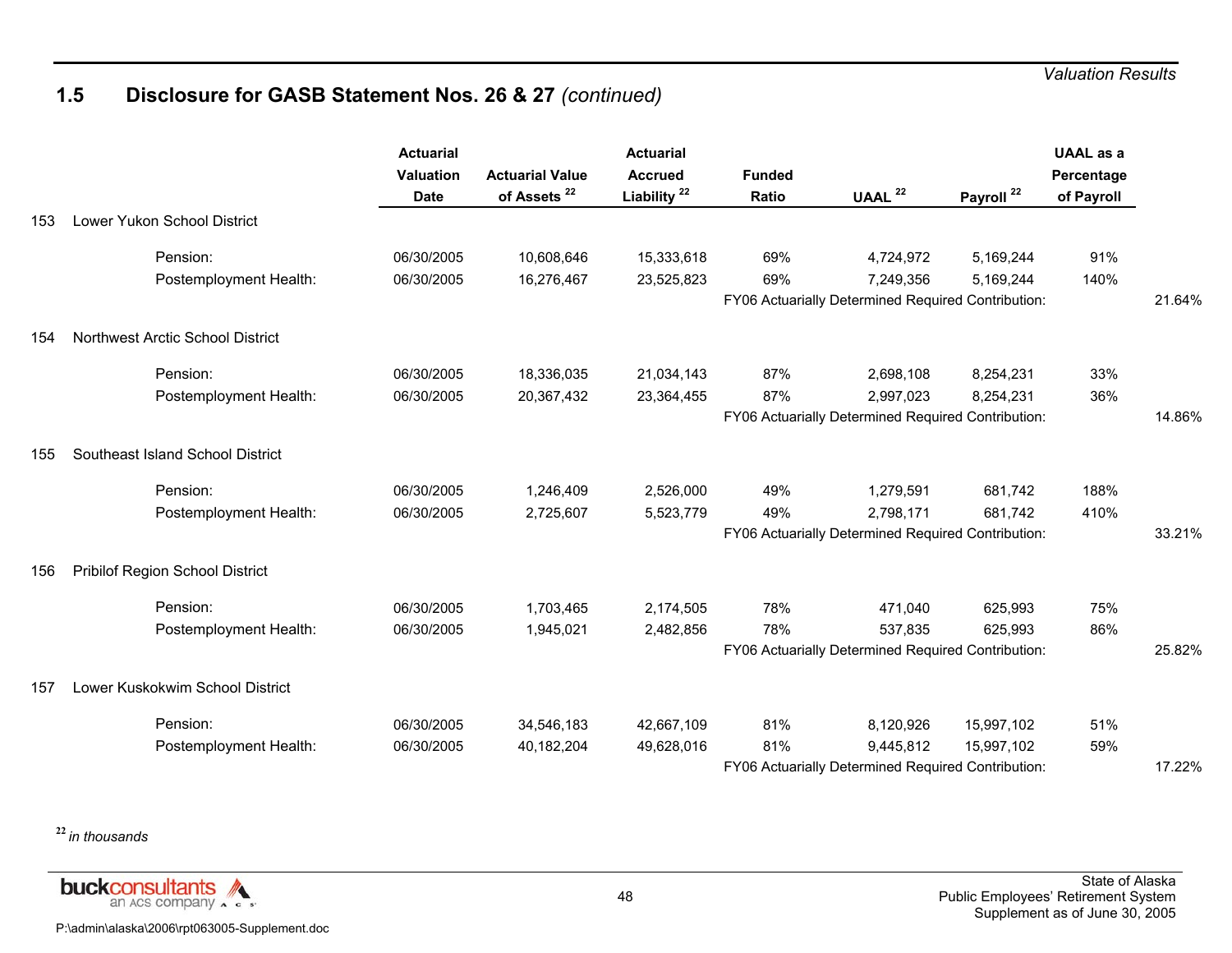## 1.5 Disclosure for GASB Statement Nos. 26 & 27 *(continued)*

| | Actuarial Valuation Date | Actuarial Value of Assets [22] | Actuarial Accrued Liability [22] | Funded Ratio | UAAL [22] | Payroll [22] | UAAL as a Percentage of Payroll | |
|---|---|---|---|---|---|---|---|---|
| **153 Lower Yukon School District** | | | | | | | | |
| Pension: | 06/30/2005 | 10,608,646 | 15,333,618 | 69% | 4,724,972 | 5,169,244 | 91% | |
| Postemployment Health: | 06/30/2005 | 16,276,467 | 23,525,823 | 69% | 7,249,356 | 5,169,244 | 140% | |
| | | | | FY06 Actuarially Determined Required Contribution: | | | | 21.64% |
| **154 Northwest Arctic School District** | | | | | | | | |
| Pension: | 06/30/2005 | 18,336,035 | 21,034,143 | 87% | 2,698,108 | 8,254,231 | 33% | |
| Postemployment Health: | 06/30/2005 | 20,367,432 | 23,364,455 | 87% | 2,997,023 | 8,254,231 | 36% | |
| | | | | FY06 Actuarially Determined Required Contribution: | | | | 14.86% |
| **155 Southeast Island School District** | | | | | | | | |
| Pension: | 06/30/2005 | 1,246,409 | 2,526,000 | 49% | 1,279,591 | 681,742 | 188% | |
| Postemployment Health: | 06/30/2005 | 2,725,607 | 5,523,779 | 49% | 2,798,171 | 681,742 | 410% | |
| | | | | FY06 Actuarially Determined Required Contribution: | | | | 33.21% |
| **156 Pribilof Region School District** | | | | | | | | |
| Pension: | 06/30/2005 | 1,703,465 | 2,174,505 | 78% | 471,040 | 625,993 | 75% | |
| Postemployment Health: | 06/30/2005 | 1,945,021 | 2,482,856 | 78% | 537,835 | 625,993 | 86% | |
| | | | | FY06 Actuarially Determined Required Contribution: | | | | 25.82% |
| **157 Lower Kuskokwim School District** | | | | | | | | |
| Pension: | 06/30/2005 | 34,546,183 | 42,667,109 | 81% | 8,120,926 | 15,997,102 | 51% | |
| Postemployment Health: | 06/30/2005 | 40,182,204 | 49,628,016 | 81% | 9,445,812 | 15,997,102 | 59% | |
| | | | | FY06 Actuarially Determined Required Contribution: | | | | 17.22% |

[22] *in thousands*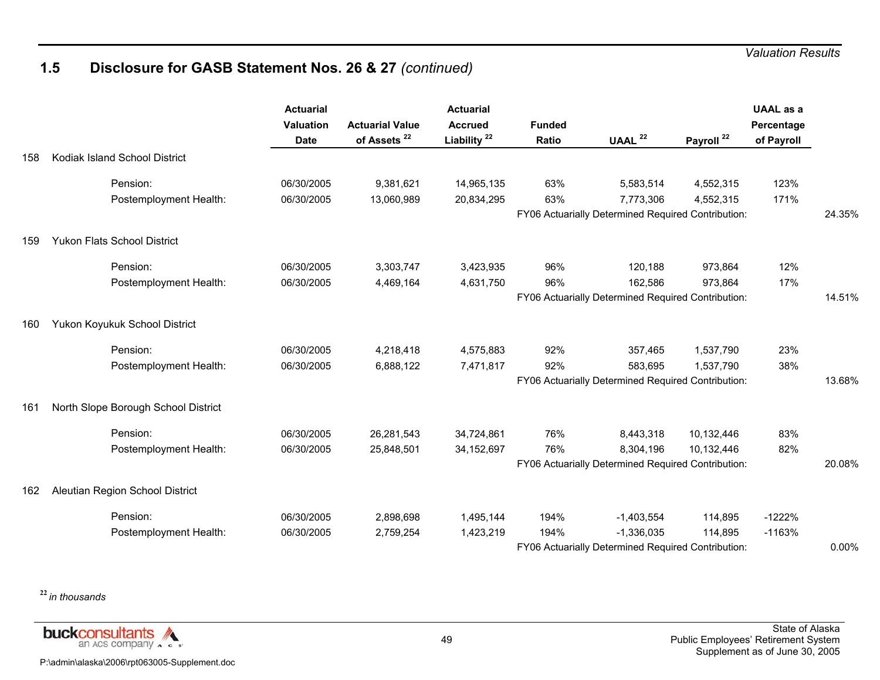## 1.5 Disclosure for GASB Statement Nos. 26 & 27 *(continued)*

| | | Actuarial Valuation Date | Actuarial Value of Assets [22] | Actuarial Accrued Liability [22] | Funded Ratio | UAAL [22] | Payroll [22] | UAAL as a Percentage of Payroll | |
|---|---|---|---|---|---|---|---|---|---|
| 158 | Kodiak Island School District | | | | | | | | |
| | Pension: | 06/30/2005 | 9,381,621 | 14,965,135 | 63% | 5,583,514 | 4,552,315 | 123% | |
| | Postemployment Health: | 06/30/2005 | 13,060,989 | 20,834,295 | 63% | 7,773,306 | 4,552,315 | 171% | |
| | | | | | FY06 Actuarially Determined Required Contribution: | | | | 24.35% |
| 159 | Yukon Flats School District | | | | | | | | |
| | Pension: | 06/30/2005 | 3,303,747 | 3,423,935 | 96% | 120,188 | 973,864 | 12% | |
| | Postemployment Health: | 06/30/2005 | 4,469,164 | 4,631,750 | 96% | 162,586 | 973,864 | 17% | |
| | | | | | FY06 Actuarially Determined Required Contribution: | | | | 14.51% |
| 160 | Yukon Koyukuk School District | | | | | | | | |
| | Pension: | 06/30/2005 | 4,218,418 | 4,575,883 | 92% | 357,465 | 1,537,790 | 23% | |
| | Postemployment Health: | 06/30/2005 | 6,888,122 | 7,471,817 | 92% | 583,695 | 1,537,790 | 38% | |
| | | | | | FY06 Actuarially Determined Required Contribution: | | | | 13.68% |
| 161 | North Slope Borough School District | | | | | | | | |
| | Pension: | 06/30/2005 | 26,281,543 | 34,724,861 | 76% | 8,443,318 | 10,132,446 | 83% | |
| | Postemployment Health: | 06/30/2005 | 25,848,501 | 34,152,697 | 76% | 8,304,196 | 10,132,446 | 82% | |
| | | | | | FY06 Actuarially Determined Required Contribution: | | | | 20.08% |
| 162 | Aleutian Region School District | | | | | | | | |
| | Pension: | 06/30/2005 | 2,898,698 | 1,495,144 | 194% | -1,403,554 | 114,895 | -1222% | |
| | Postemployment Health: | 06/30/2005 | 2,759,254 | 1,423,219 | 194% | -1,336,035 | 114,895 | -1163% | |
| | | | | | FY06 Actuarially Determined Required Contribution: | | | | 0.00% |

[22] *in thousands*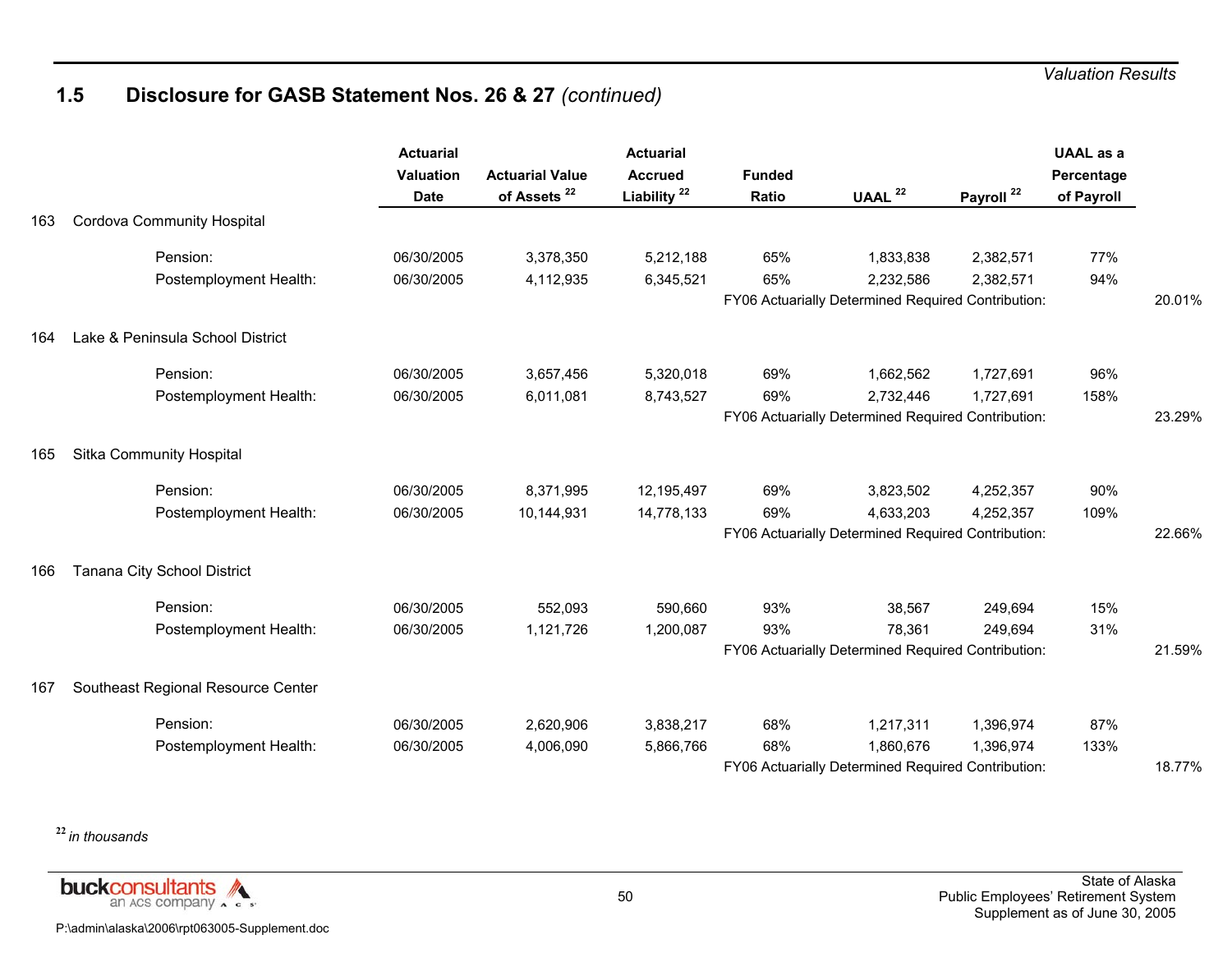## 1.5 Disclosure for GASB Statement Nos. 26 & 27 *(continued)*

| | Actuarial Valuation Date | Actuarial Value of Assets [22] | Actuarial Accrued Liability [22] | Funded Ratio | UAAL [22] | Payroll [22] | UAAL as a Percentage of Payroll | |
|---|---|---|---|---|---|---|---|---|
| **163 Cordova Community Hospital** | | | | | | | | |
| Pension: | 06/30/2005 | 3,378,350 | 5,212,188 | 65% | 1,833,838 | 2,382,571 | 77% | |
| Postemployment Health: | 06/30/2005 | 4,112,935 | 6,345,521 | 65% | 2,232,586 | 2,382,571 | 94% | |
| | | | | FY06 Actuarially Determined Required Contribution: | | | | 20.01% |
| **164 Lake & Peninsula School District** | | | | | | | | |
| Pension: | 06/30/2005 | 3,657,456 | 5,320,018 | 69% | 1,662,562 | 1,727,691 | 96% | |
| Postemployment Health: | 06/30/2005 | 6,011,081 | 8,743,527 | 69% | 2,732,446 | 1,727,691 | 158% | |
| | | | | FY06 Actuarially Determined Required Contribution: | | | | 23.29% |
| **165 Sitka Community Hospital** | | | | | | | | |
| Pension: | 06/30/2005 | 8,371,995 | 12,195,497 | 69% | 3,823,502 | 4,252,357 | 90% | |
| Postemployment Health: | 06/30/2005 | 10,144,931 | 14,778,133 | 69% | 4,633,203 | 4,252,357 | 109% | |
| | | | | FY06 Actuarially Determined Required Contribution: | | | | 22.66% |
| **166 Tanana City School District** | | | | | | | | |
| Pension: | 06/30/2005 | 552,093 | 590,660 | 93% | 38,567 | 249,694 | 15% | |
| Postemployment Health: | 06/30/2005 | 1,121,726 | 1,200,087 | 93% | 78,361 | 249,694 | 31% | |
| | | | | FY06 Actuarially Determined Required Contribution: | | | | 21.59% |
| **167 Southeast Regional Resource Center** | | | | | | | | |
| Pension: | 06/30/2005 | 2,620,906 | 3,838,217 | 68% | 1,217,311 | 1,396,974 | 87% | |
| Postemployment Health: | 06/30/2005 | 4,006,090 | 5,866,766 | 68% | 1,860,676 | 1,396,974 | 133% | |
| | | | | FY06 Actuarially Determined Required Contribution: | | | | 18.77% |

[22] *in thousands*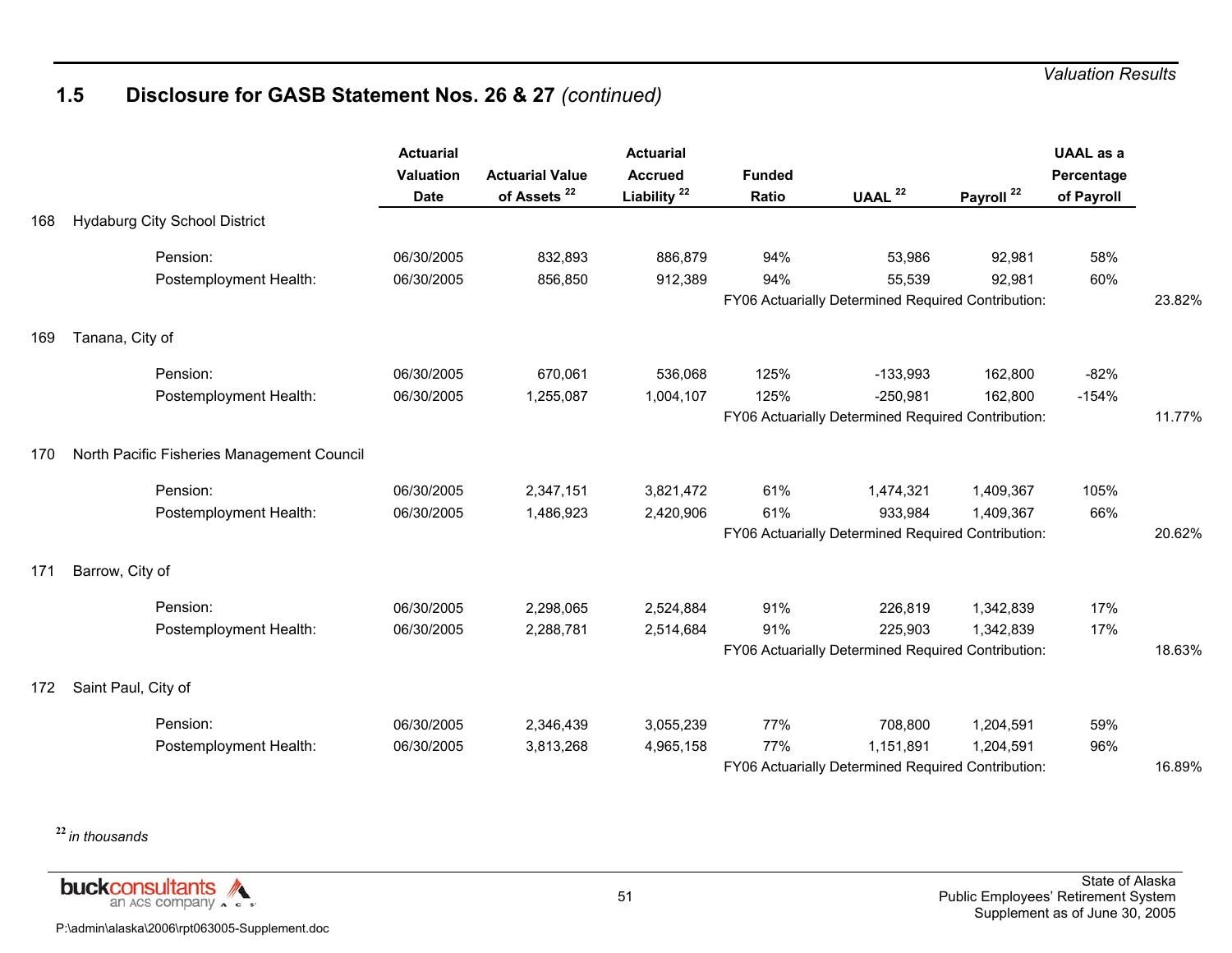## 1.5 Disclosure for GASB Statement Nos. 26 & 27 *(continued)*

| | | Actuarial Valuation Date | Actuarial Value of Assets [22] | Actuarial Accrued Liability [22] | Funded Ratio | UAAL [22] | Payroll [22] | UAAL as a Percentage of Payroll | |
|---|---|---|---|---|---|---|---|---|---|
| 168 | Hydaburg City School District | | | | | | | | |
| | Pension: | 06/30/2005 | 832,893 | 886,879 | 94% | 53,986 | 92,981 | 58% | |
| | Postemployment Health: | 06/30/2005 | 856,850 | 912,389 | 94% | 55,539 | 92,981 | 60% | |
| | | | | | FY06 Actuarially Determined Required Contribution: | | | | 23.82% |
| 169 | Tanana, City of | | | | | | | | |
| | Pension: | 06/30/2005 | 670,061 | 536,068 | 125% | -133,993 | 162,800 | -82% | |
| | Postemployment Health: | 06/30/2005 | 1,255,087 | 1,004,107 | 125% | -250,981 | 162,800 | -154% | |
| | | | | | FY06 Actuarially Determined Required Contribution: | | | | 11.77% |
| 170 | North Pacific Fisheries Management Council | | | | | | | | |
| | Pension: | 06/30/2005 | 2,347,151 | 3,821,472 | 61% | 1,474,321 | 1,409,367 | 105% | |
| | Postemployment Health: | 06/30/2005 | 1,486,923 | 2,420,906 | 61% | 933,984 | 1,409,367 | 66% | |
| | | | | | FY06 Actuarially Determined Required Contribution: | | | | 20.62% |
| 171 | Barrow, City of | | | | | | | | |
| | Pension: | 06/30/2005 | 2,298,065 | 2,524,884 | 91% | 226,819 | 1,342,839 | 17% | |
| | Postemployment Health: | 06/30/2005 | 2,288,781 | 2,514,684 | 91% | 225,903 | 1,342,839 | 17% | |
| | | | | | FY06 Actuarially Determined Required Contribution: | | | | 18.63% |
| 172 | Saint Paul, City of | | | | | | | | |
| | Pension: | 06/30/2005 | 2,346,439 | 3,055,239 | 77% | 708,800 | 1,204,591 | 59% | |
| | Postemployment Health: | 06/30/2005 | 3,813,268 | 4,965,158 | 77% | 1,151,891 | 1,204,591 | 96% | |
| | | | | | FY06 Actuarially Determined Required Contribution: | | | | 16.89% |

[22] *in thousands*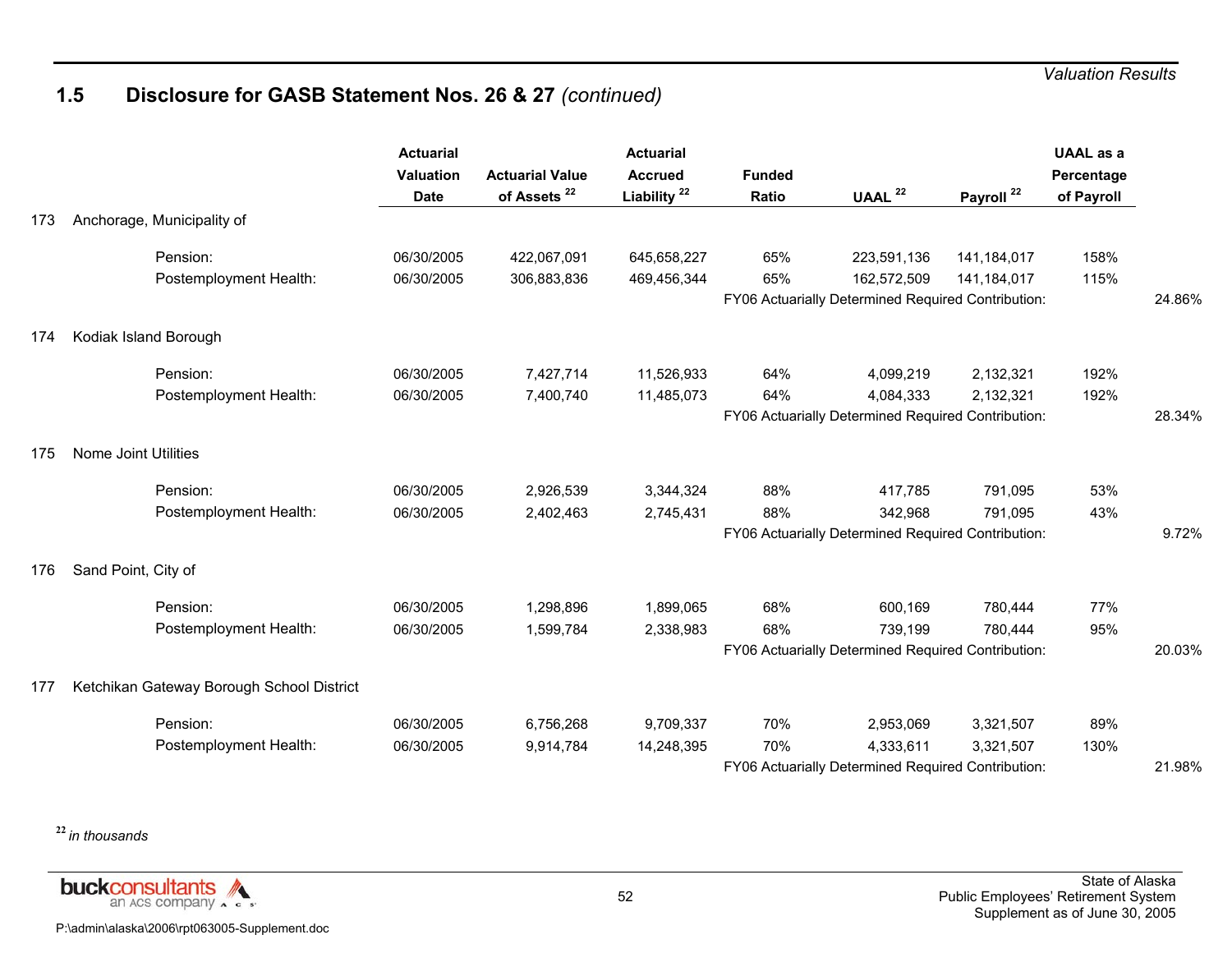## 1.5 Disclosure for GASB Statement Nos. 26 & 27 *(continued)*

| | | Actuarial Valuation Date | Actuarial Value of Assets [22] | Actuarial Accrued Liability [22] | Funded Ratio | UAAL [22] | Payroll [22] | UAAL as a Percentage of Payroll | |
|---|---|---|---|---|---|---|---|---|---|
| 173 | Anchorage, Municipality of | | | | | | | | |
| | Pension: | 06/30/2005 | 422,067,091 | 645,658,227 | 65% | 223,591,136 | 141,184,017 | 158% | |
| | Postemployment Health: | 06/30/2005 | 306,883,836 | 469,456,344 | 65% | 162,572,509 | 141,184,017 | 115% | |
| | | | | | FY06 Actuarially Determined Required Contribution: | | | | 24.86% |
| 174 | Kodiak Island Borough | | | | | | | | |
| | Pension: | 06/30/2005 | 7,427,714 | 11,526,933 | 64% | 4,099,219 | 2,132,321 | 192% | |
| | Postemployment Health: | 06/30/2005 | 7,400,740 | 11,485,073 | 64% | 4,084,333 | 2,132,321 | 192% | |
| | | | | | FY06 Actuarially Determined Required Contribution: | | | | 28.34% |
| 175 | Nome Joint Utilities | | | | | | | | |
| | Pension: | 06/30/2005 | 2,926,539 | 3,344,324 | 88% | 417,785 | 791,095 | 53% | |
| | Postemployment Health: | 06/30/2005 | 2,402,463 | 2,745,431 | 88% | 342,968 | 791,095 | 43% | |
| | | | | | FY06 Actuarially Determined Required Contribution: | | | | 9.72% |
| 176 | Sand Point, City of | | | | | | | | |
| | Pension: | 06/30/2005 | 1,298,896 | 1,899,065 | 68% | 600,169 | 780,444 | 77% | |
| | Postemployment Health: | 06/30/2005 | 1,599,784 | 2,338,983 | 68% | 739,199 | 780,444 | 95% | |
| | | | | | FY06 Actuarially Determined Required Contribution: | | | | 20.03% |
| 177 | Ketchikan Gateway Borough School District | | | | | | | | |
| | Pension: | 06/30/2005 | 6,756,268 | 9,709,337 | 70% | 2,953,069 | 3,321,507 | 89% | |
| | Postemployment Health: | 06/30/2005 | 9,914,784 | 14,248,395 | 70% | 4,333,611 | 3,321,507 | 130% | |
| | | | | | FY06 Actuarially Determined Required Contribution: | | | | 21.98% |

[22] *in thousands*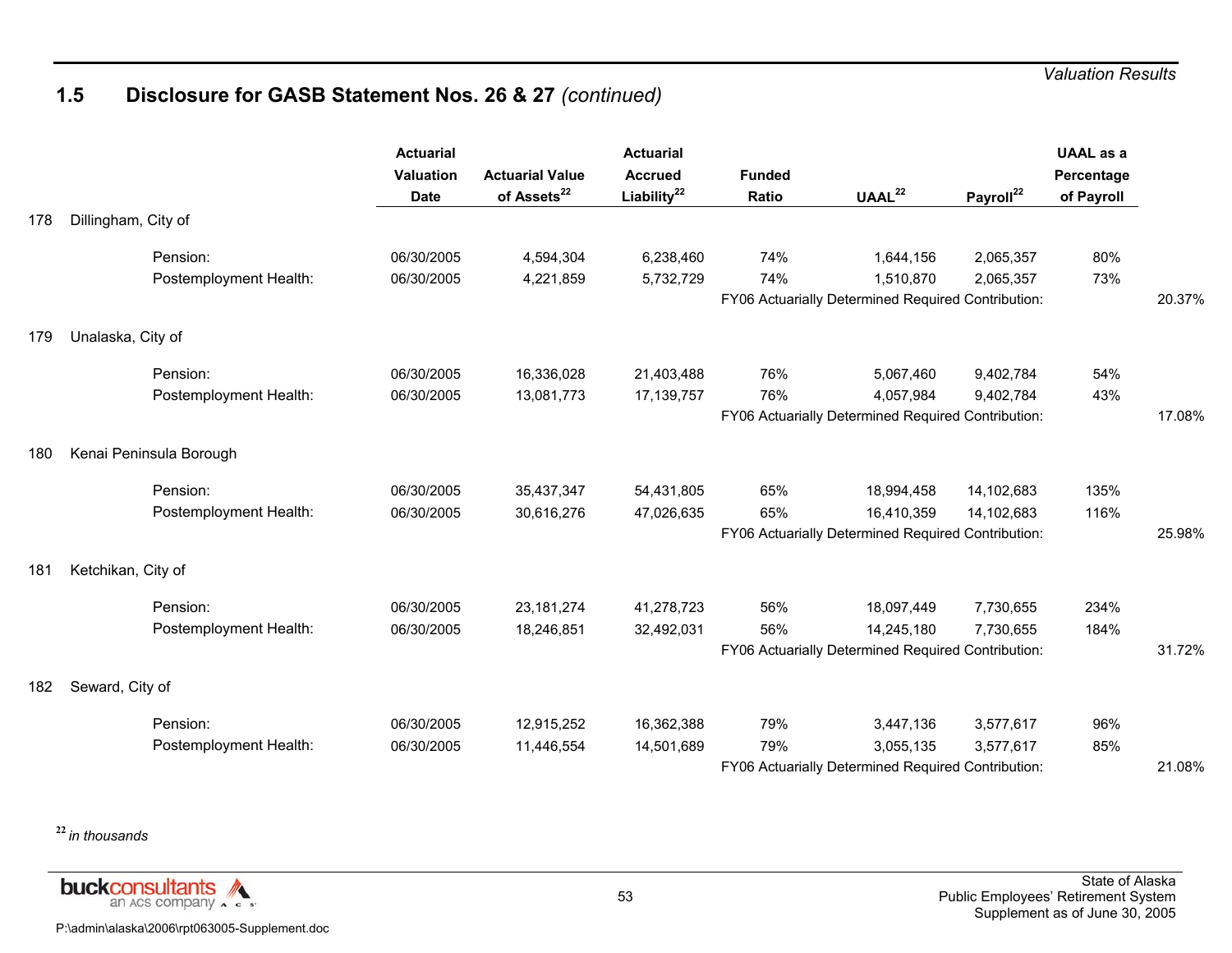## 1.5 Disclosure for GASB Statement Nos. 26 & 27 *(continued)*

| | | Actuarial Valuation Date | Actuarial Value of Assets[22] | Actuarial Accrued Liability[22] | Funded Ratio | UAAL[22] | Payroll[22] | UAAL as a Percentage of Payroll | |
|---|---|---|---|---|---|---|---|---|---|
| 178 | Dillingham, City of | | | | | | | | |
| | Pension: | 06/30/2005 | 4,594,304 | 6,238,460 | 74% | 1,644,156 | 2,065,357 | 80% | |
| | Postemployment Health: | 06/30/2005 | 4,221,859 | 5,732,729 | 74% | 1,510,870 | 2,065,357 | 73% | |
| | | | | | FY06 Actuarially Determined Required Contribution: | | | | 20.37% |
| 179 | Unalaska, City of | | | | | | | | |
| | Pension: | 06/30/2005 | 16,336,028 | 21,403,488 | 76% | 5,067,460 | 9,402,784 | 54% | |
| | Postemployment Health: | 06/30/2005 | 13,081,773 | 17,139,757 | 76% | 4,057,984 | 9,402,784 | 43% | |
| | | | | | FY06 Actuarially Determined Required Contribution: | | | | 17.08% |
| 180 | Kenai Peninsula Borough | | | | | | | | |
| | Pension: | 06/30/2005 | 35,437,347 | 54,431,805 | 65% | 18,994,458 | 14,102,683 | 135% | |
| | Postemployment Health: | 06/30/2005 | 30,616,276 | 47,026,635 | 65% | 16,410,359 | 14,102,683 | 116% | |
| | | | | | FY06 Actuarially Determined Required Contribution: | | | | 25.98% |
| 181 | Ketchikan, City of | | | | | | | | |
| | Pension: | 06/30/2005 | 23,181,274 | 41,278,723 | 56% | 18,097,449 | 7,730,655 | 234% | |
| | Postemployment Health: | 06/30/2005 | 18,246,851 | 32,492,031 | 56% | 14,245,180 | 7,730,655 | 184% | |
| | | | | | FY06 Actuarially Determined Required Contribution: | | | | 31.72% |
| 182 | Seward, City of | | | | | | | | |
| | Pension: | 06/30/2005 | 12,915,252 | 16,362,388 | 79% | 3,447,136 | 3,577,617 | 96% | |
| | Postemployment Health: | 06/30/2005 | 11,446,554 | 14,501,689 | 79% | 3,055,135 | 3,577,617 | 85% | |
| | | | | | FY06 Actuarially Determined Required Contribution: | | | | 21.08% |

[22] *in thousands*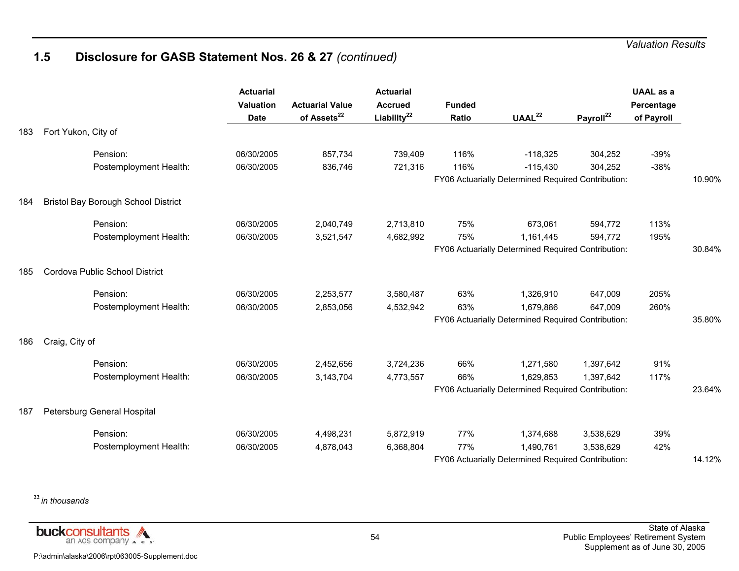## 1.5 Disclosure for GASB Statement Nos. 26 & 27 *(continued)*

| | | Actuarial Valuation Date | Actuarial Value of Assets[22] | Actuarial Accrued Liability[22] | Funded Ratio | UAAL[22] | Payroll[22] | UAAL as a Percentage of Payroll | |
|---|---|---|---|---|---|---|---|---|---|
| 183 | Fort Yukon, City of | | | | | | | | |
| | Pension: | 06/30/2005 | 857,734 | 739,409 | 116% | -118,325 | 304,252 | -39% | |
| | Postemployment Health: | 06/30/2005 | 836,746 | 721,316 | 116% | -115,430 | 304,252 | -38% | |
| | | | | | FY06 Actuarially Determined Required Contribution: | | | | 10.90% |
| 184 | Bristol Bay Borough School District | | | | | | | | |
| | Pension: | 06/30/2005 | 2,040,749 | 2,713,810 | 75% | 673,061 | 594,772 | 113% | |
| | Postemployment Health: | 06/30/2005 | 3,521,547 | 4,682,992 | 75% | 1,161,445 | 594,772 | 195% | |
| | | | | | FY06 Actuarially Determined Required Contribution: | | | | 30.84% |
| 185 | Cordova Public School District | | | | | | | | |
| | Pension: | 06/30/2005 | 2,253,577 | 3,580,487 | 63% | 1,326,910 | 647,009 | 205% | |
| | Postemployment Health: | 06/30/2005 | 2,853,056 | 4,532,942 | 63% | 1,679,886 | 647,009 | 260% | |
| | | | | | FY06 Actuarially Determined Required Contribution: | | | | 35.80% |
| 186 | Craig, City of | | | | | | | | |
| | Pension: | 06/30/2005 | 2,452,656 | 3,724,236 | 66% | 1,271,580 | 1,397,642 | 91% | |
| | Postemployment Health: | 06/30/2005 | 3,143,704 | 4,773,557 | 66% | 1,629,853 | 1,397,642 | 117% | |
| | | | | | FY06 Actuarially Determined Required Contribution: | | | | 23.64% |
| 187 | Petersburg General Hospital | | | | | | | | |
| | Pension: | 06/30/2005 | 4,498,231 | 5,872,919 | 77% | 1,374,688 | 3,538,629 | 39% | |
| | Postemployment Health: | 06/30/2005 | 4,878,043 | 6,368,804 | 77% | 1,490,761 | 3,538,629 | 42% | |
| | | | | | FY06 Actuarially Determined Required Contribution: | | | | 14.12% |

[22] *in thousands*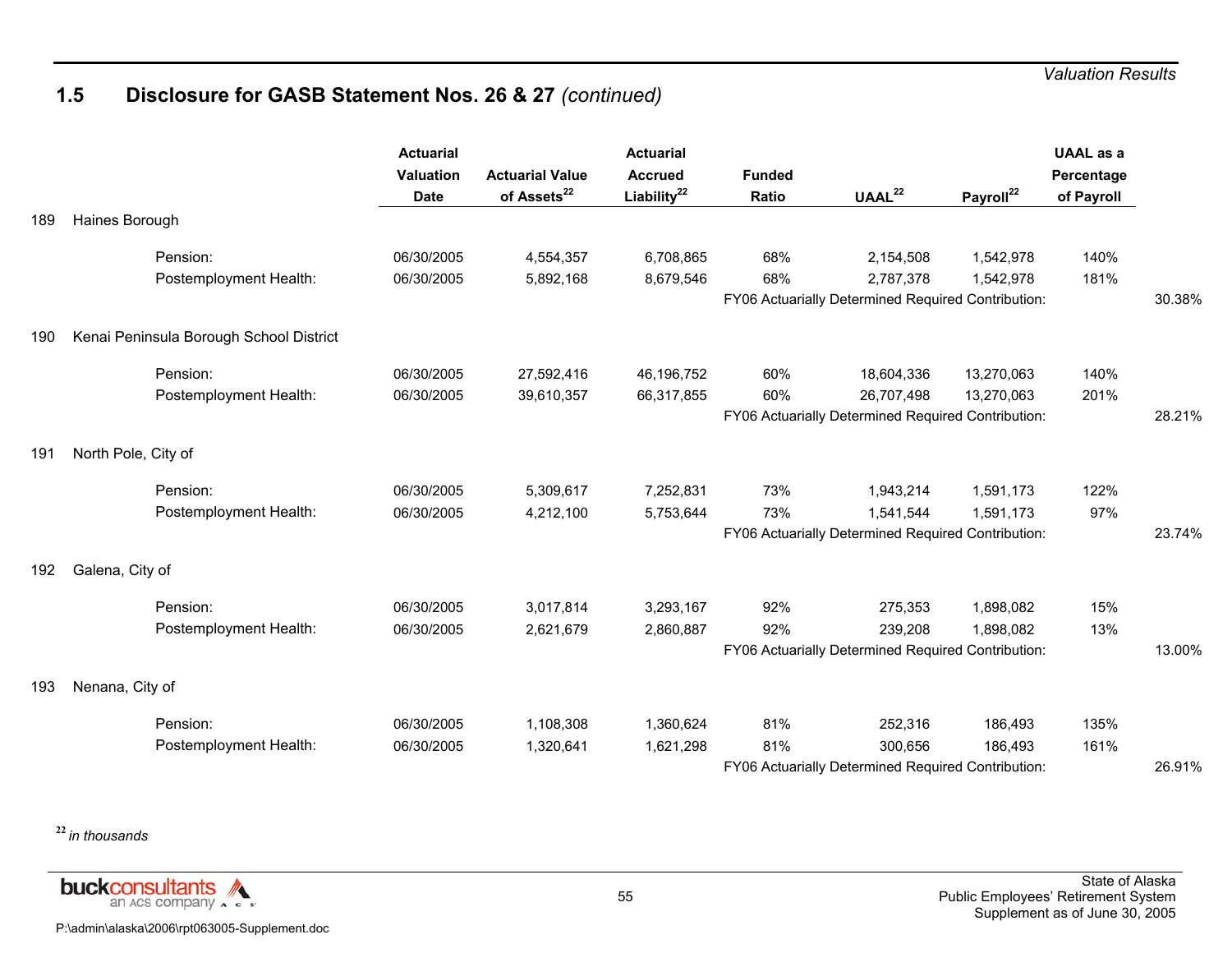## 1.5 Disclosure for GASB Statement Nos. 26 & 27 *(continued)*

| | | Actuarial Valuation Date | Actuarial Value of Assets[22] | Actuarial Accrued Liability[22] | Funded Ratio | UAAL[22] | Payroll[22] | UAAL as a Percentage of Payroll | |
|---|---|---|---|---|---|---|---|---|---|
| 189 | Haines Borough | | | | | | | | |
| | Pension: | 06/30/2005 | 4,554,357 | 6,708,865 | 68% | 2,154,508 | 1,542,978 | 140% | |
| | Postemployment Health: | 06/30/2005 | 5,892,168 | 8,679,546 | 68% | 2,787,378 | 1,542,978 | 181% | |
| | | | | | FY06 Actuarially Determined Required Contribution: | | | | 30.38% |
| 190 | Kenai Peninsula Borough School District | | | | | | | | |
| | Pension: | 06/30/2005 | 27,592,416 | 46,196,752 | 60% | 18,604,336 | 13,270,063 | 140% | |
| | Postemployment Health: | 06/30/2005 | 39,610,357 | 66,317,855 | 60% | 26,707,498 | 13,270,063 | 201% | |
| | | | | | FY06 Actuarially Determined Required Contribution: | | | | 28.21% |
| 191 | North Pole, City of | | | | | | | | |
| | Pension: | 06/30/2005 | 5,309,617 | 7,252,831 | 73% | 1,943,214 | 1,591,173 | 122% | |
| | Postemployment Health: | 06/30/2005 | 4,212,100 | 5,753,644 | 73% | 1,541,544 | 1,591,173 | 97% | |
| | | | | | FY06 Actuarially Determined Required Contribution: | | | | 23.74% |
| 192 | Galena, City of | | | | | | | | |
| | Pension: | 06/30/2005 | 3,017,814 | 3,293,167 | 92% | 275,353 | 1,898,082 | 15% | |
| | Postemployment Health: | 06/30/2005 | 2,621,679 | 2,860,887 | 92% | 239,208 | 1,898,082 | 13% | |
| | | | | | FY06 Actuarially Determined Required Contribution: | | | | 13.00% |
| 193 | Nenana, City of | | | | | | | | |
| | Pension: | 06/30/2005 | 1,108,308 | 1,360,624 | 81% | 252,316 | 186,493 | 135% | |
| | Postemployment Health: | 06/30/2005 | 1,320,641 | 1,621,298 | 81% | 300,656 | 186,493 | 161% | |
| | | | | | FY06 Actuarially Determined Required Contribution: | | | | 26.91% |

[22] *in thousands*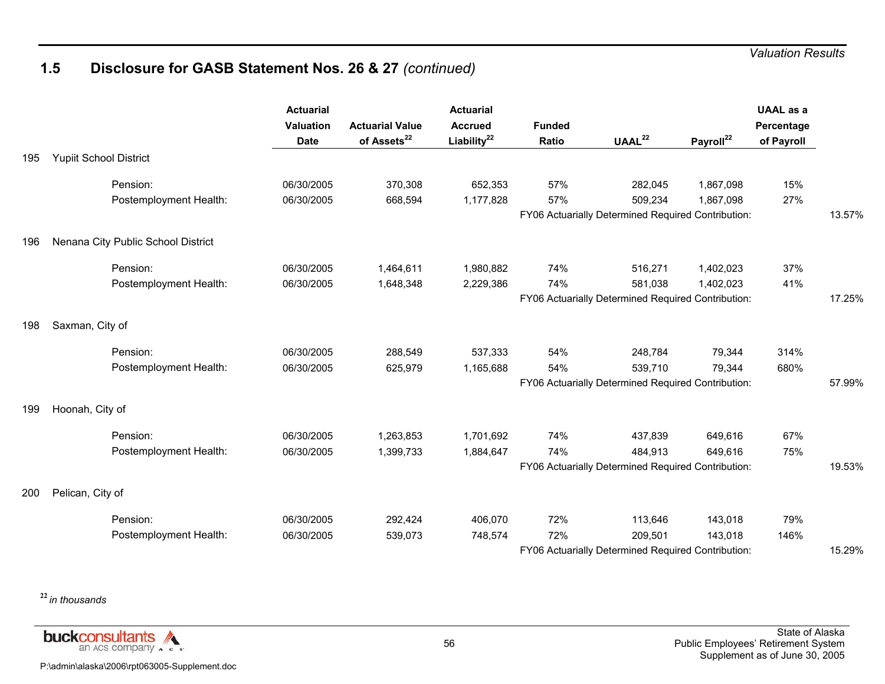## 1.5 Disclosure for GASB Statement Nos. 26 & 27 *(continued)*

| | Actuarial Valuation Date | Actuarial Value of Assets[22] | Actuarial Accrued Liability[22] | Funded Ratio | UAAL[22] | Payroll[22] | UAAL as a Percentage of Payroll | |
|---|---|---|---|---|---|---|---|---|
| **195 Yupiit School District** | | | | | | | | |
| Pension: | 06/30/2005 | 370,308 | 652,353 | 57% | 282,045 | 1,867,098 | 15% | |
| Postemployment Health: | 06/30/2005 | 668,594 | 1,177,828 | 57% | 509,234 | 1,867,098 | 27% | |
| | | | | FY06 Actuarially Determined Required Contribution: | | | | 13.57% |
| **196 Nenana City Public School District** | | | | | | | | |
| Pension: | 06/30/2005 | 1,464,611 | 1,980,882 | 74% | 516,271 | 1,402,023 | 37% | |
| Postemployment Health: | 06/30/2005 | 1,648,348 | 2,229,386 | 74% | 581,038 | 1,402,023 | 41% | |
| | | | | FY06 Actuarially Determined Required Contribution: | | | | 17.25% |
| **198 Saxman, City of** | | | | | | | | |
| Pension: | 06/30/2005 | 288,549 | 537,333 | 54% | 248,784 | 79,344 | 314% | |
| Postemployment Health: | 06/30/2005 | 625,979 | 1,165,688 | 54% | 539,710 | 79,344 | 680% | |
| | | | | FY06 Actuarially Determined Required Contribution: | | | | 57.99% |
| **199 Hoonah, City of** | | | | | | | | |
| Pension: | 06/30/2005 | 1,263,853 | 1,701,692 | 74% | 437,839 | 649,616 | 67% | |
| Postemployment Health: | 06/30/2005 | 1,399,733 | 1,884,647 | 74% | 484,913 | 649,616 | 75% | |
| | | | | FY06 Actuarially Determined Required Contribution: | | | | 19.53% |
| **200 Pelican, City of** | | | | | | | | |
| Pension: | 06/30/2005 | 292,424 | 406,070 | 72% | 113,646 | 143,018 | 79% | |
| Postemployment Health: | 06/30/2005 | 539,073 | 748,574 | 72% | 209,501 | 143,018 | 146% | |
| | | | | FY06 Actuarially Determined Required Contribution: | | | | 15.29% |

[22] *in thousands*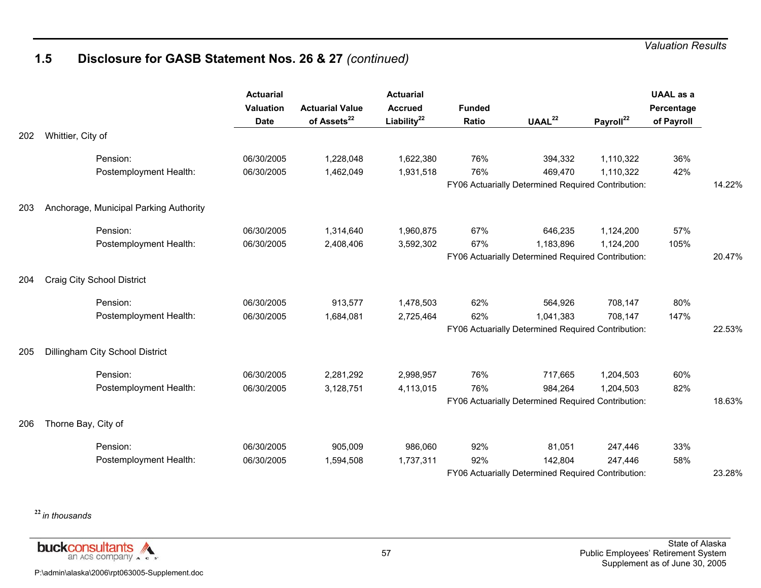## 1.5 Disclosure for GASB Statement Nos. 26 & 27 *(continued)*

| | Actuarial Valuation Date | Actuarial Value of Assets[22] | Actuarial Accrued Liability[22] | Funded Ratio | UAAL[22] | Payroll[22] | UAAL as a Percentage of Payroll | |
|---|---|---|---|---|---|---|---|---|
| **202 Whittier, City of** | | | | | | | | |
| Pension: | 06/30/2005 | 1,228,048 | 1,622,380 | 76% | 394,332 | 1,110,322 | 36% | |
| Postemployment Health: | 06/30/2005 | 1,462,049 | 1,931,518 | 76% | 469,470 | 1,110,322 | 42% | |
| | | | | FY06 Actuarially Determined Required Contribution: | | | | 14.22% |
| **203 Anchorage, Municipal Parking Authority** | | | | | | | | |
| Pension: | 06/30/2005 | 1,314,640 | 1,960,875 | 67% | 646,235 | 1,124,200 | 57% | |
| Postemployment Health: | 06/30/2005 | 2,408,406 | 3,592,302 | 67% | 1,183,896 | 1,124,200 | 105% | |
| | | | | FY06 Actuarially Determined Required Contribution: | | | | 20.47% |
| **204 Craig City School District** | | | | | | | | |
| Pension: | 06/30/2005 | 913,577 | 1,478,503 | 62% | 564,926 | 708,147 | 80% | |
| Postemployment Health: | 06/30/2005 | 1,684,081 | 2,725,464 | 62% | 1,041,383 | 708,147 | 147% | |
| | | | | FY06 Actuarially Determined Required Contribution: | | | | 22.53% |
| **205 Dillingham City School District** | | | | | | | | |
| Pension: | 06/30/2005 | 2,281,292 | 2,998,957 | 76% | 717,665 | 1,204,503 | 60% | |
| Postemployment Health: | 06/30/2005 | 3,128,751 | 4,113,015 | 76% | 984,264 | 1,204,503 | 82% | |
| | | | | FY06 Actuarially Determined Required Contribution: | | | | 18.63% |
| **206 Thorne Bay, City of** | | | | | | | | |
| Pension: | 06/30/2005 | 905,009 | 986,060 | 92% | 81,051 | 247,446 | 33% | |
| Postemployment Health: | 06/30/2005 | 1,594,508 | 1,737,311 | 92% | 142,804 | 247,446 | 58% | |
| | | | | FY06 Actuarially Determined Required Contribution: | | | | 23.28% |

[22] *in thousands*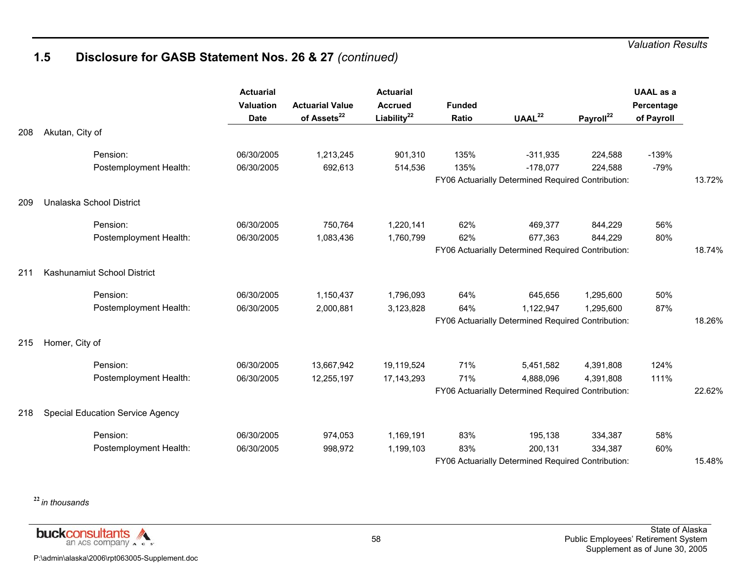## 1.5 Disclosure for GASB Statement Nos. 26 & 27 *(continued)*

| | | Actuarial Valuation Date | Actuarial Value of Assets[22] | Actuarial Accrued Liability[22] | Funded Ratio | UAAL[22] | Payroll[22] | UAAL as a Percentage of Payroll | |
|---|---|---|---|---|---|---|---|---|---|
| 208 | Akutan, City of | | | | | | | | |
| | Pension: | 06/30/2005 | 1,213,245 | 901,310 | 135% | -311,935 | 224,588 | -139% | |
| | Postemployment Health: | 06/30/2005 | 692,613 | 514,536 | 135% | -178,077 | 224,588 | -79% | |
| | | | | | FY06 Actuarially Determined Required Contribution: | | | | 13.72% |
| 209 | Unalaska School District | | | | | | | | |
| | Pension: | 06/30/2005 | 750,764 | 1,220,141 | 62% | 469,377 | 844,229 | 56% | |
| | Postemployment Health: | 06/30/2005 | 1,083,436 | 1,760,799 | 62% | 677,363 | 844,229 | 80% | |
| | | | | | FY06 Actuarially Determined Required Contribution: | | | | 18.74% |
| 211 | Kashunamiut School District | | | | | | | | |
| | Pension: | 06/30/2005 | 1,150,437 | 1,796,093 | 64% | 645,656 | 1,295,600 | 50% | |
| | Postemployment Health: | 06/30/2005 | 2,000,881 | 3,123,828 | 64% | 1,122,947 | 1,295,600 | 87% | |
| | | | | | FY06 Actuarially Determined Required Contribution: | | | | 18.26% |
| 215 | Homer, City of | | | | | | | | |
| | Pension: | 06/30/2005 | 13,667,942 | 19,119,524 | 71% | 5,451,582 | 4,391,808 | 124% | |
| | Postemployment Health: | 06/30/2005 | 12,255,197 | 17,143,293 | 71% | 4,888,096 | 4,391,808 | 111% | |
| | | | | | FY06 Actuarially Determined Required Contribution: | | | | 22.62% |
| 218 | Special Education Service Agency | | | | | | | | |
| | Pension: | 06/30/2005 | 974,053 | 1,169,191 | 83% | 195,138 | 334,387 | 58% | |
| | Postemployment Health: | 06/30/2005 | 998,972 | 1,199,103 | 83% | 200,131 | 334,387 | 60% | |
| | | | | | FY06 Actuarially Determined Required Contribution: | | | | 15.48% |

[22] *in thousands*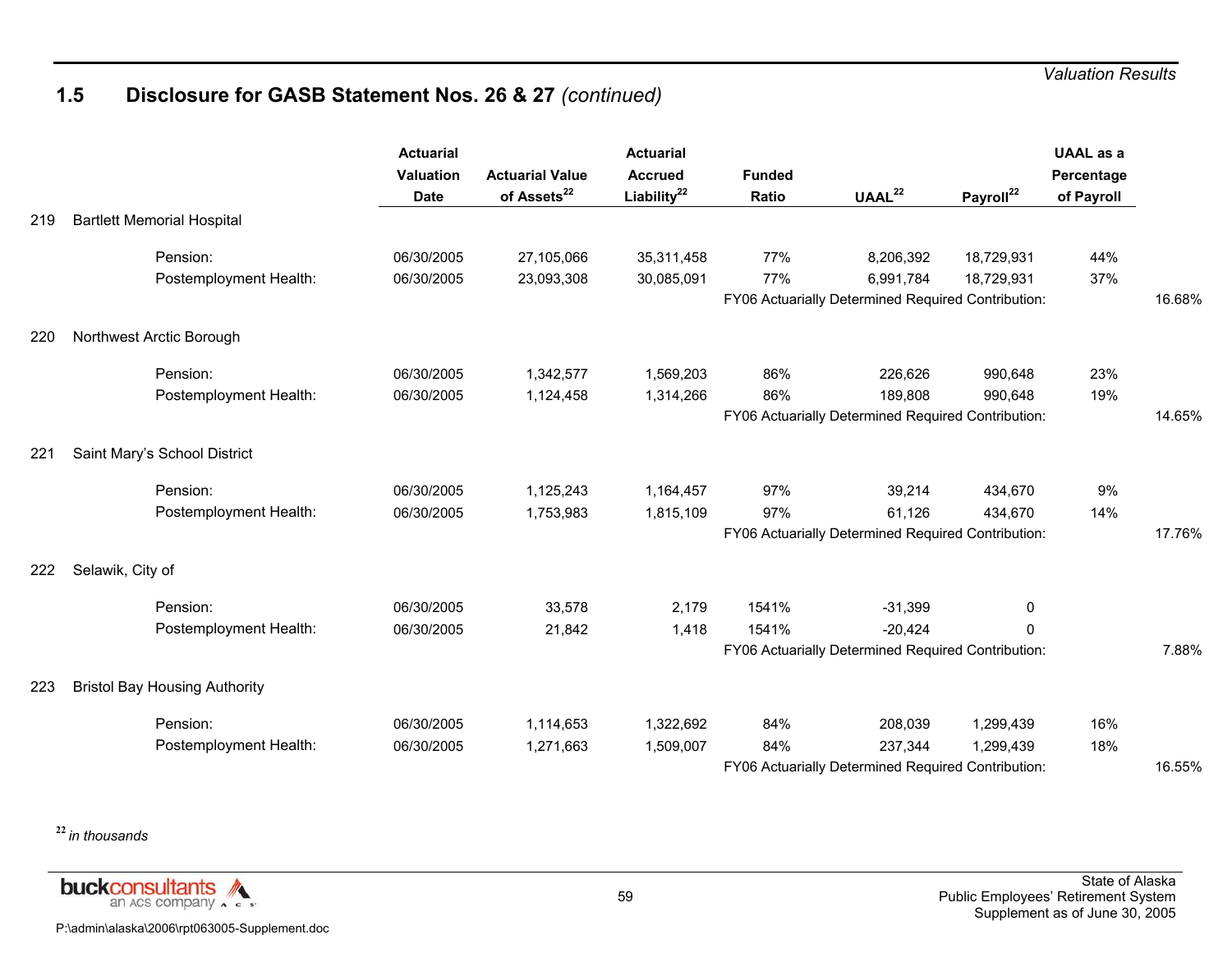## 1.5 Disclosure for GASB Statement Nos. 26 & 27 *(continued)*

| | Actuarial Valuation Date | Actuarial Value of Assets[22] | Actuarial Accrued Liability[22] | Funded Ratio | UAAL[22] | Payroll[22] | UAAL as a Percentage of Payroll | |
|---|---|---|---|---|---|---|---|---|
| **219 Bartlett Memorial Hospital** | | | | | | | | |
| Pension: | 06/30/2005 | 27,105,066 | 35,311,458 | 77% | 8,206,392 | 18,729,931 | 44% | |
| Postemployment Health: | 06/30/2005 | 23,093,308 | 30,085,091 | 77% | 6,991,784 | 18,729,931 | 37% | |
| | | | | FY06 Actuarially Determined Required Contribution: | | | | 16.68% |
| **220 Northwest Arctic Borough** | | | | | | | | |
| Pension: | 06/30/2005 | 1,342,577 | 1,569,203 | 86% | 226,626 | 990,648 | 23% | |
| Postemployment Health: | 06/30/2005 | 1,124,458 | 1,314,266 | 86% | 189,808 | 990,648 | 19% | |
| | | | | FY06 Actuarially Determined Required Contribution: | | | | 14.65% |
| **221 Saint Mary's School District** | | | | | | | | |
| Pension: | 06/30/2005 | 1,125,243 | 1,164,457 | 97% | 39,214 | 434,670 | 9% | |
| Postemployment Health: | 06/30/2005 | 1,753,983 | 1,815,109 | 97% | 61,126 | 434,670 | 14% | |
| | | | | FY06 Actuarially Determined Required Contribution: | | | | 17.76% |
| **222 Selawik, City of** | | | | | | | | |
| Pension: | 06/30/2005 | 33,578 | 2,179 | 1541% | -31,399 | 0 | | |
| Postemployment Health: | 06/30/2005 | 21,842 | 1,418 | 1541% | -20,424 | 0 | | |
| | | | | FY06 Actuarially Determined Required Contribution: | | | | 7.88% |
| **223 Bristol Bay Housing Authority** | | | | | | | | |
| Pension: | 06/30/2005 | 1,114,653 | 1,322,692 | 84% | 208,039 | 1,299,439 | 16% | |
| Postemployment Health: | 06/30/2005 | 1,271,663 | 1,509,007 | 84% | 237,344 | 1,299,439 | 18% | |
| | | | | FY06 Actuarially Determined Required Contribution: | | | | 16.55% |

[22] *in thousands*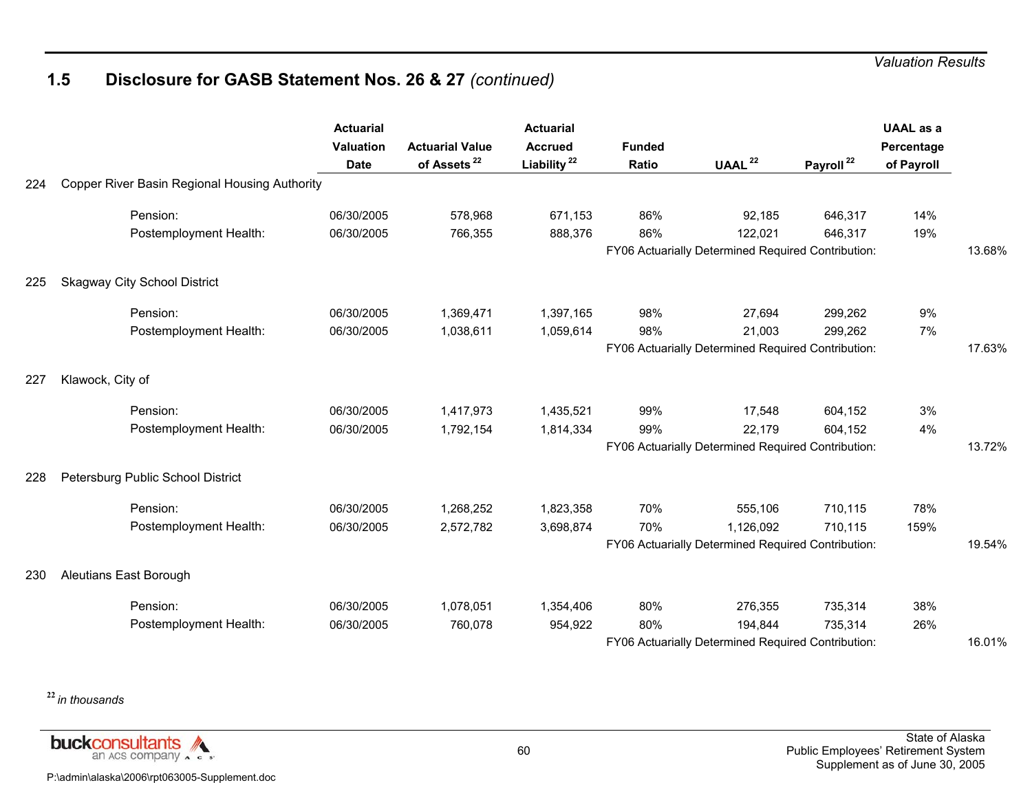## 1.5 Disclosure for GASB Statement Nos. 26 & 27 *(continued)*

| | | Actuarial Valuation Date | Actuarial Value of Assets [22] | Actuarial Accrued Liability [22] | Funded Ratio | UAAL [22] | Payroll [22] | UAAL as a Percentage of Payroll | |
|---|---|---|---|---|---|---|---|---|---|
| 224 | Copper River Basin Regional Housing Authority | | | | | | | | |
| | Pension: | 06/30/2005 | 578,968 | 671,153 | 86% | 92,185 | 646,317 | 14% | |
| | Postemployment Health: | 06/30/2005 | 766,355 | 888,376 | 86% | 122,021 | 646,317 | 19% | |
| | | | | | FY06 Actuarially Determined Required Contribution: | | | | 13.68% |
| 225 | Skagway City School District | | | | | | | | |
| | Pension: | 06/30/2005 | 1,369,471 | 1,397,165 | 98% | 27,694 | 299,262 | 9% | |
| | Postemployment Health: | 06/30/2005 | 1,038,611 | 1,059,614 | 98% | 21,003 | 299,262 | 7% | |
| | | | | | FY06 Actuarially Determined Required Contribution: | | | | 17.63% |
| 227 | Klawock, City of | | | | | | | | |
| | Pension: | 06/30/2005 | 1,417,973 | 1,435,521 | 99% | 17,548 | 604,152 | 3% | |
| | Postemployment Health: | 06/30/2005 | 1,792,154 | 1,814,334 | 99% | 22,179 | 604,152 | 4% | |
| | | | | | FY06 Actuarially Determined Required Contribution: | | | | 13.72% |
| 228 | Petersburg Public School District | | | | | | | | |
| | Pension: | 06/30/2005 | 1,268,252 | 1,823,358 | 70% | 555,106 | 710,115 | 78% | |
| | Postemployment Health: | 06/30/2005 | 2,572,782 | 3,698,874 | 70% | 1,126,092 | 710,115 | 159% | |
| | | | | | FY06 Actuarially Determined Required Contribution: | | | | 19.54% |
| 230 | Aleutians East Borough | | | | | | | | |
| | Pension: | 06/30/2005 | 1,078,051 | 1,354,406 | 80% | 276,355 | 735,314 | 38% | |
| | Postemployment Health: | 06/30/2005 | 760,078 | 954,922 | 80% | 194,844 | 735,314 | 26% | |
| | | | | | FY06 Actuarially Determined Required Contribution: | | | | 16.01% |

[22] *in thousands*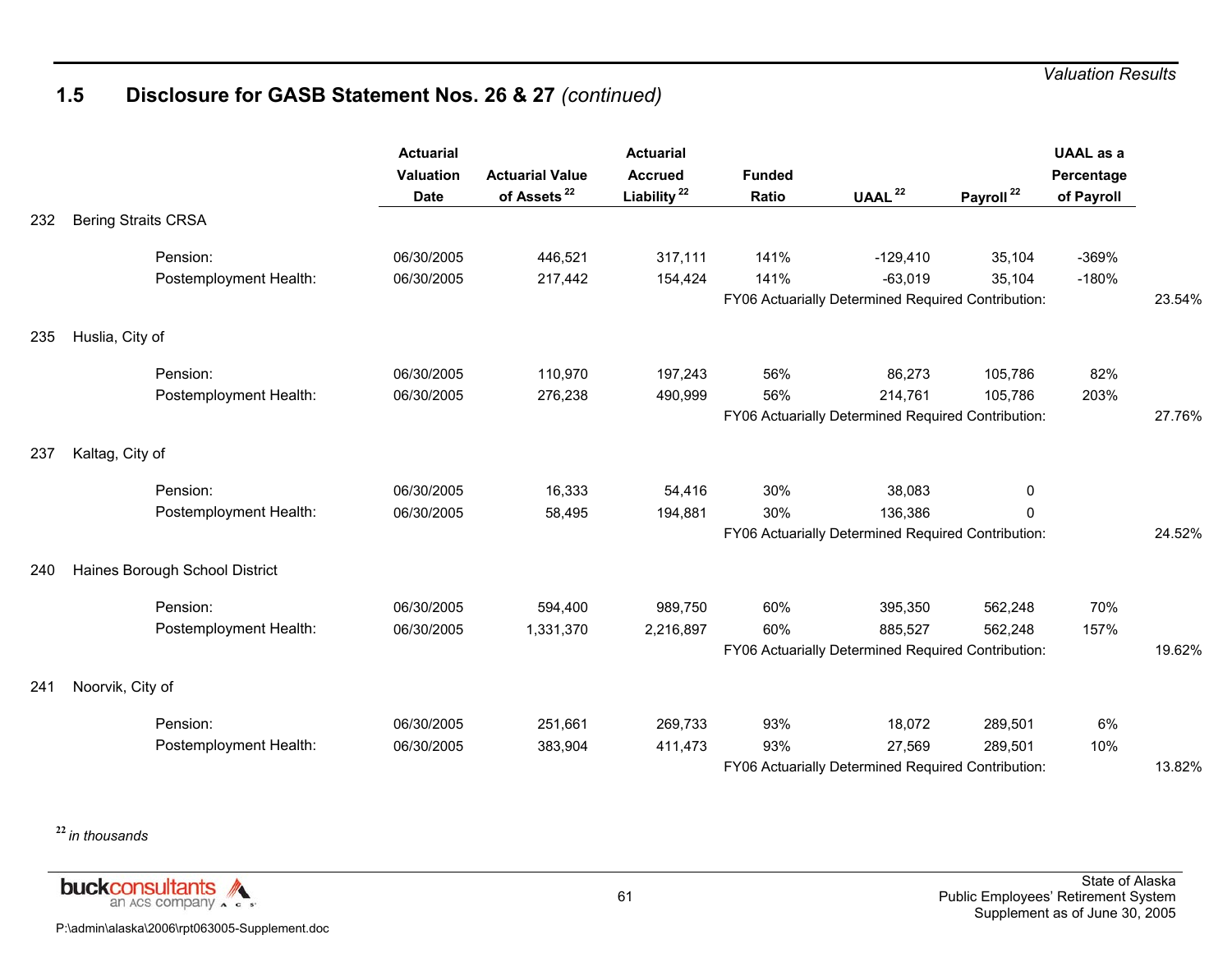## 1.5 Disclosure for GASB Statement Nos. 26 & 27 *(continued)*

| | Actuarial Valuation Date | Actuarial Value of Assets [22] | Actuarial Accrued Liability [22] | Funded Ratio | UAAL [22] | Payroll [22] | UAAL as a Percentage of Payroll | |
|---|---|---|---|---|---|---|---|---|
| **232 Bering Straits CRSA** | | | | | | | | |
| Pension: | 06/30/2005 | 446,521 | 317,111 | 141% | -129,410 | 35,104 | -369% | |
| Postemployment Health: | 06/30/2005 | 217,442 | 154,424 | 141% | -63,019 | 35,104 | -180% | |
| | | | | FY06 Actuarially Determined Required Contribution: | | | | 23.54% |
| **235 Huslia, City of** | | | | | | | | |
| Pension: | 06/30/2005 | 110,970 | 197,243 | 56% | 86,273 | 105,786 | 82% | |
| Postemployment Health: | 06/30/2005 | 276,238 | 490,999 | 56% | 214,761 | 105,786 | 203% | |
| | | | | FY06 Actuarially Determined Required Contribution: | | | | 27.76% |
| **237 Kaltag, City of** | | | | | | | | |
| Pension: | 06/30/2005 | 16,333 | 54,416 | 30% | 38,083 | 0 | | |
| Postemployment Health: | 06/30/2005 | 58,495 | 194,881 | 30% | 136,386 | 0 | | |
| | | | | FY06 Actuarially Determined Required Contribution: | | | | 24.52% |
| **240 Haines Borough School District** | | | | | | | | |
| Pension: | 06/30/2005 | 594,400 | 989,750 | 60% | 395,350 | 562,248 | 70% | |
| Postemployment Health: | 06/30/2005 | 1,331,370 | 2,216,897 | 60% | 885,527 | 562,248 | 157% | |
| | | | | FY06 Actuarially Determined Required Contribution: | | | | 19.62% |
| **241 Noorvik, City of** | | | | | | | | |
| Pension: | 06/30/2005 | 251,661 | 269,733 | 93% | 18,072 | 289,501 | 6% | |
| Postemployment Health: | 06/30/2005 | 383,904 | 411,473 | 93% | 27,569 | 289,501 | 10% | |
| | | | | FY06 Actuarially Determined Required Contribution: | | | | 13.82% |

[22] *in thousands*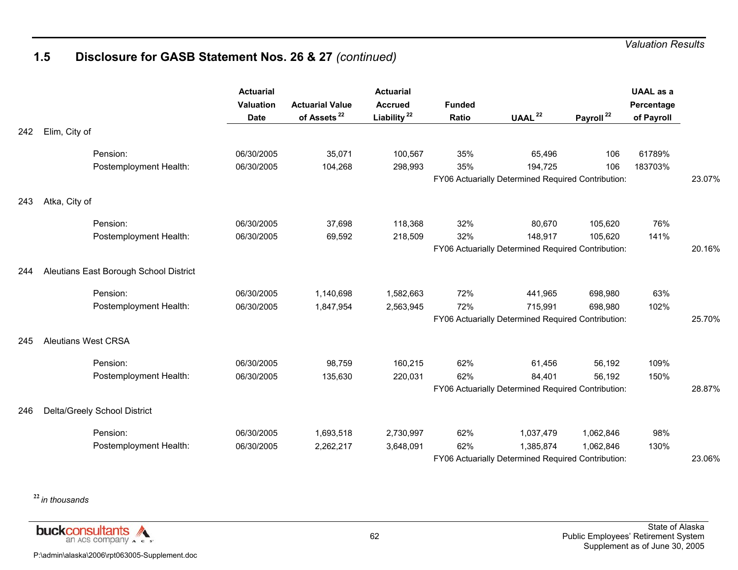## 1.5 Disclosure for GASB Statement Nos. 26 & 27 *(continued)*

| | | Actuarial Valuation Date | Actuarial Value of Assets [22] | Actuarial Accrued Liability [22] | Funded Ratio | UAAL [22] | Payroll [22] | UAAL as a Percentage of Payroll | |
|---|---|---|---|---|---|---|---|---|---|
| 242 | Elim, City of | | | | | | | | |
| | Pension: | 06/30/2005 | 35,071 | 100,567 | 35% | 65,496 | 106 | 61789% | |
| | Postemployment Health: | 06/30/2005 | 104,268 | 298,993 | 35% | 194,725 | 106 | 183703% | |
| | | | | | FY06 Actuarially Determined Required Contribution: | | | | 23.07% |
| 243 | Atka, City of | | | | | | | | |
| | Pension: | 06/30/2005 | 37,698 | 118,368 | 32% | 80,670 | 105,620 | 76% | |
| | Postemployment Health: | 06/30/2005 | 69,592 | 218,509 | 32% | 148,917 | 105,620 | 141% | |
| | | | | | FY06 Actuarially Determined Required Contribution: | | | | 20.16% |
| 244 | Aleutians East Borough School District | | | | | | | | |
| | Pension: | 06/30/2005 | 1,140,698 | 1,582,663 | 72% | 441,965 | 698,980 | 63% | |
| | Postemployment Health: | 06/30/2005 | 1,847,954 | 2,563,945 | 72% | 715,991 | 698,980 | 102% | |
| | | | | | FY06 Actuarially Determined Required Contribution: | | | | 25.70% |
| 245 | Aleutians West CRSA | | | | | | | | |
| | Pension: | 06/30/2005 | 98,759 | 160,215 | 62% | 61,456 | 56,192 | 109% | |
| | Postemployment Health: | 06/30/2005 | 135,630 | 220,031 | 62% | 84,401 | 56,192 | 150% | |
| | | | | | FY06 Actuarially Determined Required Contribution: | | | | 28.87% |
| 246 | Delta/Greely School District | | | | | | | | |
| | Pension: | 06/30/2005 | 1,693,518 | 2,730,997 | 62% | 1,037,479 | 1,062,846 | 98% | |
| | Postemployment Health: | 06/30/2005 | 2,262,217 | 3,648,091 | 62% | 1,385,874 | 1,062,846 | 130% | |
| | | | | | FY06 Actuarially Determined Required Contribution: | | | | 23.06% |

[22] *in thousands*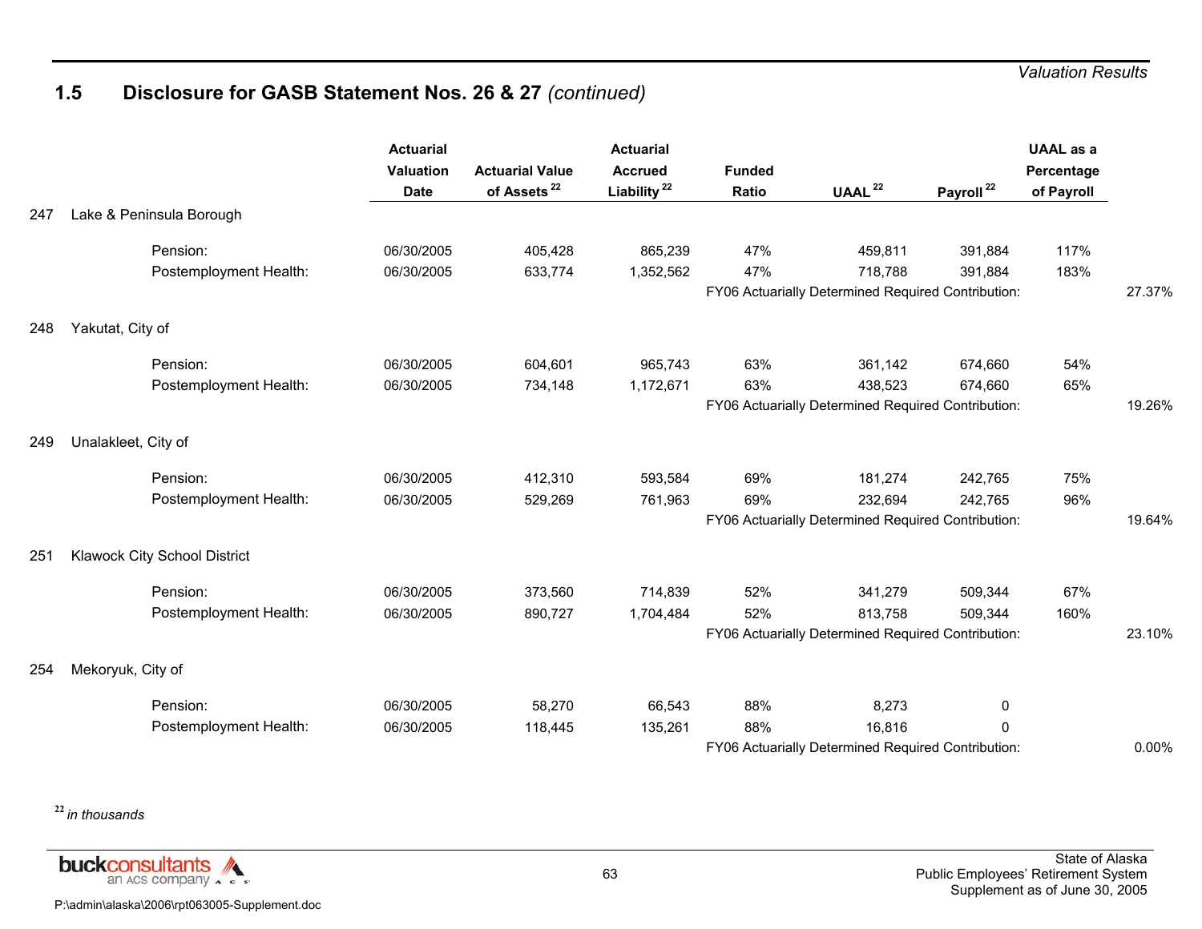## 1.5 Disclosure for GASB Statement Nos. 26 & 27 *(continued)*

| | | Actuarial Valuation Date | Actuarial Value of Assets [22] | Actuarial Accrued Liability [22] | Funded Ratio | UAAL [22] | Payroll [22] | UAAL as a Percentage of Payroll | |
|---|---|---|---|---|---|---|---|---|---|
| 247 | Lake & Peninsula Borough | | | | | | | | |
| | Pension: | 06/30/2005 | 405,428 | 865,239 | 47% | 459,811 | 391,884 | 117% | |
| | Postemployment Health: | 06/30/2005 | 633,774 | 1,352,562 | 47% | 718,788 | 391,884 | 183% | |
| | | | | | FY06 Actuarially Determined Required Contribution: | | | | 27.37% |
| 248 | Yakutat, City of | | | | | | | | |
| | Pension: | 06/30/2005 | 604,601 | 965,743 | 63% | 361,142 | 674,660 | 54% | |
| | Postemployment Health: | 06/30/2005 | 734,148 | 1,172,671 | 63% | 438,523 | 674,660 | 65% | |
| | | | | | FY06 Actuarially Determined Required Contribution: | | | | 19.26% |
| 249 | Unalakleet, City of | | | | | | | | |
| | Pension: | 06/30/2005 | 412,310 | 593,584 | 69% | 181,274 | 242,765 | 75% | |
| | Postemployment Health: | 06/30/2005 | 529,269 | 761,963 | 69% | 232,694 | 242,765 | 96% | |
| | | | | | FY06 Actuarially Determined Required Contribution: | | | | 19.64% |
| 251 | Klawock City School District | | | | | | | | |
| | Pension: | 06/30/2005 | 373,560 | 714,839 | 52% | 341,279 | 509,344 | 67% | |
| | Postemployment Health: | 06/30/2005 | 890,727 | 1,704,484 | 52% | 813,758 | 509,344 | 160% | |
| | | | | | FY06 Actuarially Determined Required Contribution: | | | | 23.10% |
| 254 | Mekoryuk, City of | | | | | | | | |
| | Pension: | 06/30/2005 | 58,270 | 66,543 | 88% | 8,273 | 0 | | |
| | Postemployment Health: | 06/30/2005 | 118,445 | 135,261 | 88% | 16,816 | 0 | | |
| | | | | | FY06 Actuarially Determined Required Contribution: | | | | 0.00% |

[22] *in thousands*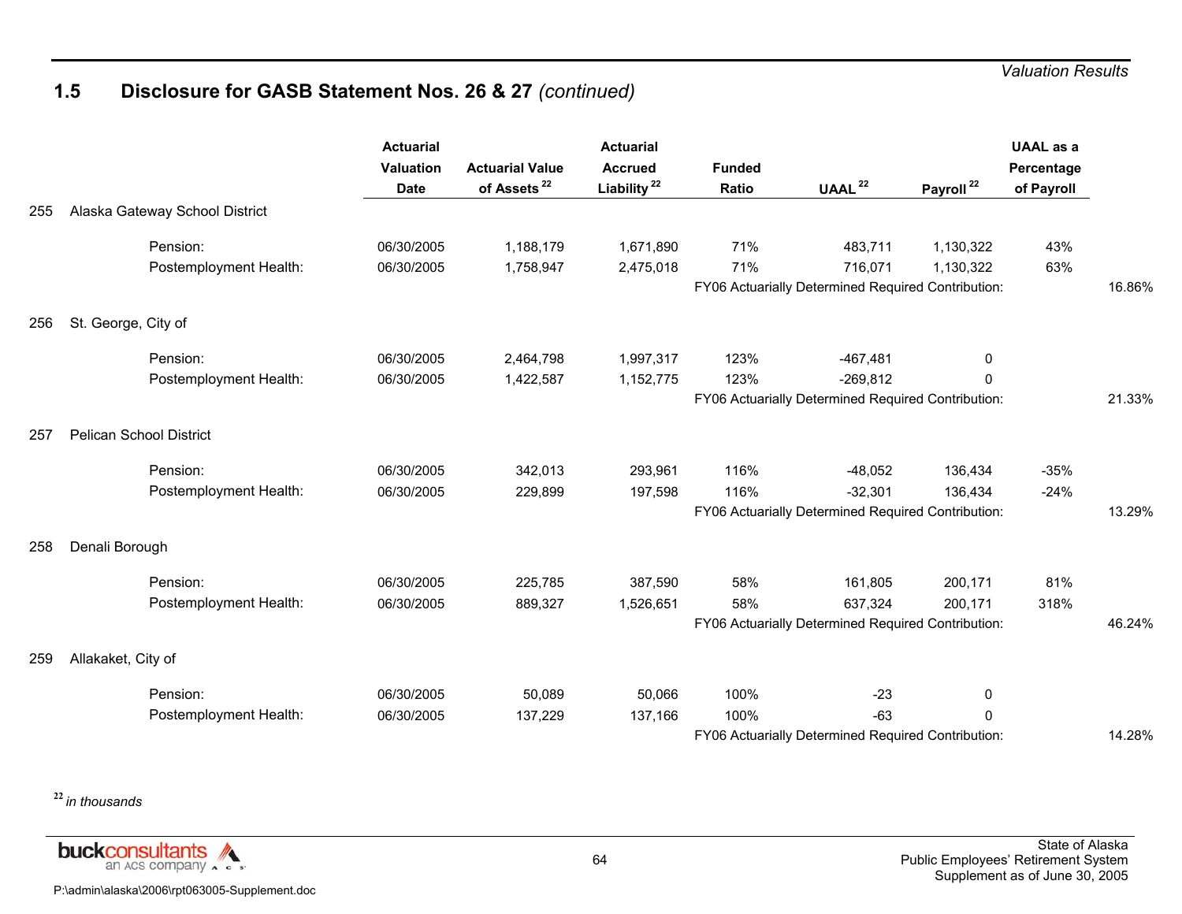## 1.5 Disclosure for GASB Statement Nos. 26 & 27 *(continued)*

| | | Actuarial Valuation Date | Actuarial Value of Assets [22] | Actuarial Accrued Liability [22] | Funded Ratio | UAAL [22] | Payroll [22] | UAAL as a Percentage of Payroll | |
|---|---|---|---|---|---|---|---|---|---|
| 255 | Alaska Gateway School District | | | | | | | | |
| | Pension: | 06/30/2005 | 1,188,179 | 1,671,890 | 71% | 483,711 | 1,130,322 | 43% | |
| | Postemployment Health: | 06/30/2005 | 1,758,947 | 2,475,018 | 71% | 716,071 | 1,130,322 | 63% | |
| | | | | | FY06 Actuarially Determined Required Contribution: | | | | 16.86% |
| 256 | St. George, City of | | | | | | | | |
| | Pension: | 06/30/2005 | 2,464,798 | 1,997,317 | 123% | -467,481 | 0 | | |
| | Postemployment Health: | 06/30/2005 | 1,422,587 | 1,152,775 | 123% | -269,812 | 0 | | |
| | | | | | FY06 Actuarially Determined Required Contribution: | | | | 21.33% |
| 257 | Pelican School District | | | | | | | | |
| | Pension: | 06/30/2005 | 342,013 | 293,961 | 116% | -48,052 | 136,434 | -35% | |
| | Postemployment Health: | 06/30/2005 | 229,899 | 197,598 | 116% | -32,301 | 136,434 | -24% | |
| | | | | | FY06 Actuarially Determined Required Contribution: | | | | 13.29% |
| 258 | Denali Borough | | | | | | | | |
| | Pension: | 06/30/2005 | 225,785 | 387,590 | 58% | 161,805 | 200,171 | 81% | |
| | Postemployment Health: | 06/30/2005 | 889,327 | 1,526,651 | 58% | 637,324 | 200,171 | 318% | |
| | | | | | FY06 Actuarially Determined Required Contribution: | | | | 46.24% |
| 259 | Allakaket, City of | | | | | | | | |
| | Pension: | 06/30/2005 | 50,089 | 50,066 | 100% | -23 | 0 | | |
| | Postemployment Health: | 06/30/2005 | 137,229 | 137,166 | 100% | -63 | 0 | | |
| | | | | | FY06 Actuarially Determined Required Contribution: | | | | 14.28% |

[22] *in thousands*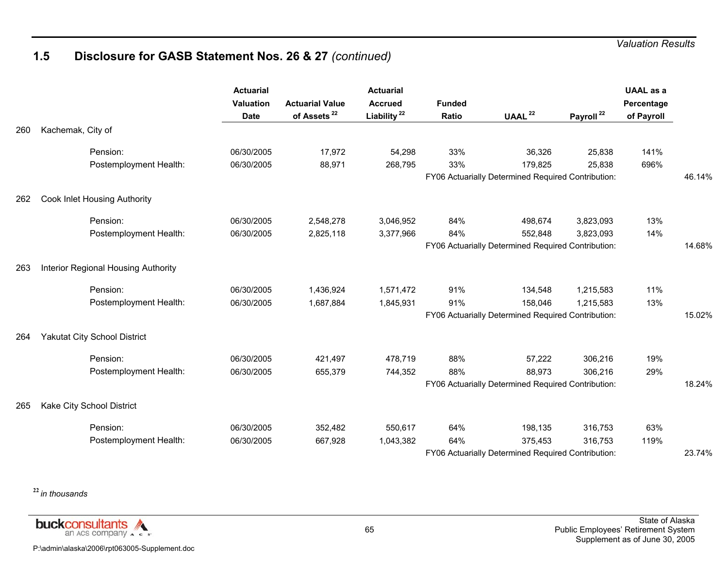## 1.5 Disclosure for GASB Statement Nos. 26 & 27 *(continued)*

| | | Actuarial Valuation Date | Actuarial Value of Assets [22] | Actuarial Accrued Liability [22] | Funded Ratio | UAAL [22] | Payroll [22] | UAAL as a Percentage of Payroll | |
|---|---|---|---|---|---|---|---|---|---|
| 260 | Kachemak, City of | | | | | | | | |
| | Pension: | 06/30/2005 | 17,972 | 54,298 | 33% | 36,326 | 25,838 | 141% | |
| | Postemployment Health: | 06/30/2005 | 88,971 | 268,795 | 33% | 179,825 | 25,838 | 696% | |
| | | | | | FY06 Actuarially Determined Required Contribution: | | | | 46.14% |
| 262 | Cook Inlet Housing Authority | | | | | | | | |
| | Pension: | 06/30/2005 | 2,548,278 | 3,046,952 | 84% | 498,674 | 3,823,093 | 13% | |
| | Postemployment Health: | 06/30/2005 | 2,825,118 | 3,377,966 | 84% | 552,848 | 3,823,093 | 14% | |
| | | | | | FY06 Actuarially Determined Required Contribution: | | | | 14.68% |
| 263 | Interior Regional Housing Authority | | | | | | | | |
| | Pension: | 06/30/2005 | 1,436,924 | 1,571,472 | 91% | 134,548 | 1,215,583 | 11% | |
| | Postemployment Health: | 06/30/2005 | 1,687,884 | 1,845,931 | 91% | 158,046 | 1,215,583 | 13% | |
| | | | | | FY06 Actuarially Determined Required Contribution: | | | | 15.02% |
| 264 | Yakutat City School District | | | | | | | | |
| | Pension: | 06/30/2005 | 421,497 | 478,719 | 88% | 57,222 | 306,216 | 19% | |
| | Postemployment Health: | 06/30/2005 | 655,379 | 744,352 | 88% | 88,973 | 306,216 | 29% | |
| | | | | | FY06 Actuarially Determined Required Contribution: | | | | 18.24% |
| 265 | Kake City School District | | | | | | | | |
| | Pension: | 06/30/2005 | 352,482 | 550,617 | 64% | 198,135 | 316,753 | 63% | |
| | Postemployment Health: | 06/30/2005 | 667,928 | 1,043,382 | 64% | 375,453 | 316,753 | 119% | |
| | | | | | FY06 Actuarially Determined Required Contribution: | | | | 23.74% |

[22] *in thousands*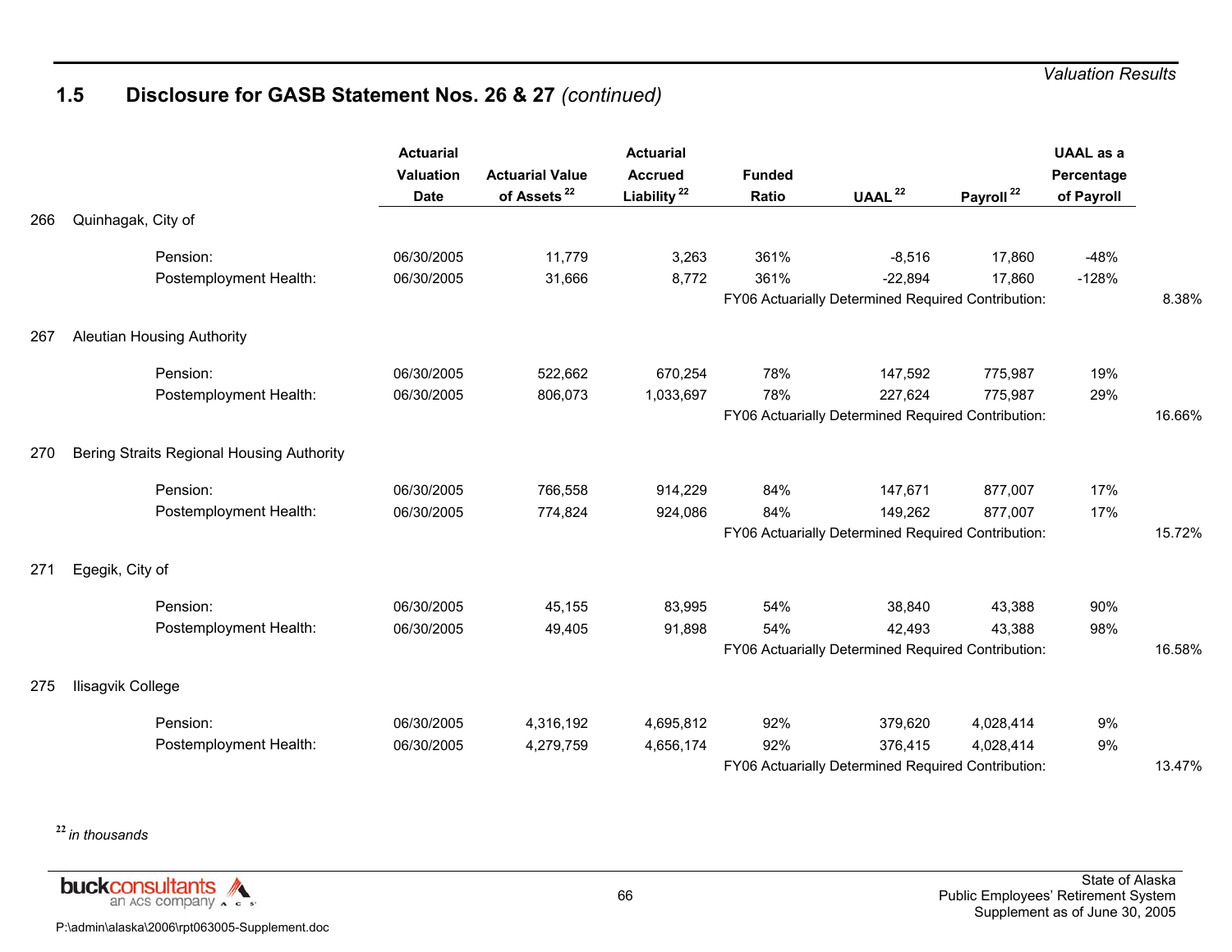*Valuation Results*

## 1.5 Disclosure for GASB Statement Nos. 26 & 27 *(continued)*

| | Actuarial Valuation Date | Actuarial Value of Assets [22] | Actuarial Accrued Liability [22] | Funded Ratio | UAAL [22] | Payroll [22] | UAAL as a Percentage of Payroll | |
|---|---|---|---|---|---|---|---|---|
| **266 Quinhagak, City of** | | | | | | | | |
| Pension: | 06/30/2005 | 11,779 | 3,263 | 361% | -8,516 | 17,860 | -48% | |
| Postemployment Health: | 06/30/2005 | 31,666 | 8,772 | 361% | -22,894 | 17,860 | -128% | |
| | | | | FY06 Actuarially Determined Required Contribution: | | | | 8.38% |
| **267 Aleutian Housing Authority** | | | | | | | | |
| Pension: | 06/30/2005 | 522,662 | 670,254 | 78% | 147,592 | 775,987 | 19% | |
| Postemployment Health: | 06/30/2005 | 806,073 | 1,033,697 | 78% | 227,624 | 775,987 | 29% | |
| | | | | FY06 Actuarially Determined Required Contribution: | | | | 16.66% |
| **270 Bering Straits Regional Housing Authority** | | | | | | | | |
| Pension: | 06/30/2005 | 766,558 | 914,229 | 84% | 147,671 | 877,007 | 17% | |
| Postemployment Health: | 06/30/2005 | 774,824 | 924,086 | 84% | 149,262 | 877,007 | 17% | |
| | | | | FY06 Actuarially Determined Required Contribution: | | | | 15.72% |
| **271 Egegik, City of** | | | | | | | | |
| Pension: | 06/30/2005 | 45,155 | 83,995 | 54% | 38,840 | 43,388 | 90% | |
| Postemployment Health: | 06/30/2005 | 49,405 | 91,898 | 54% | 42,493 | 43,388 | 98% | |
| | | | | FY06 Actuarially Determined Required Contribution: | | | | 16.58% |
| **275 Ilisagvik College** | | | | | | | | |
| Pension: | 06/30/2005 | 4,316,192 | 4,695,812 | 92% | 379,620 | 4,028,414 | 9% | |
| Postemployment Health: | 06/30/2005 | 4,279,759 | 4,656,174 | 92% | 376,415 | 4,028,414 | 9% | |
| | | | | FY06 Actuarially Determined Required Contribution: | | | | 13.47% |

[22] *in thousands*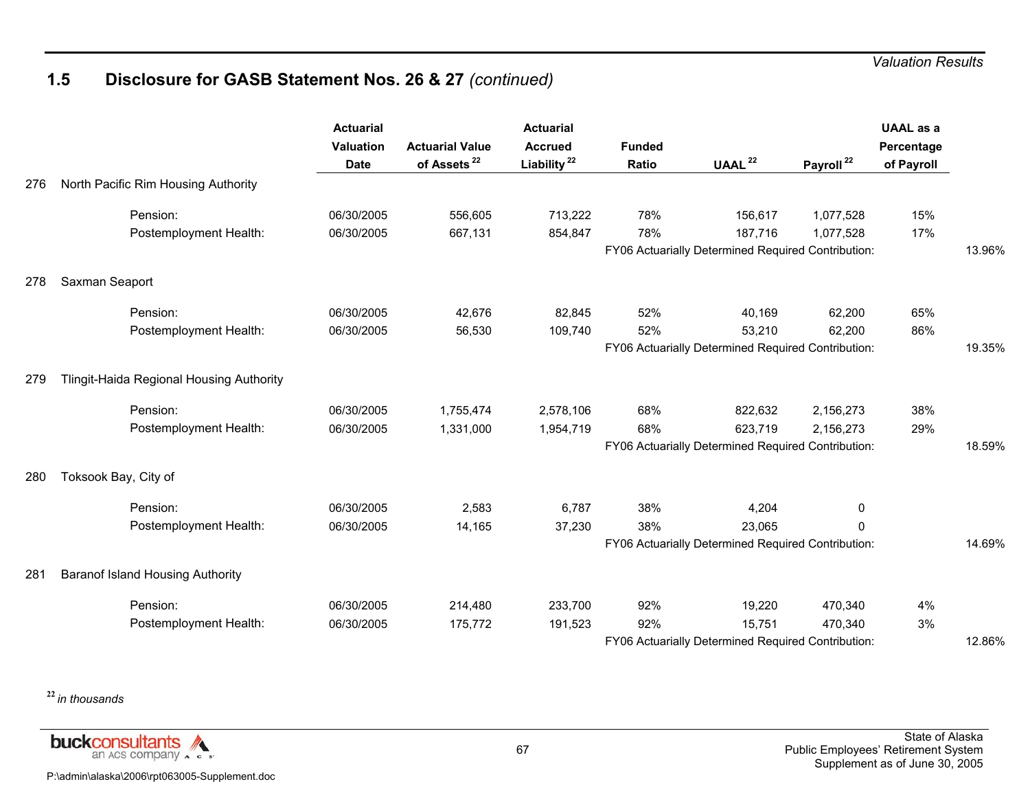## 1.5 Disclosure for GASB Statement Nos. 26 & 27 *(continued)*

| | | Actuarial Valuation Date | Actuarial Value of Assets [22] | Actuarial Accrued Liability [22] | Funded Ratio | UAAL [22] | Payroll [22] | UAAL as a Percentage of Payroll | |
|---|---|---|---|---|---|---|---|---|---|
| 276 | North Pacific Rim Housing Authority | | | | | | | | |
| | Pension: | 06/30/2005 | 556,605 | 713,222 | 78% | 156,617 | 1,077,528 | 15% | |
| | Postemployment Health: | 06/30/2005 | 667,131 | 854,847 | 78% | 187,716 | 1,077,528 | 17% | |
| | | | | | FY06 Actuarially Determined Required Contribution: | | | | 13.96% |
| 278 | Saxman Seaport | | | | | | | | |
| | Pension: | 06/30/2005 | 42,676 | 82,845 | 52% | 40,169 | 62,200 | 65% | |
| | Postemployment Health: | 06/30/2005 | 56,530 | 109,740 | 52% | 53,210 | 62,200 | 86% | |
| | | | | | FY06 Actuarially Determined Required Contribution: | | | | 19.35% |
| 279 | Tlingit-Haida Regional Housing Authority | | | | | | | | |
| | Pension: | 06/30/2005 | 1,755,474 | 2,578,106 | 68% | 822,632 | 2,156,273 | 38% | |
| | Postemployment Health: | 06/30/2005 | 1,331,000 | 1,954,719 | 68% | 623,719 | 2,156,273 | 29% | |
| | | | | | FY06 Actuarially Determined Required Contribution: | | | | 18.59% |
| 280 | Toksook Bay, City of | | | | | | | | |
| | Pension: | 06/30/2005 | 2,583 | 6,787 | 38% | 4,204 | 0 | | |
| | Postemployment Health: | 06/30/2005 | 14,165 | 37,230 | 38% | 23,065 | 0 | | |
| | | | | | FY06 Actuarially Determined Required Contribution: | | | | 14.69% |
| 281 | Baranof Island Housing Authority | | | | | | | | |
| | Pension: | 06/30/2005 | 214,480 | 233,700 | 92% | 19,220 | 470,340 | 4% | |
| | Postemployment Health: | 06/30/2005 | 175,772 | 191,523 | 92% | 15,751 | 470,340 | 3% | |
| | | | | | FY06 Actuarially Determined Required Contribution: | | | | 12.86% |

[22] *in thousands*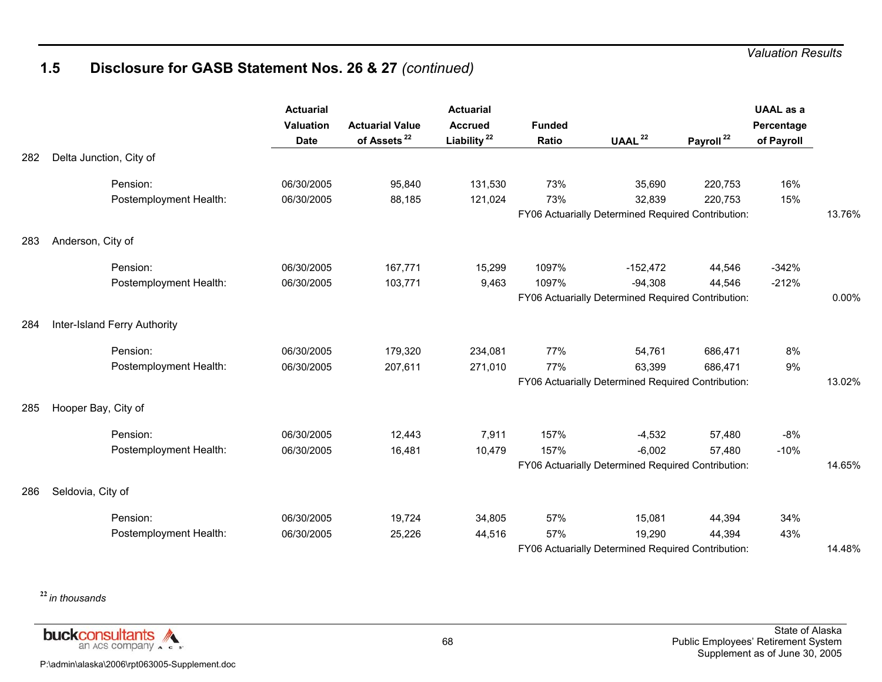## 1.5 Disclosure for GASB Statement Nos. 26 & 27 *(continued)*

| | Actuarial Valuation Date | Actuarial Value of Assets [22] | Actuarial Accrued Liability [22] | Funded Ratio | UAAL [22] | Payroll [22] | UAAL as a Percentage of Payroll | |
|---|---|---|---|---|---|---|---|---|
| **282 Delta Junction, City of** | | | | | | | | |
| Pension: | 06/30/2005 | 95,840 | 131,530 | 73% | 35,690 | 220,753 | 16% | |
| Postemployment Health: | 06/30/2005 | 88,185 | 121,024 | 73% | 32,839 | 220,753 | 15% | |
| | | | | FY06 Actuarially Determined Required Contribution: | | | | 13.76% |
| **283 Anderson, City of** | | | | | | | | |
| Pension: | 06/30/2005 | 167,771 | 15,299 | 1097% | -152,472 | 44,546 | -342% | |
| Postemployment Health: | 06/30/2005 | 103,771 | 9,463 | 1097% | -94,308 | 44,546 | -212% | |
| | | | | FY06 Actuarially Determined Required Contribution: | | | | 0.00% |
| **284 Inter-Island Ferry Authority** | | | | | | | | |
| Pension: | 06/30/2005 | 179,320 | 234,081 | 77% | 54,761 | 686,471 | 8% | |
| Postemployment Health: | 06/30/2005 | 207,611 | 271,010 | 77% | 63,399 | 686,471 | 9% | |
| | | | | FY06 Actuarially Determined Required Contribution: | | | | 13.02% |
| **285 Hooper Bay, City of** | | | | | | | | |
| Pension: | 06/30/2005 | 12,443 | 7,911 | 157% | -4,532 | 57,480 | -8% | |
| Postemployment Health: | 06/30/2005 | 16,481 | 10,479 | 157% | -6,002 | 57,480 | -10% | |
| | | | | FY06 Actuarially Determined Required Contribution: | | | | 14.65% |
| **286 Seldovia, City of** | | | | | | | | |
| Pension: | 06/30/2005 | 19,724 | 34,805 | 57% | 15,081 | 44,394 | 34% | |
| Postemployment Health: | 06/30/2005 | 25,226 | 44,516 | 57% | 19,290 | 44,394 | 43% | |
| | | | | FY06 Actuarially Determined Required Contribution: | | | | 14.48% |

[22] *in thousands*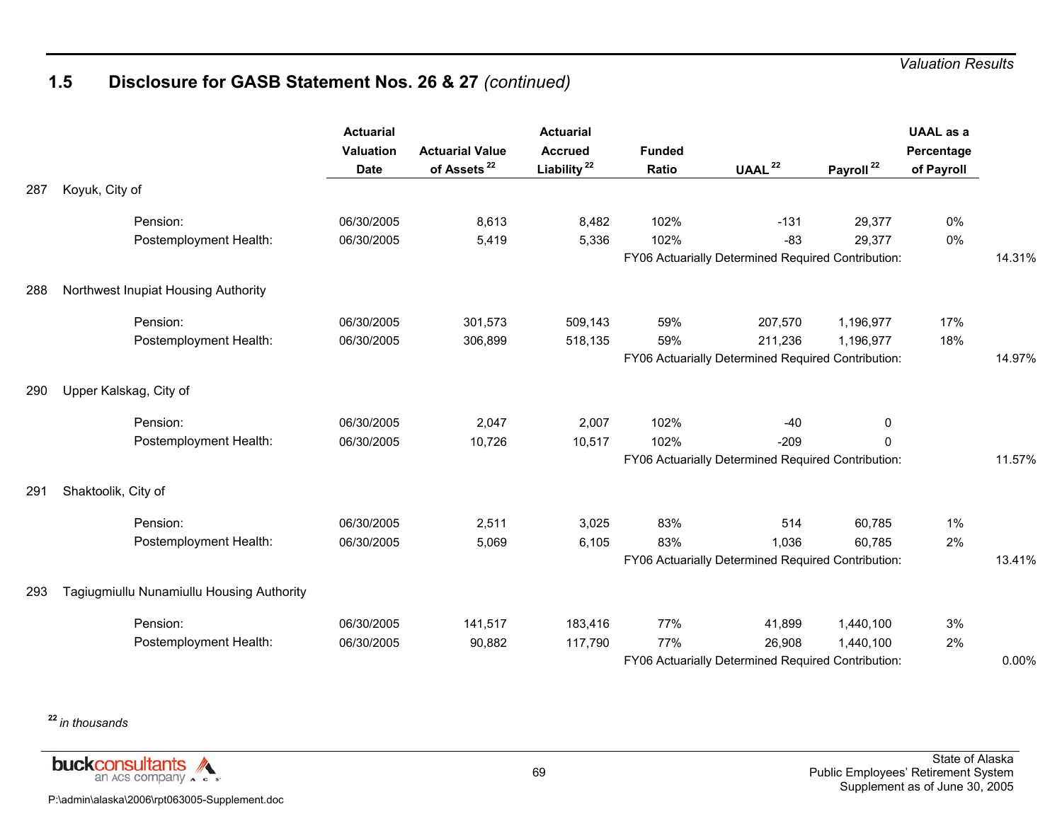## 1.5 Disclosure for GASB Statement Nos. 26 & 27 *(continued)*

| | | Actuarial Valuation Date | Actuarial Value of Assets [22] | Actuarial Accrued Liability [22] | Funded Ratio | UAAL [22] | Payroll [22] | UAAL as a Percentage of Payroll | |
|---|---|---|---|---|---|---|---|---|---|
| 287 | Koyuk, City of | | | | | | | | |
| | Pension: | 06/30/2005 | 8,613 | 8,482 | 102% | -131 | 29,377 | 0% | |
| | Postemployment Health: | 06/30/2005 | 5,419 | 5,336 | 102% | -83 | 29,377 | 0% | |
| | | | | | FY06 Actuarially Determined Required Contribution: | | | | 14.31% |
| 288 | Northwest Inupiat Housing Authority | | | | | | | | |
| | Pension: | 06/30/2005 | 301,573 | 509,143 | 59% | 207,570 | 1,196,977 | 17% | |
| | Postemployment Health: | 06/30/2005 | 306,899 | 518,135 | 59% | 211,236 | 1,196,977 | 18% | |
| | | | | | FY06 Actuarially Determined Required Contribution: | | | | 14.97% |
| 290 | Upper Kalskag, City of | | | | | | | | |
| | Pension: | 06/30/2005 | 2,047 | 2,007 | 102% | -40 | 0 | | |
| | Postemployment Health: | 06/30/2005 | 10,726 | 10,517 | 102% | -209 | 0 | | |
| | | | | | FY06 Actuarially Determined Required Contribution: | | | | 11.57% |
| 291 | Shaktoolik, City of | | | | | | | | |
| | Pension: | 06/30/2005 | 2,511 | 3,025 | 83% | 514 | 60,785 | 1% | |
| | Postemployment Health: | 06/30/2005 | 5,069 | 6,105 | 83% | 1,036 | 60,785 | 2% | |
| | | | | | FY06 Actuarially Determined Required Contribution: | | | | 13.41% |
| 293 | Tagiugmiullu Nunamiullu Housing Authority | | | | | | | | |
| | Pension: | 06/30/2005 | 141,517 | 183,416 | 77% | 41,899 | 1,440,100 | 3% | |
| | Postemployment Health: | 06/30/2005 | 90,882 | 117,790 | 77% | 26,908 | 1,440,100 | 2% | |
| | | | | | FY06 Actuarially Determined Required Contribution: | | | | 0.00% |

[22] *in thousands*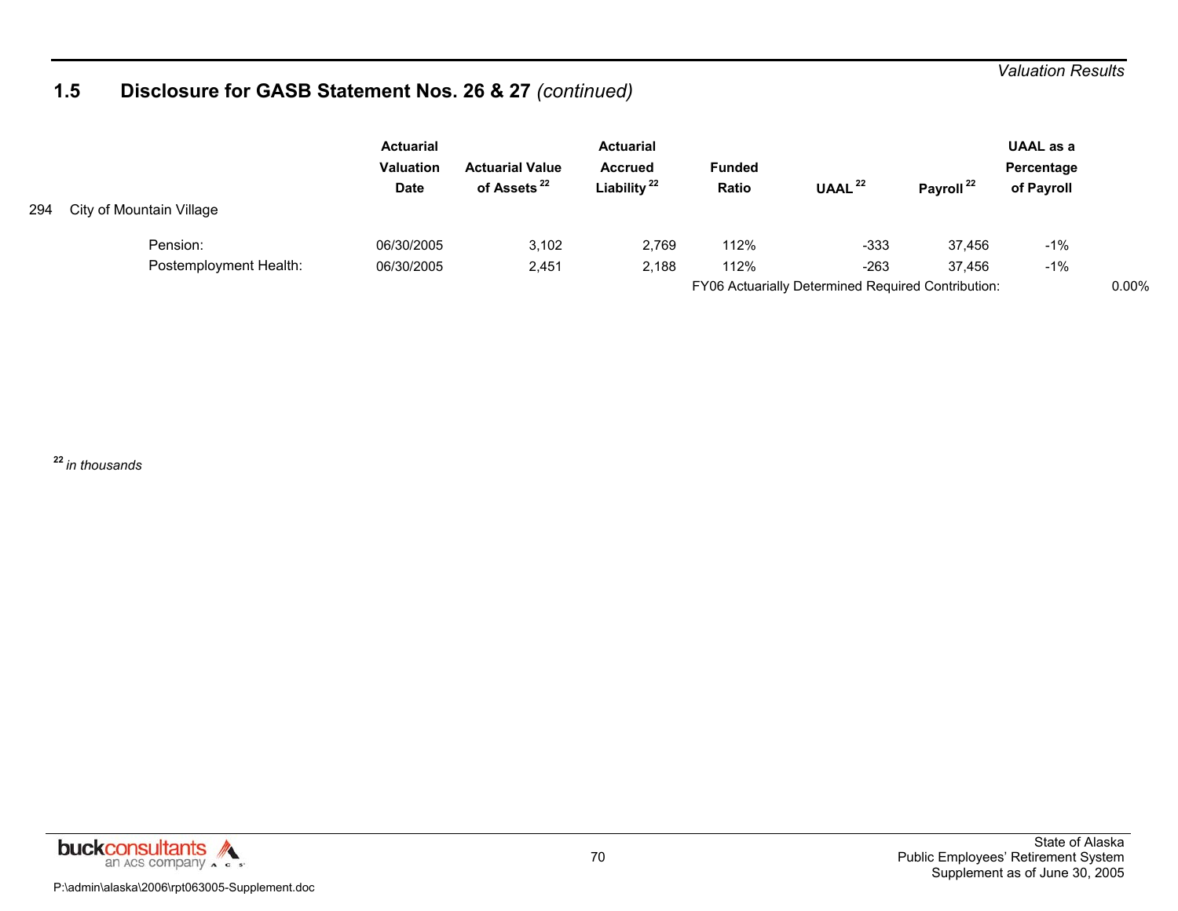## 1.5 Disclosure for GASB Statement Nos. 26 & 27 *(continued)*

| | | Actuarial Valuation Date | Actuarial Value of Assets [22] | Actuarial Accrued Liability [22] | Funded Ratio | UAAL [22] | Payroll [22] | UAAL as a Percentage of Payroll | |
|---|---|---|---|---|---|---|---|---|---|
| 294 | City of Mountain Village | | | | | | | | |
| | Pension: | 06/30/2005 | 3,102 | 2,769 | 112% | -333 | 37,456 | -1% | |
| | Postemployment Health: | 06/30/2005 | 2,451 | 2,188 | 112% | -263 | 37,456 | -1% | |
| | | | | | FY06 Actuarially Determined Required Contribution: | | | | 0.00% |

[22] *in thousands*